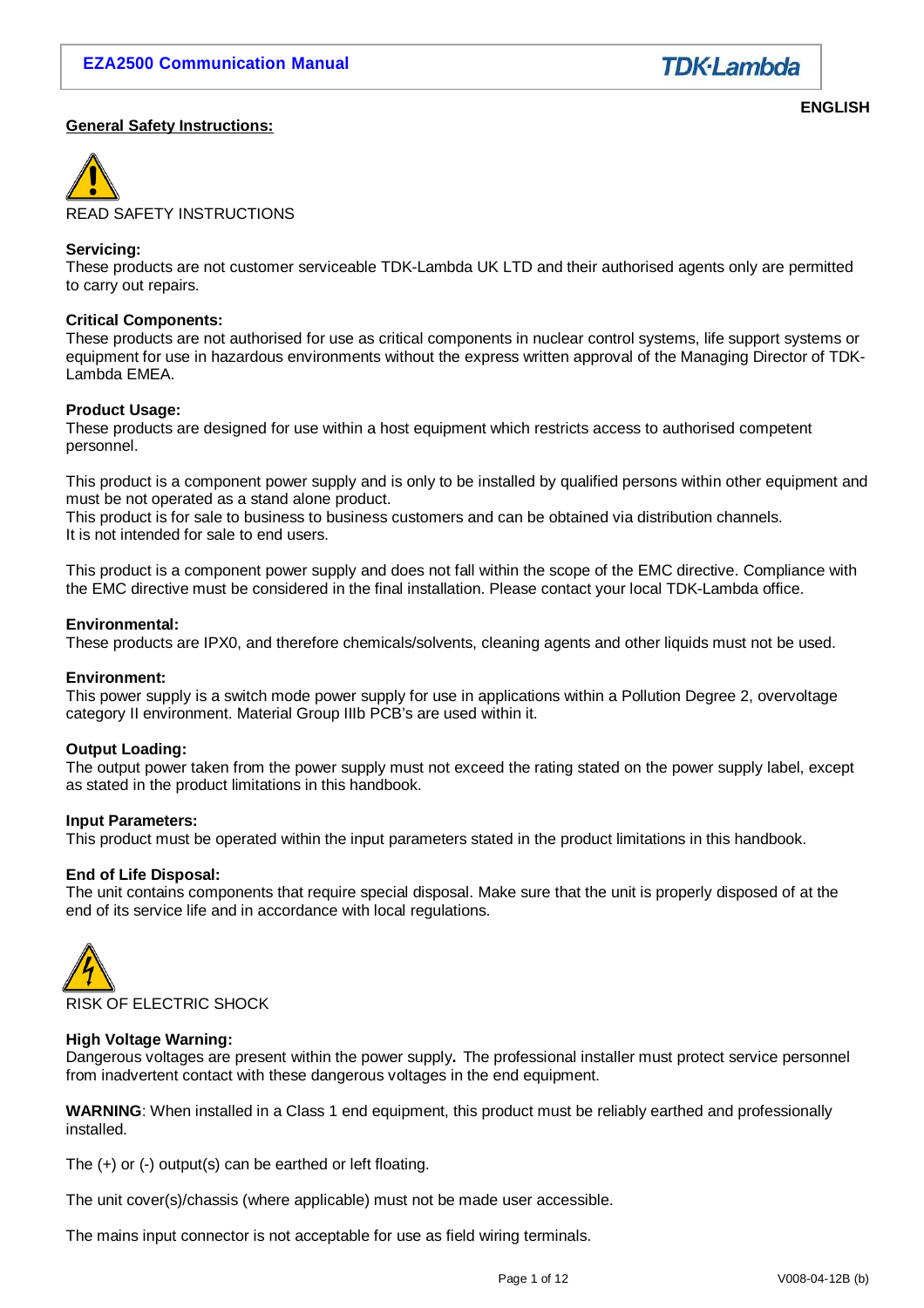ENGLISH

## General Safety Instructions:

READ SAFETY INSTRUCTIONS

**Servicing:**
These products are not customer serviceable TDK-Lambda UK LTD and their authorised agents only are permitted to carry out repairs.

**Critical Components:**
These products are not authorised for use as critical components in nuclear control systems, life support systems or equipment for use in hazardous environments without the express written approval of the Managing Director of TDK-Lambda EMEA.

**Product Usage:**
These products are designed for use within a host equipment which restricts access to authorised competent personnel.

This product is a component power supply and is only to be installed by qualified persons within other equipment and must be not operated as a stand alone product.
This product is for sale to business to business customers and can be obtained via distribution channels.
It is not intended for sale to end users.

This product is a component power supply and does not fall within the scope of the EMC directive. Compliance with the EMC directive must be considered in the final installation. Please contact your local TDK-Lambda office.

**Environmental:**
These products are IPX0, and therefore chemicals/solvents, cleaning agents and other liquids must not be used.

**Environment:**
This power supply is a switch mode power supply for use in applications within a Pollution Degree 2, overvoltage category II environment. Material Group IIIb PCB's are used within it.

**Output Loading:**
The output power taken from the power supply must not exceed the rating stated on the power supply label, except as stated in the product limitations in this handbook.

**Input Parameters:**
This product must be operated within the input parameters stated in the product limitations in this handbook.

**End of Life Disposal:**
The unit contains components that require special disposal. Make sure that the unit is properly disposed of at the end of its service life and in accordance with local regulations.

RISK OF ELECTRIC SHOCK

**High Voltage Warning:**
Dangerous voltages are present within the power supply**.** The professional installer must protect service personnel from inadvertent contact with these dangerous voltages in the end equipment.

**WARNING**: When installed in a Class 1 end equipment, this product must be reliably earthed and professionally installed.

The (+) or (-) output(s) can be earthed or left floating.

The unit cover(s)/chassis (where applicable) must not be made user accessible.

The mains input connector is not acceptable for use as field wiring terminals.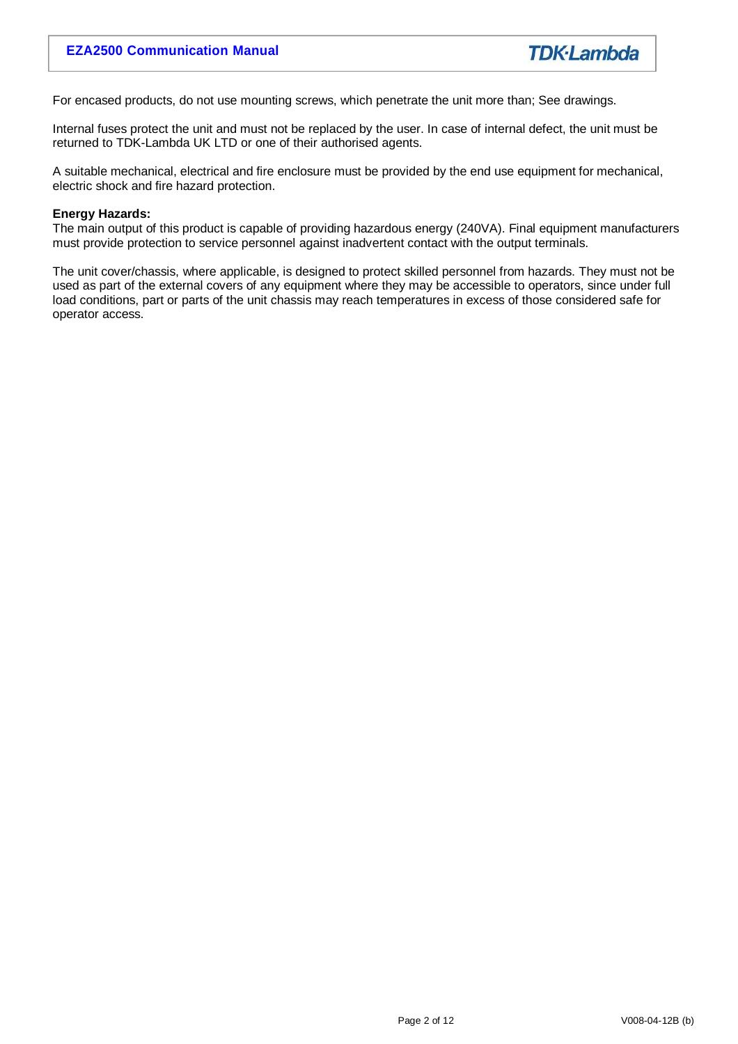For encased products, do not use mounting screws, which penetrate the unit more than; See drawings.

Internal fuses protect the unit and must not be replaced by the user. In case of internal defect, the unit must be returned to TDK-Lambda UK LTD or one of their authorised agents.

A suitable mechanical, electrical and fire enclosure must be provided by the end use equipment for mechanical, electric shock and fire hazard protection.

**Energy Hazards:**
The main output of this product is capable of providing hazardous energy (240VA). Final equipment manufacturers must provide protection to service personnel against inadvertent contact with the output terminals.

The unit cover/chassis, where applicable, is designed to protect skilled personnel from hazards. They must not be used as part of the external covers of any equipment where they may be accessible to operators, since under full load conditions, part or parts of the unit chassis may reach temperatures in excess of those considered safe for operator access.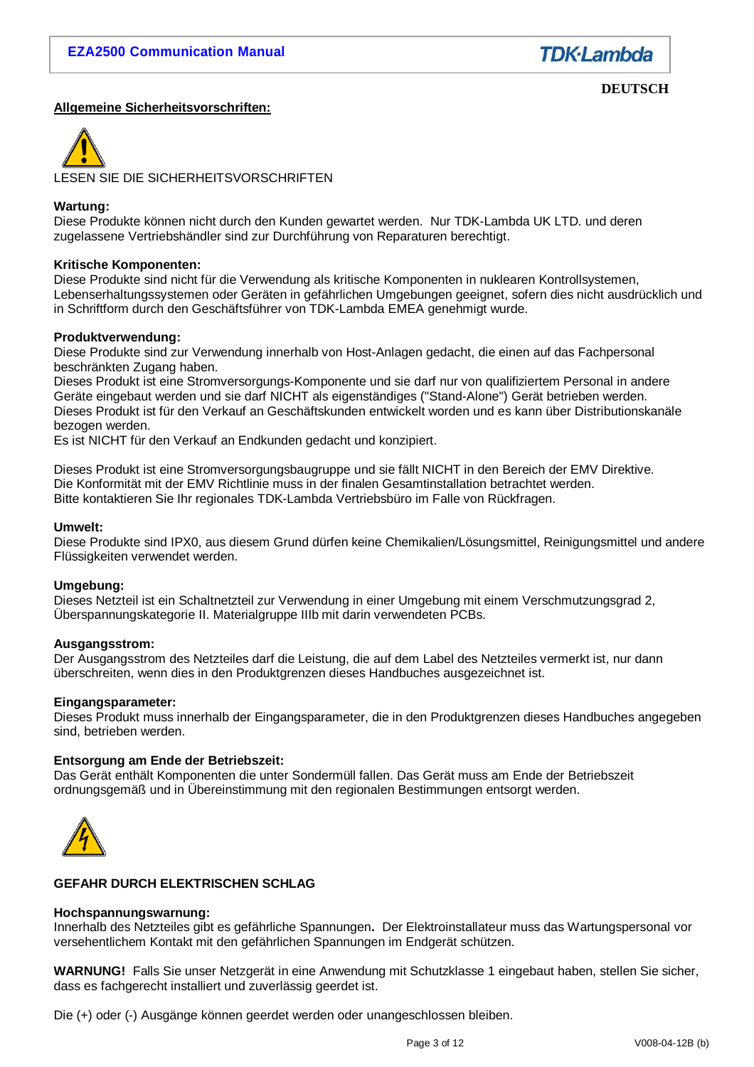DEUTSCH

**Allgemeine Sicherheitsvorschriften:**

LESEN SIE DIE SICHERHEITSVORSCHRIFTEN

**Wartung:**
Diese Produkte können nicht durch den Kunden gewartet werden. Nur TDK-Lambda UK LTD. und deren zugelassene Vertriebshändler sind zur Durchführung von Reparaturen berechtigt.

**Kritische Komponenten:**
Diese Produkte sind nicht für die Verwendung als kritische Komponenten in nuklearen Kontrollsystemen, Lebenserhaltungssystemen oder Geräten in gefährlichen Umgebungen geeignet, sofern dies nicht ausdrücklich und in Schriftform durch den Geschäftsführer von TDK-Lambda EMEA genehmigt wurde.

**Produktverwendung:**
Diese Produkte sind zur Verwendung innerhalb von Host-Anlagen gedacht, die einen auf das Fachpersonal beschränkten Zugang haben.
Dieses Produkt ist eine Stromversorgungs-Komponente und sie darf nur von qualifiziertem Personal in andere Geräte eingebaut werden und sie darf NICHT als eigenständiges ("Stand-Alone") Gerät betrieben werden.
Dieses Produkt ist für den Verkauf an Geschäftskunden entwickelt worden und es kann über Distributionskanäle bezogen werden.
Es ist NICHT für den Verkauf an Endkunden gedacht und konzipiert.

Dieses Produkt ist eine Stromversorgungsbaugruppe und sie fällt NICHT in den Bereich der EMV Direktive.
Die Konformität mit der EMV Richtlinie muss in der finalen Gesamtinstallation betrachtet werden.
Bitte kontaktieren Sie Ihr regionales TDK-Lambda Vertriebsbüro im Falle von Rückfragen.

**Umwelt:**
Diese Produkte sind IPX0, aus diesem Grund dürfen keine Chemikalien/Lösungsmittel, Reinigungsmittel und andere Flüssigkeiten verwendet werden.

**Umgebung:**
Dieses Netzteil ist ein Schaltnetzteil zur Verwendung in einer Umgebung mit einem Verschmutzungsgrad 2, Überspannungskategorie II. Materialgruppe IIIb mit darin verwendeten PCBs.

**Ausgangsstrom:**
Der Ausgangsstrom des Netzteiles darf die Leistung, die auf dem Label des Netzteiles vermerkt ist, nur dann überschreiten, wenn dies in den Produktgrenzen dieses Handbuches ausgezeichnet ist.

**Eingangsparameter:**
Dieses Produkt muss innerhalb der Eingangsparameter, die in den Produktgrenzen dieses Handbuches angegeben sind, betrieben werden.

**Entsorgung am Ende der Betriebszeit:**
Das Gerät enthält Komponenten die unter Sondermüll fallen. Das Gerät muss am Ende der Betriebszeit ordnungsgemäß und in Übereinstimmung mit den regionalen Bestimmungen entsorgt werden.

**GEFAHR DURCH ELEKTRISCHEN SCHLAG**

**Hochspannungswarnung:**
Innerhalb des Netzteiles gibt es gefährliche Spannungen**.** Der Elektroinstallateur muss das Wartungspersonal vor versehentlichem Kontakt mit den gefährlichen Spannungen im Endgerät schützen.

**WARNUNG!** Falls Sie unser Netzgerät in eine Anwendung mit Schutzklasse 1 eingebaut haben, stellen Sie sicher, dass es fachgerecht installiert und zuverlässig geerdet ist.

Die (+) oder (-) Ausgänge können geerdet werden oder unangeschlossen bleiben.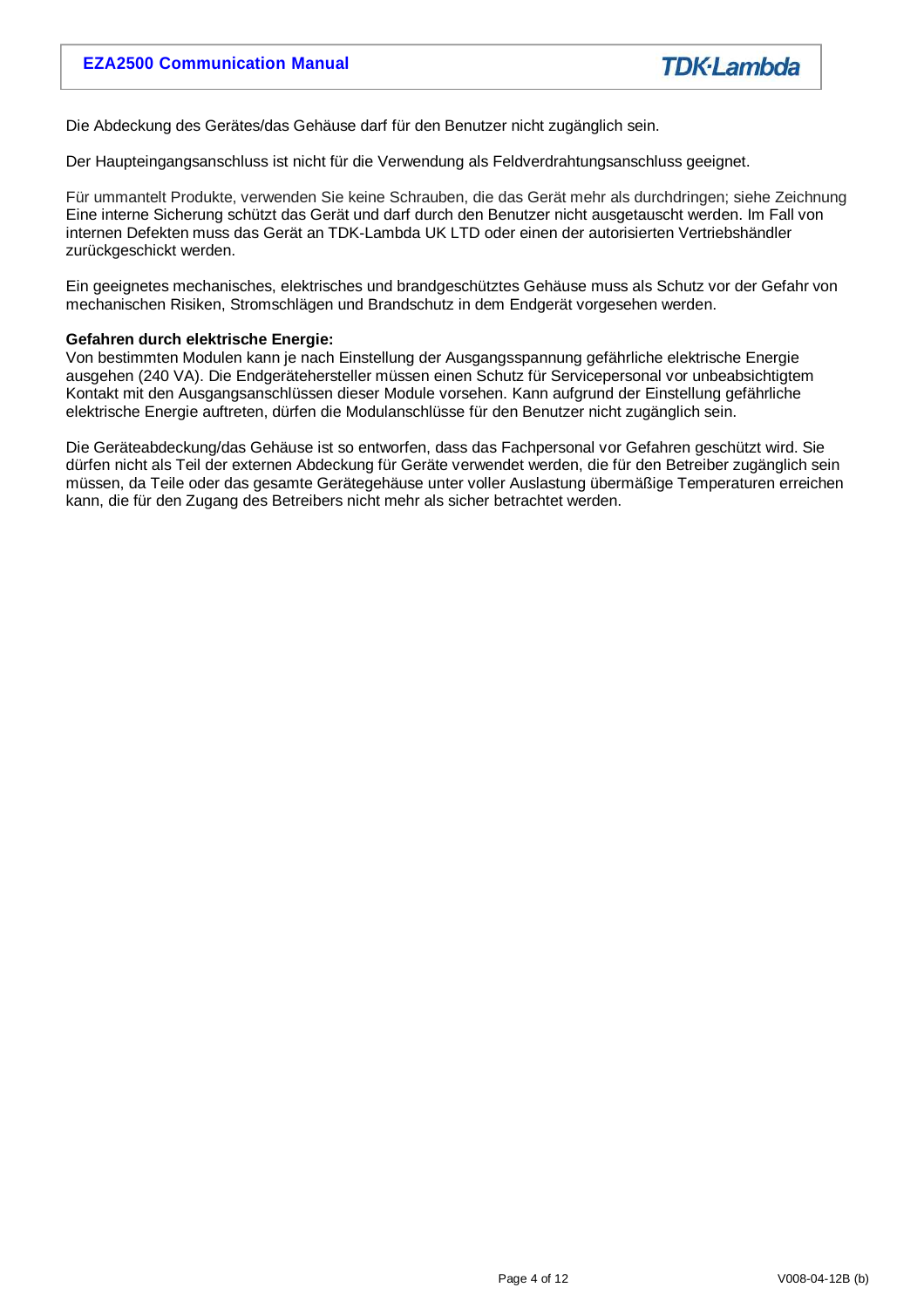Die Abdeckung des Gerätes/das Gehäuse darf für den Benutzer nicht zugänglich sein.

Der Haupteingangsanschluss ist nicht für die Verwendung als Feldverdrahtungsanschluss geeignet.

Für ummantelt Produkte, verwenden Sie keine Schrauben, die das Gerät mehr als durchdringen; siehe Zeichnung
Eine interne Sicherung schützt das Gerät und darf durch den Benutzer nicht ausgetauscht werden. Im Fall von internen Defekten muss das Gerät an TDK-Lambda UK LTD oder einen der autorisierten Vertriebshändler zurückgeschickt werden.

Ein geeignetes mechanisches, elektrisches und brandgeschütztes Gehäuse muss als Schutz vor der Gefahr von mechanischen Risiken, Stromschlägen und Brandschutz in dem Endgerät vorgesehen werden.

**Gefahren durch elektrische Energie:**
Von bestimmten Modulen kann je nach Einstellung der Ausgangsspannung gefährliche elektrische Energie ausgehen (240 VA). Die Endgerätehersteller müssen einen Schutz für Servicepersonal vor unbeabsichtigtem Kontakt mit den Ausgangsanschlüssen dieser Module vorsehen. Kann aufgrund der Einstellung gefährliche elektrische Energie auftreten, dürfen die Modulanschlüsse für den Benutzer nicht zugänglich sein.

Die Geräteabdeckung/das Gehäuse ist so entworfen, dass das Fachpersonal vor Gefahren geschützt wird. Sie dürfen nicht als Teil der externen Abdeckung für Geräte verwendet werden, die für den Betreiber zugänglich sein müssen, da Teile oder das gesamte Gerätegehäuse unter voller Auslastung übermäßige Temperaturen erreichen kann, die für den Zugang des Betreibers nicht mehr als sicher betrachtet werden.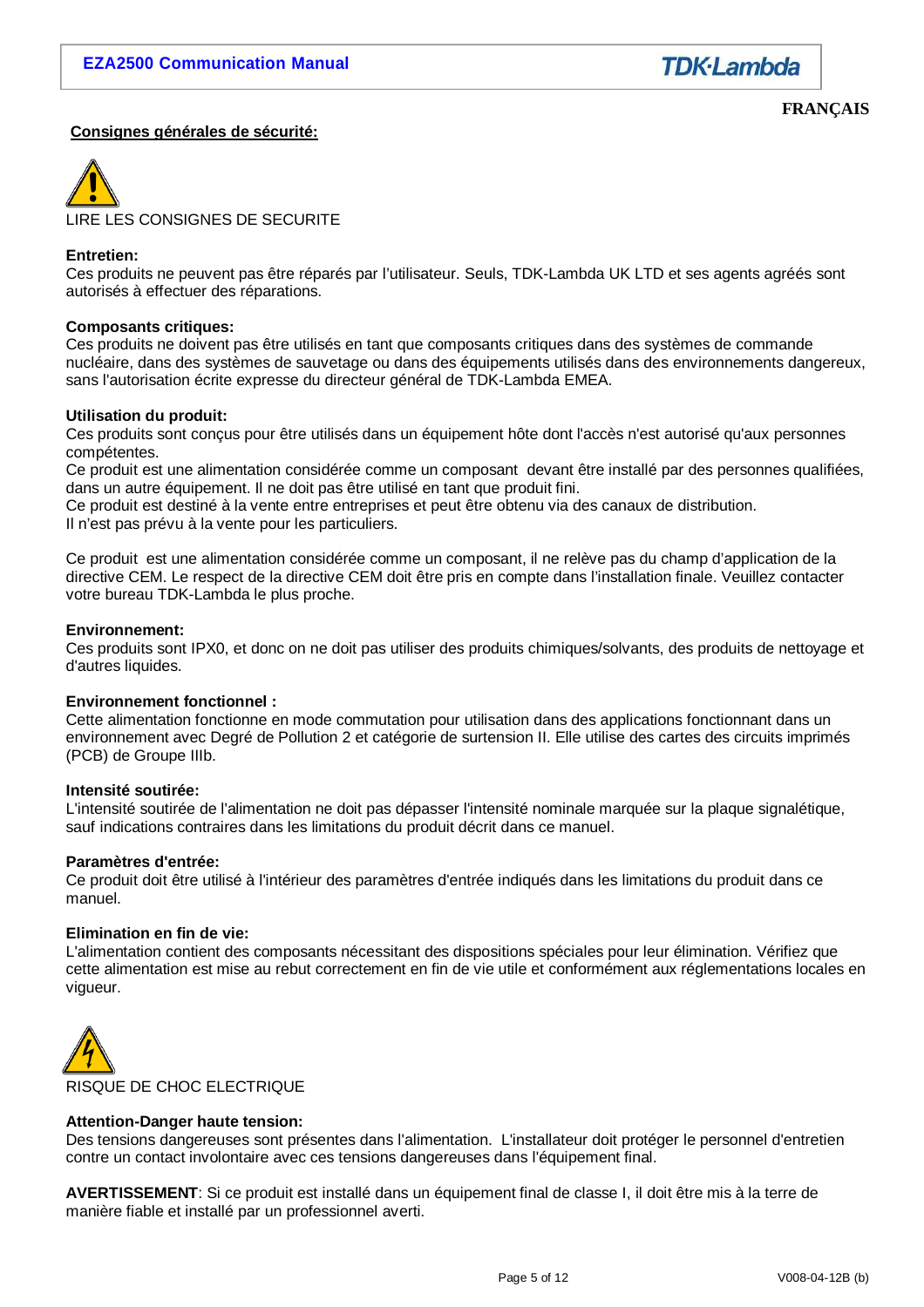FRANÇAIS

## Consignes générales de sécurité:

LIRE LES CONSIGNES DE SECURITE

**Entretien:**
Ces produits ne peuvent pas être réparés par l'utilisateur. Seuls, TDK-Lambda UK LTD et ses agents agréés sont autorisés à effectuer des réparations.

**Composants critiques:**
Ces produits ne doivent pas être utilisés en tant que composants critiques dans des systèmes de commande nucléaire, dans des systèmes de sauvetage ou dans des équipements utilisés dans des environnements dangereux, sans l'autorisation écrite expresse du directeur général de TDK-Lambda EMEA.

**Utilisation du produit:**
Ces produits sont conçus pour être utilisés dans un équipement hôte dont l'accès n'est autorisé qu'aux personnes compétentes.
Ce produit est une alimentation considérée comme un composant devant être installé par des personnes qualifiées, dans un autre équipement. Il ne doit pas être utilisé en tant que produit fini.
Ce produit est destiné à la vente entre entreprises et peut être obtenu via des canaux de distribution.
Il n'est pas prévu à la vente pour les particuliers.

Ce produit est une alimentation considérée comme un composant, il ne relève pas du champ d'application de la directive CEM. Le respect de la directive CEM doit être pris en compte dans l'installation finale. Veuillez contacter votre bureau TDK-Lambda le plus proche.

**Environnement:**
Ces produits sont IPX0, et donc on ne doit pas utiliser des produits chimiques/solvants, des produits de nettoyage et d'autres liquides.

**Environnement fonctionnel :**
Cette alimentation fonctionne en mode commutation pour utilisation dans des applications fonctionnant dans un environnement avec Degré de Pollution 2 et catégorie de surtension II. Elle utilise des cartes des circuits imprimés (PCB) de Groupe IIIb.

**Intensité soutirée:**
L'intensité soutirée de l'alimentation ne doit pas dépasser l'intensité nominale marquée sur la plaque signalétique, sauf indications contraires dans les limitations du produit décrit dans ce manuel.

**Paramètres d'entrée:**
Ce produit doit être utilisé à l'intérieur des paramètres d'entrée indiqués dans les limitations du produit dans ce manuel.

**Elimination en fin de vie:**
L'alimentation contient des composants nécessitant des dispositions spéciales pour leur élimination. Vérifiez que cette alimentation est mise au rebut correctement en fin de vie utile et conformément aux réglementations locales en vigueur.

RISQUE DE CHOC ELECTRIQUE

**Attention-Danger haute tension:**
Des tensions dangereuses sont présentes dans l'alimentation. L'installateur doit protéger le personnel d'entretien contre un contact involontaire avec ces tensions dangereuses dans l'équipement final.

**AVERTISSEMENT**: Si ce produit est installé dans un équipement final de classe I, il doit être mis à la terre de manière fiable et installé par un professionnel averti.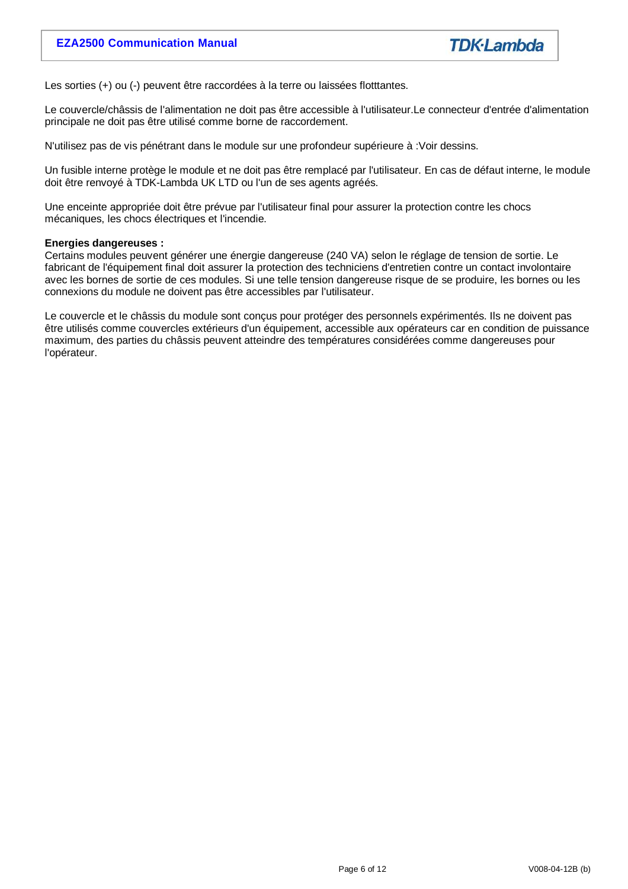Les sorties (+) ou (-) peuvent être raccordées à la terre ou laissées flotttantes.

Le couvercle/châssis de l'alimentation ne doit pas être accessible à l'utilisateur.Le connecteur d'entrée d'alimentation principale ne doit pas être utilisé comme borne de raccordement.

N'utilisez pas de vis pénétrant dans le module sur une profondeur supérieure à :Voir dessins.

Un fusible interne protège le module et ne doit pas être remplacé par l'utilisateur. En cas de défaut interne, le module doit être renvoyé à TDK-Lambda UK LTD ou l'un de ses agents agréés.

Une enceinte appropriée doit être prévue par l'utilisateur final pour assurer la protection contre les chocs mécaniques, les chocs électriques et l'incendie.

**Energies dangereuses :**
Certains modules peuvent générer une énergie dangereuse (240 VA) selon le réglage de tension de sortie. Le fabricant de l'équipement final doit assurer la protection des techniciens d'entretien contre un contact involontaire avec les bornes de sortie de ces modules. Si une telle tension dangereuse risque de se produire, les bornes ou les connexions du module ne doivent pas être accessibles par l'utilisateur.

Le couvercle et le châssis du module sont conçus pour protéger des personnels expérimentés. Ils ne doivent pas être utilisés comme couvercles extérieurs d'un équipement, accessible aux opérateurs car en condition de puissance maximum, des parties du châssis peuvent atteindre des températures considérées comme dangereuses pour l'opérateur.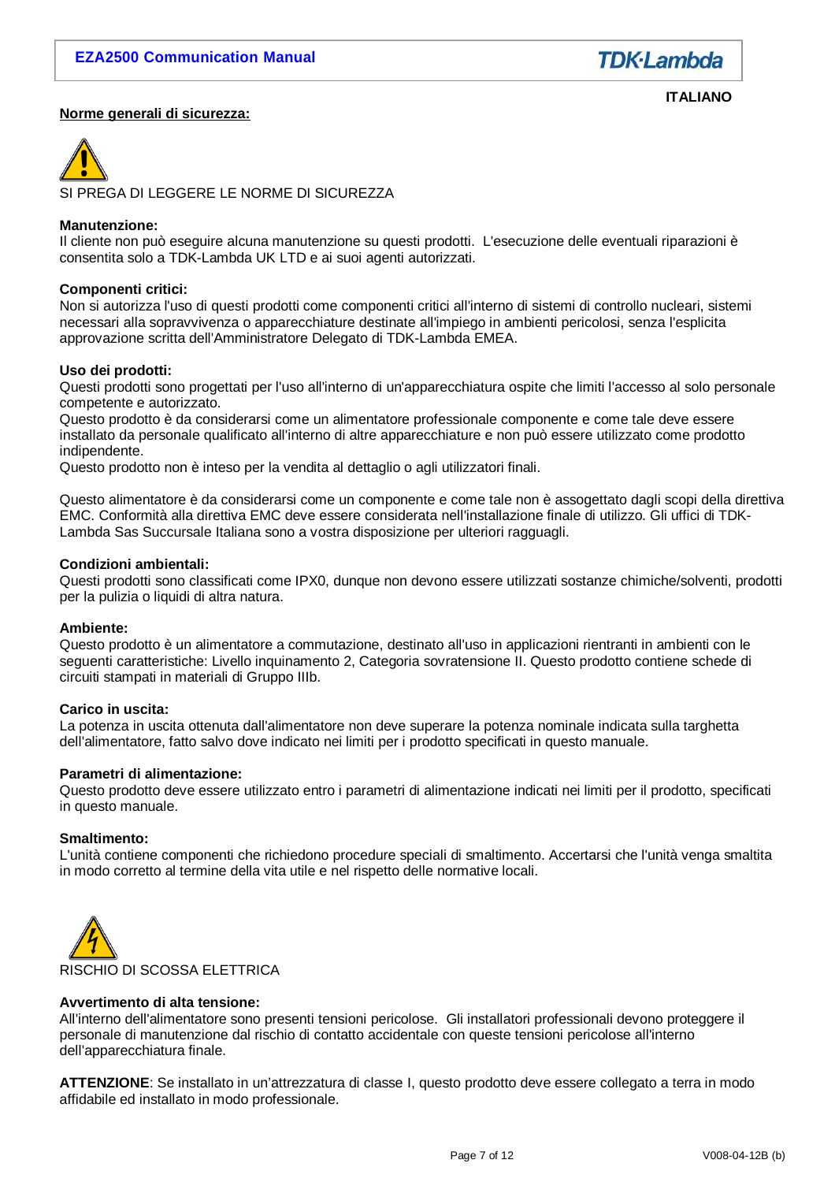ITALIANO

## Norme generali di sicurezza:

SI PREGA DI LEGGERE LE NORME DI SICUREZZA

**Manutenzione:**
Il cliente non può eseguire alcuna manutenzione su questi prodotti. L'esecuzione delle eventuali riparazioni è consentita solo a TDK-Lambda UK LTD e ai suoi agenti autorizzati.

**Componenti critici:**
Non si autorizza l'uso di questi prodotti come componenti critici all'interno di sistemi di controllo nucleari, sistemi necessari alla sopravvivenza o apparecchiature destinate all'impiego in ambienti pericolosi, senza l'esplicita approvazione scritta dell'Amministratore Delegato di TDK-Lambda EMEA.

**Uso dei prodotti:**
Questi prodotti sono progettati per l'uso all'interno di un'apparecchiatura ospite che limiti l'accesso al solo personale competente e autorizzato.
Questo prodotto è da considerarsi come un alimentatore professionale componente e come tale deve essere installato da personale qualificato all'interno di altre apparecchiature e non può essere utilizzato come prodotto indipendente.
Questo prodotto non è inteso per la vendita al dettaglio o agli utilizzatori finali.

Questo alimentatore è da considerarsi come un componente e come tale non è assogettato dagli scopi della direttiva EMC. Conformità alla direttiva EMC deve essere considerata nell'installazione finale di utilizzo. Gli uffici di TDK-Lambda Sas Succursale Italiana sono a vostra disposizione per ulteriori ragguagli.

**Condizioni ambientali:**
Questi prodotti sono classificati come IPX0, dunque non devono essere utilizzati sostanze chimiche/solventi, prodotti per la pulizia o liquidi di altra natura.

**Ambiente:**
Questo prodotto è un alimentatore a commutazione, destinato all'uso in applicazioni rientranti in ambienti con le seguenti caratteristiche: Livello inquinamento 2, Categoria sovratensione II. Questo prodotto contiene schede di circuiti stampati in materiali di Gruppo IIIb.

**Carico in uscita:**
La potenza in uscita ottenuta dall'alimentatore non deve superare la potenza nominale indicata sulla targhetta dell'alimentatore, fatto salvo dove indicato nei limiti per i prodotto specificati in questo manuale.

**Parametri di alimentazione:**
Questo prodotto deve essere utilizzato entro i parametri di alimentazione indicati nei limiti per il prodotto, specificati in questo manuale.

**Smaltimento:**
L'unità contiene componenti che richiedono procedure speciali di smaltimento. Accertarsi che l'unità venga smaltita in modo corretto al termine della vita utile e nel rispetto delle normative locali.

RISCHIO DI SCOSSA ELETTRICA

**Avvertimento di alta tensione:**
All'interno dell'alimentatore sono presenti tensioni pericolose. Gli installatori professionali devono proteggere il personale di manutenzione dal rischio di contatto accidentale con queste tensioni pericolose all'interno dell'apparecchiatura finale.

**ATTENZIONE**: Se installato in un'attrezzatura di classe I, questo prodotto deve essere collegato a terra in modo affidabile ed installato in modo professionale.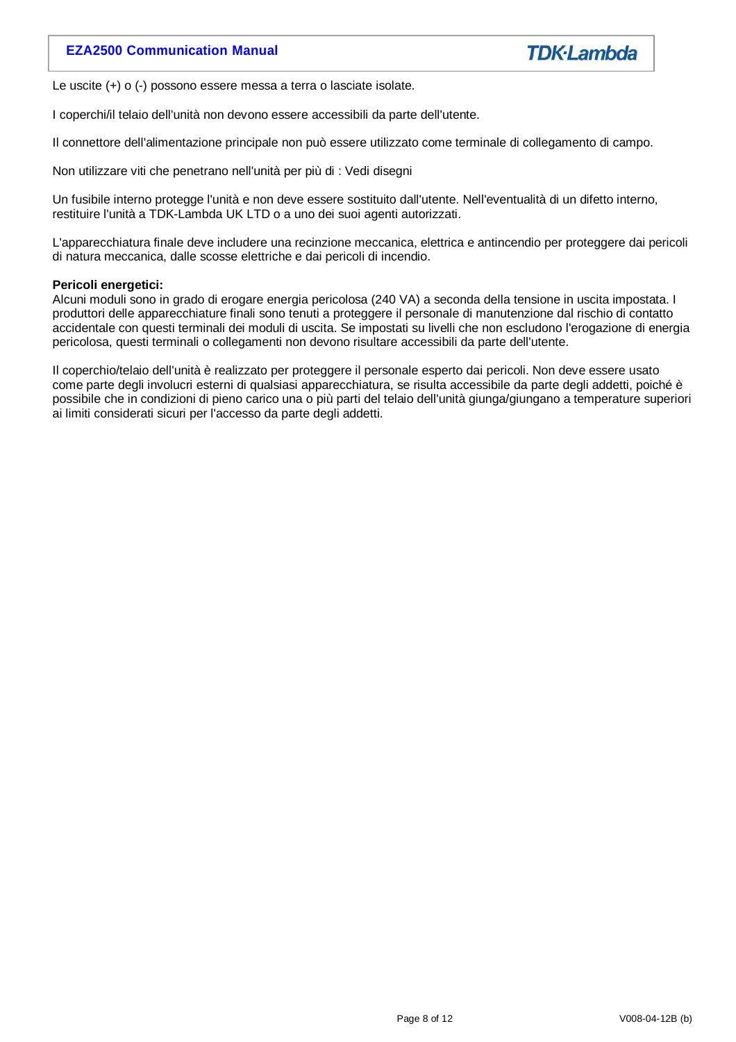Le uscite (+) o (-) possono essere messa a terra o lasciate isolate.

I coperchi/il telaio dell'unità non devono essere accessibili da parte dell'utente.

Il connettore dell'alimentazione principale non può essere utilizzato come terminale di collegamento di campo.

Non utilizzare viti che penetrano nell'unità per più di : Vedi disegni

Un fusibile interno protegge l'unità e non deve essere sostituito dall'utente. Nell'eventualità di un difetto interno, restituire l'unità a TDK-Lambda UK LTD o a uno dei suoi agenti autorizzati.

L'apparecchiatura finale deve includere una recinzione mecc​anica, elettrica e antincendio per proteggere dai pericoli di natura meccanica, dalle scosse elettriche e dai pericoli di incendio.

**Pericoli energetici:**
Alcuni moduli sono in grado di erogare energia pericolosa (240 VA) a seconda della tensione in uscita impostata. I produttori delle apparecchiature finali sono tenuti a proteggere il personale di manutenzione dal rischio di contatto accidentale con questi terminali dei moduli di uscita. Se impostati su livelli che non escludono l'erogazione di energia pericolosa, questi terminali o collegamenti non devono risultare accessibili da parte dell'utente.

Il coperchio/telaio dell'unità è realizzato per proteggere il personale esperto dai pericoli. Non deve essere usato come parte degli involucri esterni di qualsiasi apparecchiatura, se risulta accessibile da parte degli addetti, poiché è possibile che in condizioni di pieno carico una o più parti del telaio dell'unità giunga/giungano a temperature superiori ai limiti considerati sicuri per l'accesso da parte degli addetti.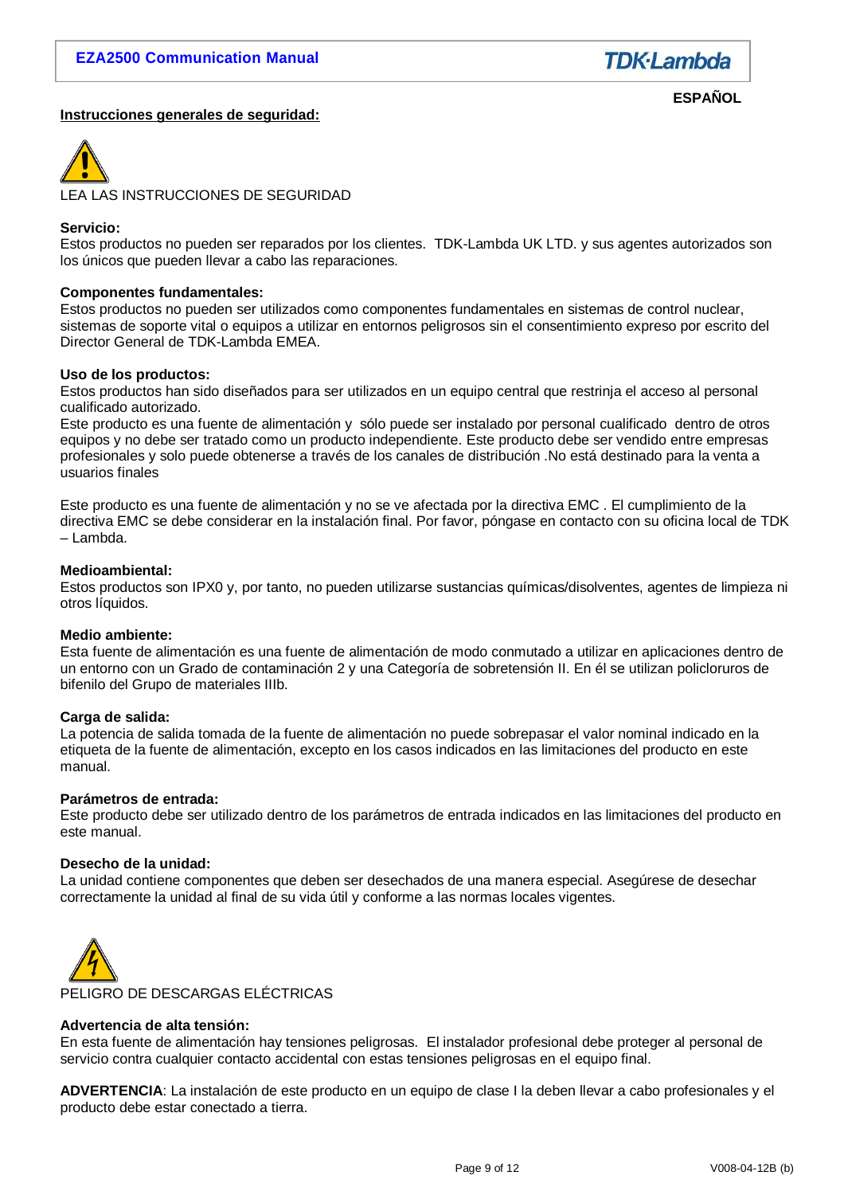**ESPAÑOL**

## Instrucciones generales de seguridad:

LEA LAS INSTRUCCIONES DE SEGURIDAD

**Servicio:**
Estos productos no pueden ser reparados por los clientes. TDK-Lambda UK LTD. y sus agentes autorizados son los únicos que pueden llevar a cabo las reparaciones.

**Componentes fundamentales:**
Estos productos no pueden ser utilizados como componentes fundamentales en sistemas de control nuclear, sistemas de soporte vital o equipos a utilizar en entornos peligrosos sin el consentimiento expreso por escrito del Director General de TDK-Lambda EMEA.

**Uso de los productos:**
Estos productos han sido diseñados para ser utilizados en un equipo central que restrinja el acceso al personal cualificado autorizado.
Este producto es una fuente de alimentación y sólo puede ser instalado por personal cualificado dentro de otros equipos y no debe ser tratado como un producto independiente. Este producto debe ser vendido entre empresas profesionales y solo puede obtenerse a través de los canales de distribución .No está destinado para la venta a usuarios finales

Este producto es una fuente de alimentación y no se ve afectada por la directiva EMC . El cumplimiento de la directiva EMC se debe considerar en la instalación final. Por favor, póngase en contacto con su oficina local de TDK – Lambda.

**Medioambiental:**
Estos productos son IPX0 y, por tanto, no pueden utilizarse sustancias químicas/disolventes, agentes de limpieza ni otros líquidos.

**Medio ambiente:**
Esta fuente de alimentación es una fuente de alimentación de modo conmutado a utilizar en aplicaciones dentro de un entorno con un Grado de contaminación 2 y una Categoría de sobretensión II. En él se utilizan policloruros de bifenilo del Grupo de materiales IIIb.

**Carga de salida:**
La potencia de salida tomada de la fuente de alimentación no puede sobrepasar el valor nominal indicado en la etiqueta de la fuente de alimentación, excepto en los casos indicados en las limitaciones del producto en este manual.

**Parámetros de entrada:**
Este producto debe ser utilizado dentro de los parámetros de entrada indicados en las limitaciones del producto en este manual.

**Desecho de la unidad:**
La unidad contiene componentes que deben ser desechados de una manera especial. Asegúrese de desechar correctamente la unidad al final de su vida útil y conforme a las normas locales vigentes.

PELIGRO DE DESCARGAS ELÉCTRICAS

**Advertencia de alta tensión:**
En esta fuente de alimentación hay tensiones peligrosas. El instalador profesional debe proteger al personal de servicio contra cualquier contacto accidental con estas tensiones peligrosas en el equipo final.

**ADVERTENCIA**: La instalación de este producto en un equipo de clase I la deben llevar a cabo profesionales y el producto debe estar conectado a tierra.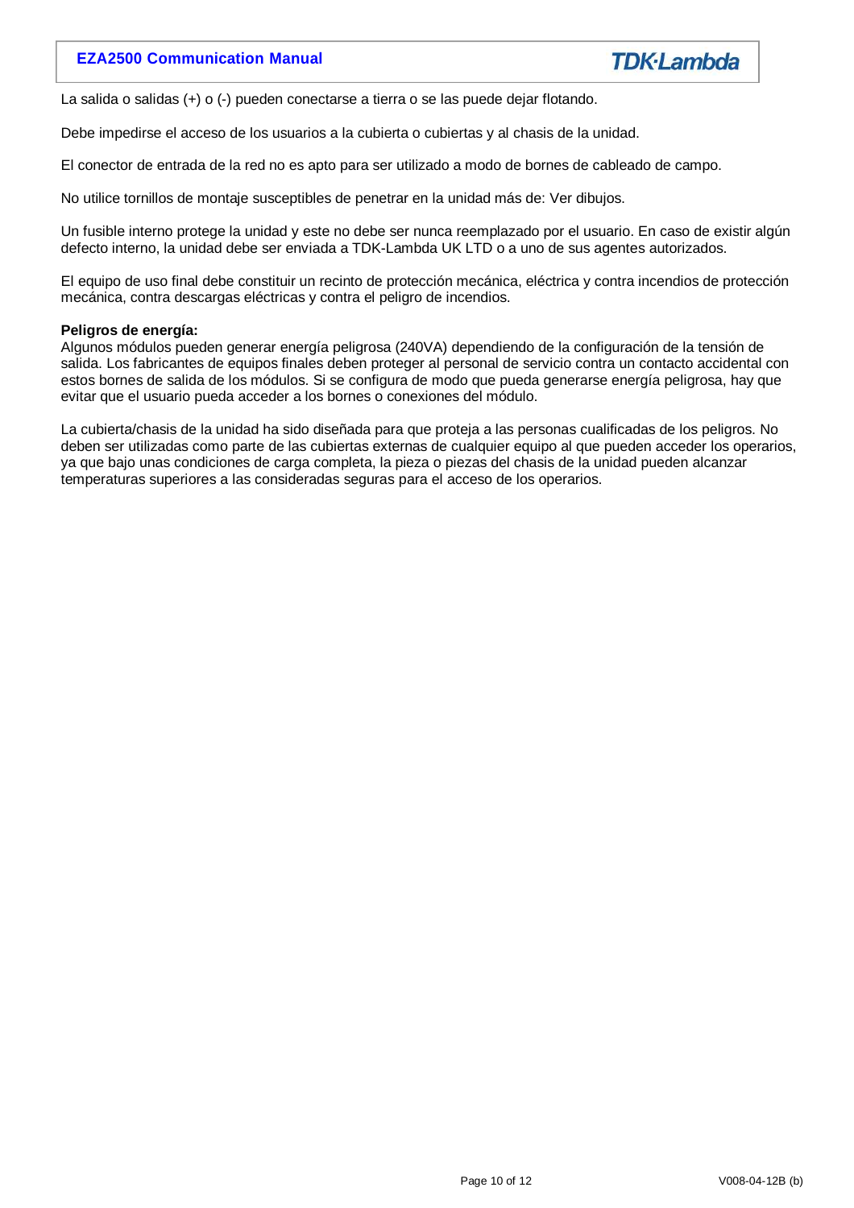La salida o salidas (+) o (-) pueden conectarse a tierra o se las puede dejar flotando.

Debe impedirse el acceso de los usuarios a la cubierta o cubiertas y al chasis de la unidad.

El conector de entrada de la red no es apto para ser utilizado a modo de bornes de cableado de campo.

No utilice tornillos de montaje susceptibles de penetrar en la unidad más de: Ver dibujos.

Un fusible interno protege la unidad y este no debe ser nunca reemplazado por el usuario. En caso de existir algún defecto interno, la unidad debe ser enviada a TDK-Lambda UK LTD o a uno de sus agentes autorizados.

El equipo de uso final debe constituir un recinto de protección mecánica, eléctrica y contra incendios de protección mecánica, contra descargas eléctricas y contra el peligro de incendios.

**Peligros de energía:**
Algunos módulos pueden generar energía peligrosa (240VA) dependiendo de la configuración de la tensión de salida. Los fabricantes de equipos finales deben proteger al personal de servicio contra un contacto accidental con estos bornes de salida de los módulos. Si se configura de modo que pueda generarse energía peligrosa, hay que evitar que el usuario pueda acceder a los bornes o conexiones del módulo.

La cubierta/chasis de la unidad ha sido diseñada para que proteja a las personas cualificadas de los peligros. No deben ser utilizadas como parte de las cubiertas externas de cualquier equipo al que pueden acceder los operarios, ya que bajo unas condiciones de carga completa, la pieza o piezas del chasis de la unidad pueden alcanzar temperaturas superiores a las consideradas seguras para el acceso de los operarios.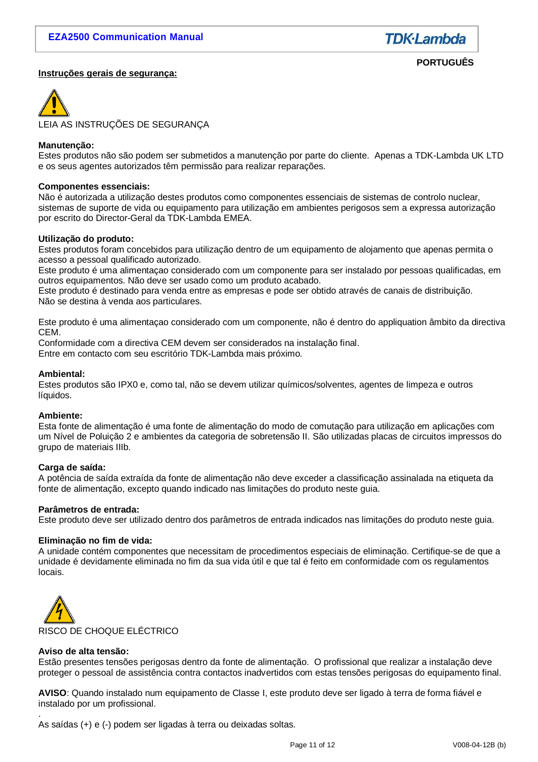**PORTUGUÊS**

## Instruções gerais de segurança:

LEIA AS INSTRUÇÕES DE SEGURANÇA

**Manutenção:**
Estes produtos não são podem ser submetidos a manutenção por parte do cliente. Apenas a TDK-Lambda UK LTD e os seus agentes autorizados têm permissão para realizar reparações.

**Componentes essenciais:**
Não é autorizada a utilização destes produtos como componentes essenciais de sistemas de controlo nuclear, sistemas de suporte de vida ou equipamento para utilização em ambientes perigosos sem a expressa autorização por escrito do Director-Geral da TDK-Lambda EMEA.

**Utilização do produto:**
Estes produtos foram concebidos para utilização dentro de um equipamento de alojamento que apenas permita o acesso a pessoal qualificado autorizado.
Este produto é uma alimentaçao considerado com um componente para ser instalado por pessoas qualificadas, em outros equipamentos. Não deve ser usado como um produto acabado.
Este produto é destinado para venda entre as empresas e pode ser obtido através de canais de distribuição.
Não se destina à venda aos particulares.

Este produto é uma alimentaçao considerado com um componente, não é dentro do appliquation âmbito da directiva CEM.
Conformidade com a directiva CEM devem ser considerados na instalação final.
Entre em contacto com seu escritório TDK-Lambda mais próximo.

**Ambiental:**
Estes produtos são IPX0 e, como tal, não se devem utilizar químicos/solventes, agentes de limpeza e outros líquidos.

**Ambiente:**
Esta fonte de alimentação é uma fonte de alimentação do modo de comutação para utilização em aplicações com um Nível de Poluição 2 e ambientes da categoria de sobretensão II. São utilizadas placas de circuitos impressos do grupo de materiais IIIb.

**Carga de saída:**
A potência de saída extraída da fonte de alimentação não deve exceder a classificação assinalada na etiqueta da fonte de alimentação, excepto quando indicado nas limitações do produto neste guia.

**Parâmetros de entrada:**
Este produto deve ser utilizado dentro dos parâmetros de entrada indicados nas limitações do produto neste guia.

**Eliminação no fim de vida:**
A unidade contém componentes que necessitam de procedimentos especiais de eliminação. Certifique-se de que a unidade é devidamente eliminada no fim da sua vida útil e que tal é feito em conformidade com os regulamentos locais.

RISCO DE CHOQUE ELÉCTRICO

**Aviso de alta tensão:**
Estão presentes tensões perigosas dentro da fonte de alimentação. O profissional que realizar a instalação deve proteger o pessoal de assistência contra contactos inadvertidos com estas tensões perigosas do equipamento final.

**AVISO**: Quando instalado num equipamento de Classe I, este produto deve ser ligado à terra de forma fiável e instalado por um profissional.

As saídas (+) e (-) podem ser ligadas à terra ou deixadas soltas.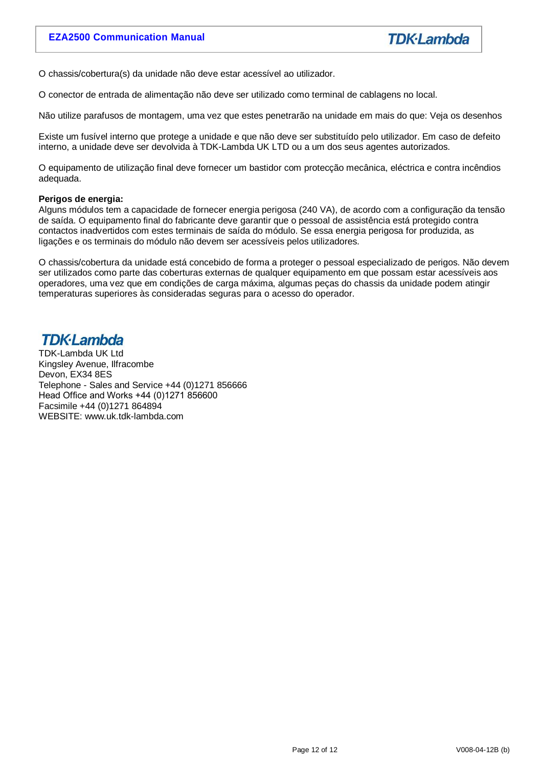O chassis/cobertura(s) da unidade não deve estar acessível ao utilizador.

O conector de entrada de alimentação não deve ser utilizado como terminal de cablagens no local.

Não utilize parafusos de montagem, uma vez que estes penetrarão na unidade em mais do que: Veja os desenhos

Existe um fusível interno que protege a unidade e que não deve ser substituído pelo utilizador. Em caso de defeito interno, a unidade deve ser devolvida à TDK-Lambda UK LTD ou a um dos seus agentes autorizados.

O equipamento de utilização final deve fornecer um bastidor com protecção mecânica, eléctrica e contra incêndios adequada.

**Perigos de energia:**
Alguns módulos tem a capacidade de fornecer energia perigosa (240 VA), de acordo com a configuração da tensão de saída. O equipamento final do fabricante deve garantir que o pessoal de assistência está protegido contra contactos inadvertidos com estes terminais de saída do módulo. Se essa energia perigosa for produzida, as ligações e os terminais do módulo não devem ser acessíveis pelos utilizadores.

O chassis/cobertura da unidade está concebido de forma a proteger o pessoal especializado de perigos. Não devem ser utilizados como parte das coberturas externas de qualquer equipamento em que possam estar acessíveis aos operadores, uma vez que em condições de carga máxima, algumas peças do chassis da unidade podem atingir temperaturas superiores às consideradas seguras para o acesso do operador.

**TDK·Lambda**

TDK-Lambda UK Ltd
Kingsley Avenue, Ilfracombe
Devon, EX34 8ES
Telephone - Sales and Service +44 (0)1271 856666
Head Office and Works +44 (0)1271 856600
Facsimile +44 (0)1271 864894
WEBSITE: www.uk.tdk-lambda.com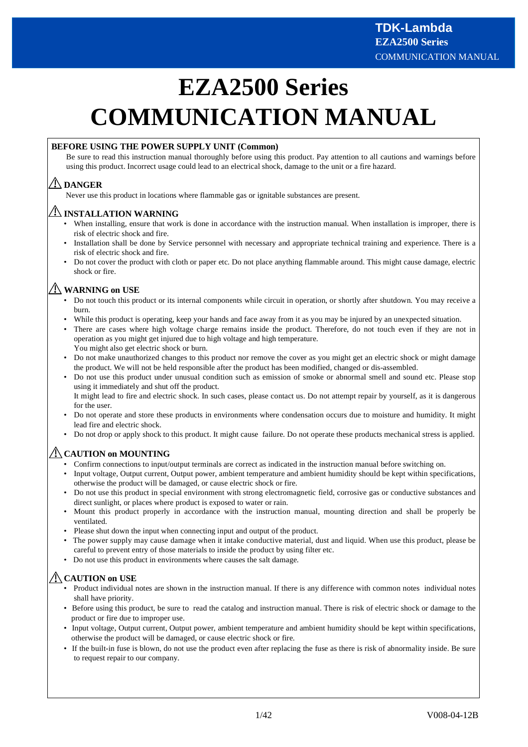# EZA2500 Series COMMUNICATION MANUAL

**BEFORE USING THE POWER SUPPLY UNIT (Common)**

Be sure to read this instruction manual thoroughly before using this product. Pay attention to all cautions and warnings before using this product. Incorrect usage could lead to an electrical shock, damage to the unit or a fire hazard.

### ⚠ DANGER

Never use this product in locations where flammable gas or ignitable substances are present.

### ⚠ INSTALLATION WARNING

- When installing, ensure that work is done in accordance with the instruction manual. When installation is improper, there is risk of electric shock and fire.
- Installation shall be done by Service personnel with necessary and appropriate technical training and experience. There is a risk of electric shock and fire.
- Do not cover the product with cloth or paper etc. Do not place anything flammable around. This might cause damage, electric shock or fire.

### ⚠ WARNING on USE

- Do not touch this product or its internal components while circuit in operation, or shortly after shutdown. You may receive a burn.
- While this product is operating, keep your hands and face away from it as you may be injured by an unexpected situation.
- There are cases where high voltage charge remains inside the product. Therefore, do not touch even if they are not in operation as you might get injured due to high voltage and high temperature.
  You might also get electric shock or burn.
- Do not make unauthorized changes to this product nor remove the cover as you might get an electric shock or might damage the product. We will not be held responsible after the product has been modified, changed or dis-assembled.
- Do not use this product under unusual condition such as emission of smoke or abnormal smell and sound etc. Please stop using it immediately and shut off the product.
  It might lead to fire and electric shock. In such cases, please contact us. Do not attempt repair by yourself, as it is dangerous for the user.
- Do not operate and store these products in environments where condensation occurs due to moisture and humidity. It might lead fire and electric shock.
- Do not drop or apply shock to this product. It might cause failure. Do not operate these products mechanical stress is applied.

### ⚠ CAUTION on MOUNTING

- Confirm connections to input/output terminals are correct as indicated in the instruction manual before switching on.
- Input voltage, Output current, Output power, ambient temperature and ambient humidity should be kept within specifications, otherwise the product will be damaged, or cause electric shock or fire.
- Do not use this product in special environment with strong electromagnetic field, corrosive gas or conductive substances and direct sunlight, or places where product is exposed to water or rain.
- Mount this product properly in accordance with the instruction manual, mounting direction and shall be properly be ventilated.
- Please shut down the input when connecting input and output of the product.
- The power supply may cause damage when it intake conductive material, dust and liquid. When use this product, please be careful to prevent entry of those materials to inside the product by using filter etc.
- Do not use this product in environments where causes the salt damage.

### ⚠ CAUTION on USE

- Product individual notes are shown in the instruction manual. If there is any difference with common notes individual notes shall have priority.
- Before using this product, be sure to read the catalog and instruction manual. There is risk of electric shock or damage to the product or fire due to improper use.
- Input voltage, Output current, Output power, ambient temperature and ambient humidity should be kept within specifications, otherwise the product will be damaged, or cause electric shock or fire.
- If the built-in fuse is blown, do not use the product even after replacing the fuse as there is risk of abnormality inside. Be sure to request repair to our company.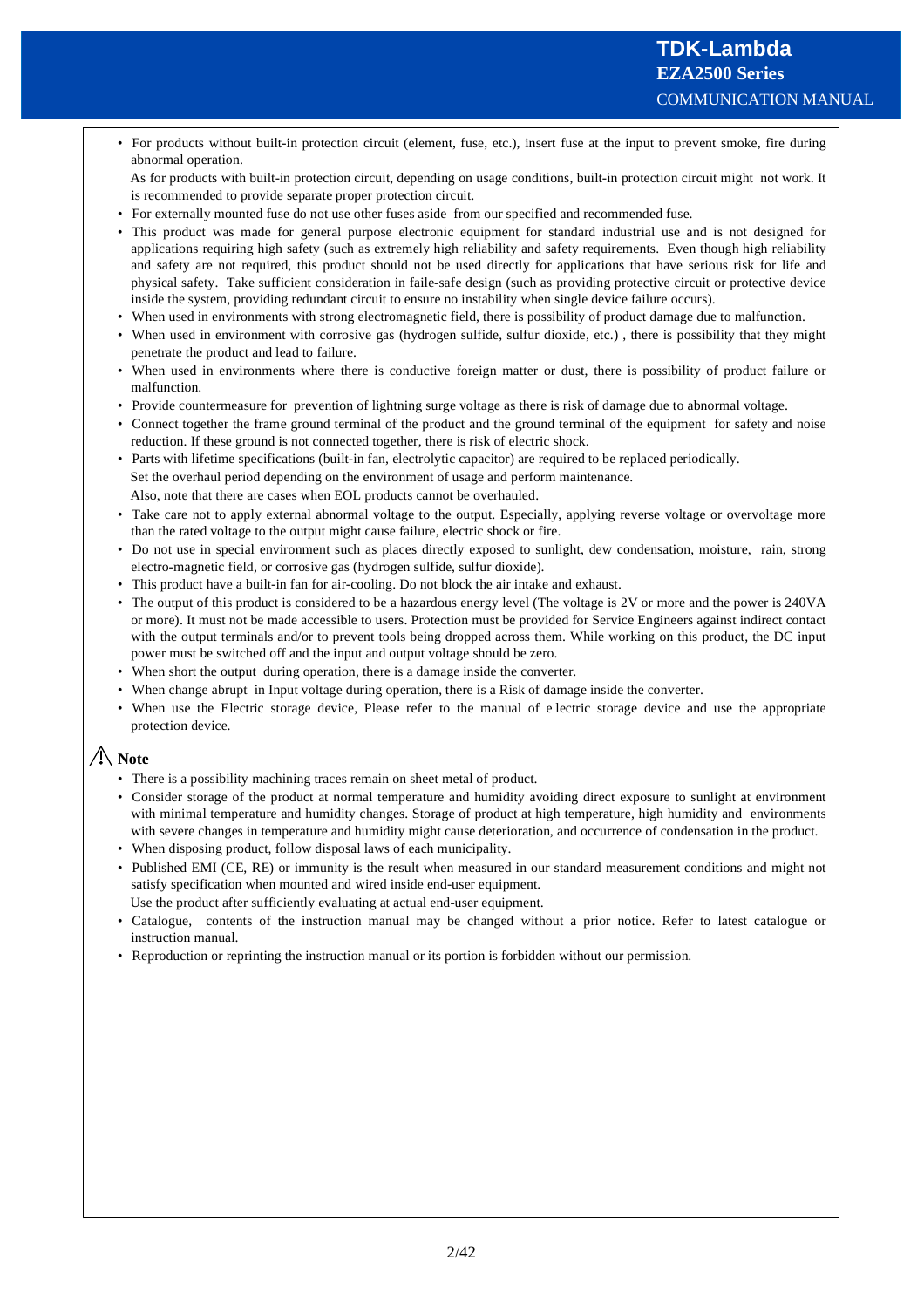- For products without built-in protection circuit (element, fuse, etc.), insert fuse at the input to prevent smoke, fire during abnormal operation.
  As for products with built-in protection circuit, depending on usage conditions, built-in protection circuit might not work. It is recommended to provide separate proper protection circuit.
- For externally mounted fuse do not use other fuses aside from our specified and recommended fuse.
- This product was made for general purpose electronic equipment for standard industrial use and is not designed for applications requiring high safety (such as extremely high reliability and safety requirements. Even though high reliability and safety are not required, this product should not be used directly for applications that have serious risk for life and physical safety. Take sufficient consideration in faile-safe design (such as providing protective circuit or protective device inside the system, providing redundant circuit to ensure no instability when single device failure occurs).
- When used in environments with strong electromagnetic field, there is possibility of product damage due to malfunction.
- When used in environment with corrosive gas (hydrogen sulfide, sulfur dioxide, etc.) , there is possibility that they might penetrate the product and lead to failure.
- When used in environments where there is conductive foreign matter or dust, there is possibility of product failure or malfunction.
- Provide countermeasure for prevention of lightning surge voltage as there is risk of damage due to abnormal voltage.
- Connect together the frame ground terminal of the product and the ground terminal of the equipment for safety and noise reduction. If these ground is not connected together, there is risk of electric shock.
- Parts with lifetime specifications (built-in fan, electrolytic capacitor) are required to be replaced periodically.
  Set the overhaul period depending on the environment of usage and perform maintenance.
  Also, note that there are cases when EOL products cannot be overhauled.
- Take care not to apply external abnormal voltage to the output. Especially, applying reverse voltage or overvoltage more than the rated voltage to the output might cause failure, electric shock or fire.
- Do not use in special environment such as places directly exposed to sunlight, dew condensation, moisture, rain, strong electro-magnetic field, or corrosive gas (hydrogen sulfide, sulfur dioxide).
- This product have a built-in fan for air-cooling. Do not block the air intake and exhaust.
- The output of this product is considered to be a hazardous energy level (The voltage is 2V or more and the power is 240VA or more). It must not be made accessible to users. Protection must be provided for Service Engineers against indirect contact with the output terminals and/or to prevent tools being dropped across them. While working on this product, the DC input power must be switched off and the input and output voltage should be zero.
- When short the output during operation, there is a damage inside the converter.
- When change abrupt in Input voltage during operation, there is a Risk of damage inside the converter.
- When use the Electric storage device, Please refer to the manual of e lectric storage device and use the appropriate protection device.

### ⚠ Note

- There is a possibility machining traces remain on sheet metal of product.
- Consider storage of the product at normal temperature and humidity avoiding direct exposure to sunlight at environment with minimal temperature and humidity changes. Storage of product at high temperature, high humidity and environments with severe changes in temperature and humidity might cause deterioration, and occurrence of condensation in the product.
- When disposing product, follow disposal laws of each municipality.
- Published EMI (CE, RE) or immunity is the result when measured in our standard measurement conditions and might not satisfy specification when mounted and wired inside end-user equipment.
  Use the product after sufficiently evaluating at actual end-user equipment.
- Catalogue, contents of the instruction manual may be changed without a prior notice. Refer to latest catalogue or instruction manual.
- Reproduction or reprinting the instruction manual or its portion is forbidden without our permission.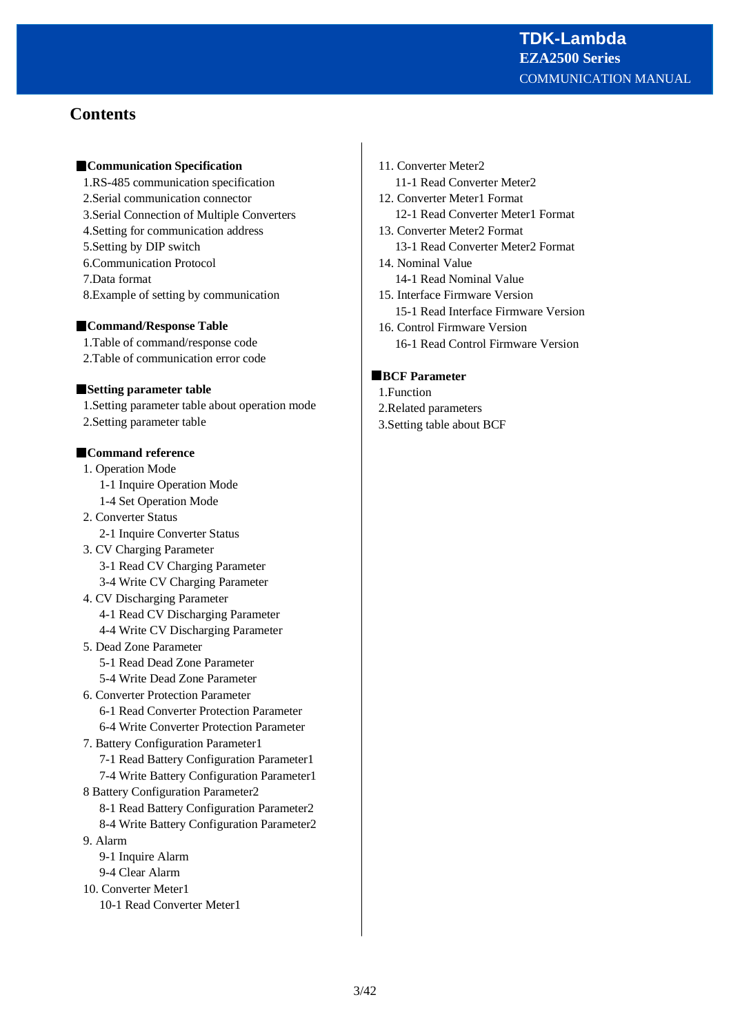# Contents

**Communication Specification**

1.RS-485 communication specification
2.Serial communication connector
3.Serial Connection of Multiple Converters
4.Setting for communication address
5.Setting by DIP switch
6.Communication Protocol
7.Data format
8.Example of setting by communication

**Command/Response Table**

1.Table of command/response code
2.Table of communication error code

**Setting parameter table**

1.Setting parameter table about operation mode
2.Setting parameter table

**Command reference**

1. Operation Mode
    - 1-1 Inquire Operation Mode
    - 1-4 Set Operation Mode
2. Converter Status
    - 2-1 Inquire Converter Status
3. CV Charging Parameter
    - 3-1 Read CV Charging Parameter
    - 3-4 Write CV Charging Parameter
4. CV Discharging Parameter
    - 4-1 Read CV Discharging Parameter
    - 4-4 Write CV Discharging Parameter
5. Dead Zone Parameter
    - 5-1 Read Dead Zone Parameter
    - 5-4 Write Dead Zone Parameter
6. Converter Protection Parameter
    - 6-1 Read Converter Protection Parameter
    - 6-4 Write Converter Protection Parameter
7. Battery Configuration Parameter1
    - 7-1 Read Battery Configuration Parameter1
    - 7-4 Write Battery Configuration Parameter1

8 Battery Configuration Parameter2
- 8-1 Read Battery Configuration Parameter2
- 8-4 Write Battery Configuration Parameter2

9. Alarm
    - 9-1 Inquire Alarm
    - 9-4 Clear Alarm
10. Converter Meter1
    - 10-1 Read Converter Meter1
11. Converter Meter2
    - 11-1 Read Converter Meter2
12. Converter Meter1 Format
    - 12-1 Read Converter Meter1 Format
13. Converter Meter2 Format
    - 13-1 Read Converter Meter2 Format
14. Nominal Value
    - 14-1 Read Nominal Value
15. Interface Firmware Version
    - 15-1 Read Interface Firmware Version
16. Control Firmware Version
    - 16-1 Read Control Firmware Version

**BCF Parameter**

1.Function
2.Related parameters
3.Setting table about BCF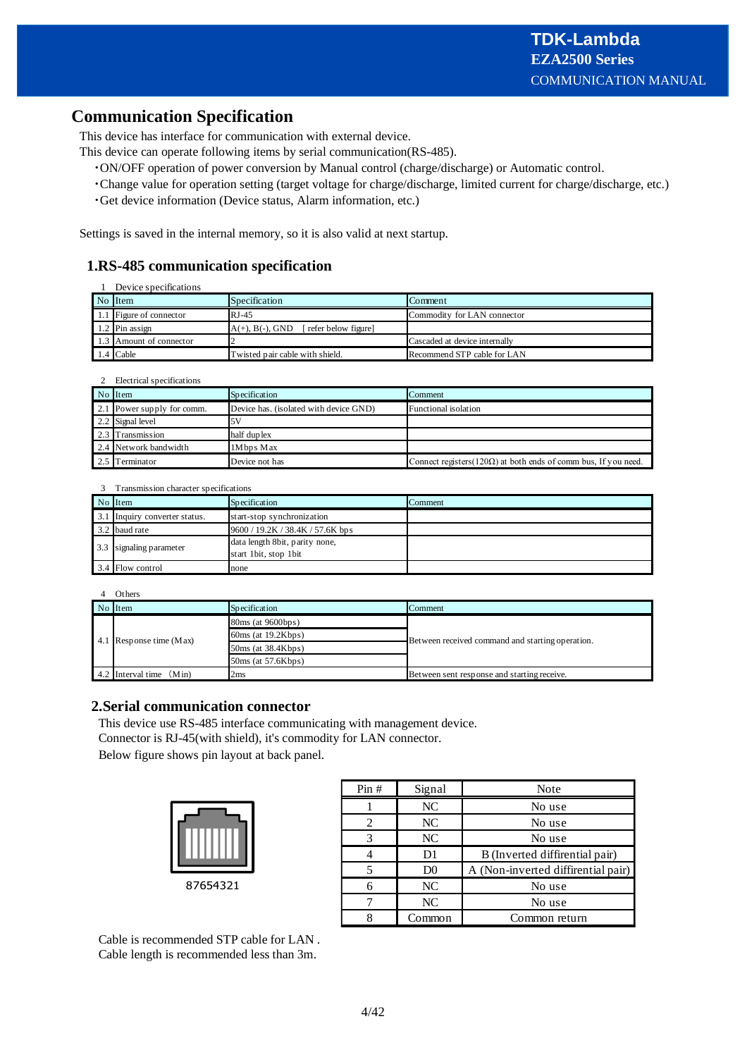# Communication Specification

This device has interface for communication with external device.
This device can operate following items by serial communication(RS-485).

- ON/OFF operation of power conversion by Manual control (charge/discharge) or Automatic control.
- Change value for operation setting (target voltage for charge/discharge, limited current for charge/discharge, etc.)
- Get device information (Device status, Alarm information, etc.)

Settings is saved in the internal memory, so it is also valid at next startup.

## 1.RS-485 communication specification

1 Device specifications

| No | Item | Specification | Comment |
|---|---|---|---|
| 1.1 | Figure of connector | RJ-45 | Commodity for LAN connector |
| 1.2 | Pin assign | A(+), B(-), GND [ refer below figure] | |
| 1.3 | Amount of connector | 2 | Cascaded at device internally |
| 1.4 | Cable | Twisted pair cable with shield. | Recommend STP cable for LAN |

2 Electrical specifications

| No | Item | Specification | Comment |
|---|---|---|---|
| 2.1 | Power supply for comm. | Device has. (isolated with device GND) | Functional isolation |
| 2.2 | Signal level | 5V | |
| 2.3 | Transmission | half duplex | |
| 2.4 | Network bandwidth | 1Mbps Max | |
| 2.5 | Terminator | Device not has | Connect registers(120Ω) at both ends of comm bus, If you need. |

3 Transmission character specifications

| No | Item | Specification | Comment |
|---|---|---|---|
| 3.1 | Inquiry converter status. | start-stop synchronization | |
| 3.2 | baud rate | 9600 / 19.2K / 38.4K / 57.6K bps | |
| 3.3 | signaling parameter | data length 8bit, parity none, start 1bit, stop 1bit | |
| 3.4 | Flow control | none | |

4 Others

| No | Item | Specification | Comment |
|---|---|---|---|
| 4.1 | Response time (Max) | 80ms (at 9600bps) | Between received command and starting operation. |
| | | 60ms (at 19.2Kbps) | |
| | | 50ms (at 38.4Kbps) | |
| | | 50ms (at 57.6Kbps) | |
| 4.2 | Interval time (Min) | 2ms | Between sent response and starting receive. |

## 2.Serial communication connector

This device use RS-485 interface communicating with management device.
Connector is RJ-45(with shield), it's commodity for LAN connector.
Below figure shows pin layout at back panel.

87654321

| Pin # | Signal | Note |
|---|---|---|
| 1 | NC | No use |
| 2 | NC | No use |
| 3 | NC | No use |
| 4 | D1 | B (Inverted diffrential pair) |
| 5 | D0 | A (Non-inverted diffrential pair) |
| 6 | NC | No use |
| 7 | NC | No use |
| 8 | Common | Common return |

Cable is recommended STP cable for LAN .
Cable length is recommended less than 3m.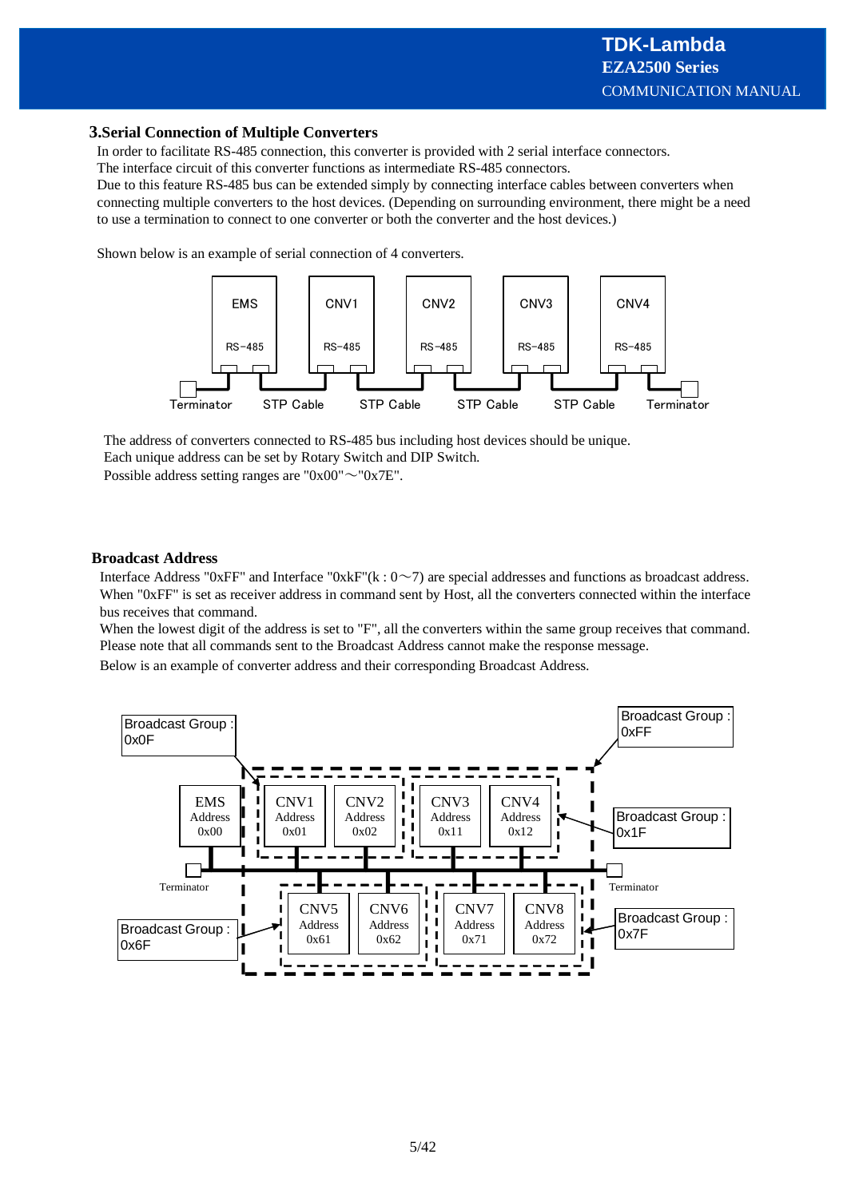## 3.Serial Connection of Multiple Converters

In order to facilitate RS-485 connection, this converter is provided with 2 serial interface connectors.
The interface circuit of this converter functions as intermediate RS-485 connectors.
Due to this feature RS-485 bus can be extended simply by connecting interface cables between converters when connecting multiple converters to the host devices. (Depending on surrounding environment, there might be a need to use a termination to connect to one converter or both the converter and the host devices.)

Shown below is an example of serial connection of 4 converters.

EMS RS-485 | CNV1 RS-485 | CNV2 RS-485 | CNV3 RS-485 | CNV4 RS-485

Terminator | STP Cable | STP Cable | STP Cable | STP Cable | Terminator

The address of converters connected to RS-485 bus including host devices should be unique.
Each unique address can be set by Rotary Switch and DIP Switch.
Possible address setting ranges are "0x00"～"0x7E".

### Broadcast Address

Interface Address "0xFF" and Interface "0xkF"(k : 0～7) are special addresses and functions as broadcast address.
When "0xFF" is set as receiver address in command sent by Host, all the converters connected within the interface bus receives that command.
When the lowest digit of the address is set to "F", all the converters within the same group receives that command.
Please note that all commands sent to the Broadcast Address cannot make the response message.
Below is an example of converter address and their corresponding Broadcast Address.

Broadcast Group : 0x0F — CNV1 Address 0x01, CNV2 Address 0x02
Broadcast Group : 0x1F — CNV3 Address 0x11, CNV4 Address 0x12
Broadcast Group : 0x6F — CNV5 Address 0x61, CNV6 Address 0x62
Broadcast Group : 0x7F — CNV7 Address 0x71, CNV8 Address 0x72
Broadcast Group : 0xFF — CNV1 to CNV8
EMS Address 0x00

Terminator | Terminator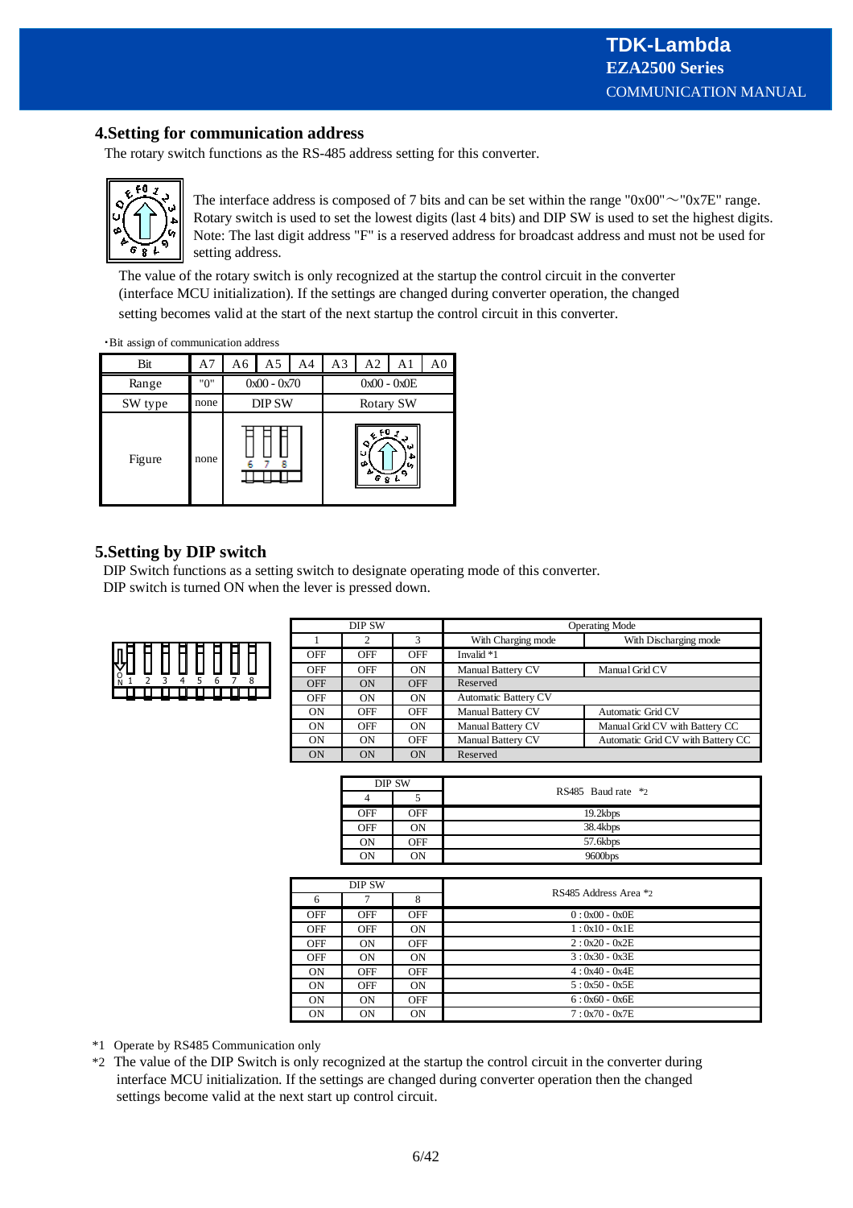## 4.Setting for communication address

The rotary switch functions as the RS-485 address setting for this converter.

The interface address is composed of 7 bits and can be set within the range "0x00"～"0x7E" range. Rotary switch is used to set the lowest digits (last 4 bits) and DIP SW is used to set the highest digits. Note: The last digit address "F" is a reserved address for broadcast address and must not be used for setting address.

The value of the rotary switch is only recognized at the startup the control circuit in the converter (interface MCU initialization). If the settings are changed during converter operation, the changed setting becomes valid at the start of the next startup the control circuit in this converter.

・Bit assign of communication address

| Bit | A7 | A6 | A5 | A4 | A3 | A2 | A1 | A0 |
|---|---|---|---|---|---|---|---|---|
| Range | "0" | 0x00 - 0x70 | | | 0x00 - 0x0E | | | |
| SW type | none | DIP SW | | | Rotary SW | | | |
| Figure | none | | | | | | | |

## 5.Setting by DIP switch

DIP Switch functions as a setting switch to designate operating mode of this converter.
DIP switch is turned ON when the lever is pressed down.

| DIP SW 1 | DIP SW 2 | DIP SW 3 | Operating Mode: With Charging mode | Operating Mode: With Discharging mode |
|---|---|---|---|---|
| OFF | OFF | OFF | Invalid *1 | |
| OFF | OFF | ON | Manual Battery CV | Manual Grid CV |
| OFF | ON | OFF | Reserved | |
| OFF | ON | ON | Automatic Battery CV | |
| ON | OFF | OFF | Manual Battery CV | Automatic Grid CV |
| ON | OFF | ON | Manual Battery CV | Manual Grid CV with Battery CC |
| ON | ON | OFF | Manual Battery CV | Automatic Grid CV with Battery CC |
| ON | ON | ON | Reserved | |

| DIP SW 4 | DIP SW 5 | RS485 Baud rate *2 |
|---|---|---|
| OFF | OFF | 19.2kbps |
| OFF | ON | 38.4kbps |
| ON | OFF | 57.6kbps |
| ON | ON | 9600bps |

| DIP SW 6 | DIP SW 7 | DIP SW 8 | RS485 Address Area *2 |
|---|---|---|---|
| OFF | OFF | OFF | 0 : 0x00 - 0x0E |
| OFF | OFF | ON | 1 : 0x10 - 0x1E |
| OFF | ON | OFF | 2 : 0x20 - 0x2E |
| OFF | ON | ON | 3 : 0x30 - 0x3E |
| ON | OFF | OFF | 4 : 0x40 - 0x4E |
| ON | OFF | ON | 5 : 0x50 - 0x5E |
| ON | ON | OFF | 6 : 0x60 - 0x6E |
| ON | ON | ON | 7 : 0x70 - 0x7E |

*1 Operate by RS485 Communication only

*2 The value of the DIP Switch is only recognized at the startup the control circuit in the converter during interface MCU initialization. If the settings are changed during converter operation then the changed settings become valid at the next start up control circuit.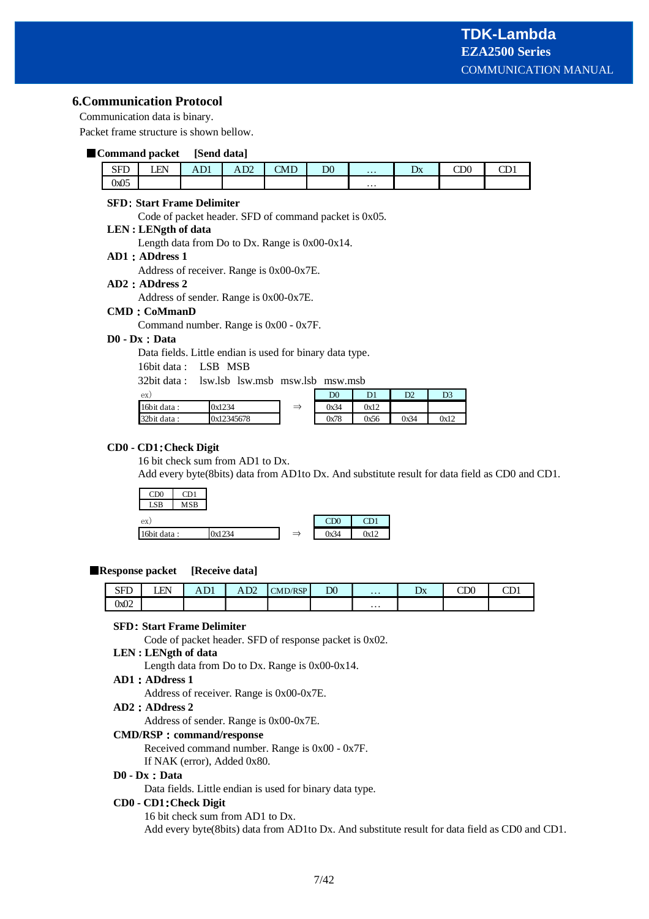## 6.Communication Protocol

Communication data is binary.

Packet frame structure is shown bellow.

### ■Command packet [Send data]

| SFD | LEN | AD1 | AD2 | CMD | D0 | … | Dx | CD0 | CD1 |
|---|---|---|---|---|---|---|---|---|---|
| 0x05 | | | | | | … | | | |

**SFD: Start Frame Delimiter**

Code of packet header. SFD of command packet is 0x05.

**LEN : LENgth of data**

Length data from Do to Dx. Range is 0x00-0x14.

**AD1 : ADdress 1**

Address of receiver. Range is 0x00-0x7E.

**AD2 : ADdress 2**

Address of sender. Range is 0x00-0x7E.

**CMD : CoMmanD**

Command number. Range is 0x00 - 0x7F.

**D0 - Dx : Data**

Data fields. Little endian is used for binary data type.

16bit data : LSB MSB

32bit data : lsw.lsb lsw.msb msw.lsb msw.msb

ex)

| | | ⇒ | D0 | D1 | D2 | D3 |
|---|---|---|---|---|---|---|
| 16bit data : | 0x1234 | | 0x34 | 0x12 | | |
| 32bit data : | 0x12345678 | | 0x78 | 0x56 | 0x34 | 0x12 |

**CD0 - CD1:Check Digit**

16 bit check sum from AD1 to Dx.

Add every byte(8bits) data from AD1to Dx. And substitute result for data field as CD0 and CD1.

| CD0 | CD1 |
|---|---|
| LSB | MSB |

ex)

| | | ⇒ | CD0 | CD1 |
|---|---|---|---|---|
| 16bit data : | 0x1234 | | 0x34 | 0x12 |

### ■Response packet [Receive data]

| SFD | LEN | AD1 | AD2 | CMD/RSP | D0 | … | Dx | CD0 | CD1 |
|---|---|---|---|---|---|---|---|---|---|
| 0x02 | | | | | | … | | | |

**SFD: Start Frame Delimiter**

Code of packet header. SFD of response packet is 0x02.

**LEN : LENgth of data**

Length data from Do to Dx. Range is 0x00-0x14.

**AD1 : ADdress 1**

Address of receiver. Range is 0x00-0x7E.

**AD2 : ADdress 2**

Address of sender. Range is 0x00-0x7E.

**CMD/RSP : command/response**

Received command number. Range is 0x00 - 0x7F.

If NAK (error), Added 0x80.

**D0 - Dx : Data**

Data fields. Little endian is used for binary data type.

**CD0 - CD1:Check Digit**

16 bit check sum from AD1 to Dx.

Add every byte(8bits) data from AD1to Dx. And substitute result for data field as CD0 and CD1.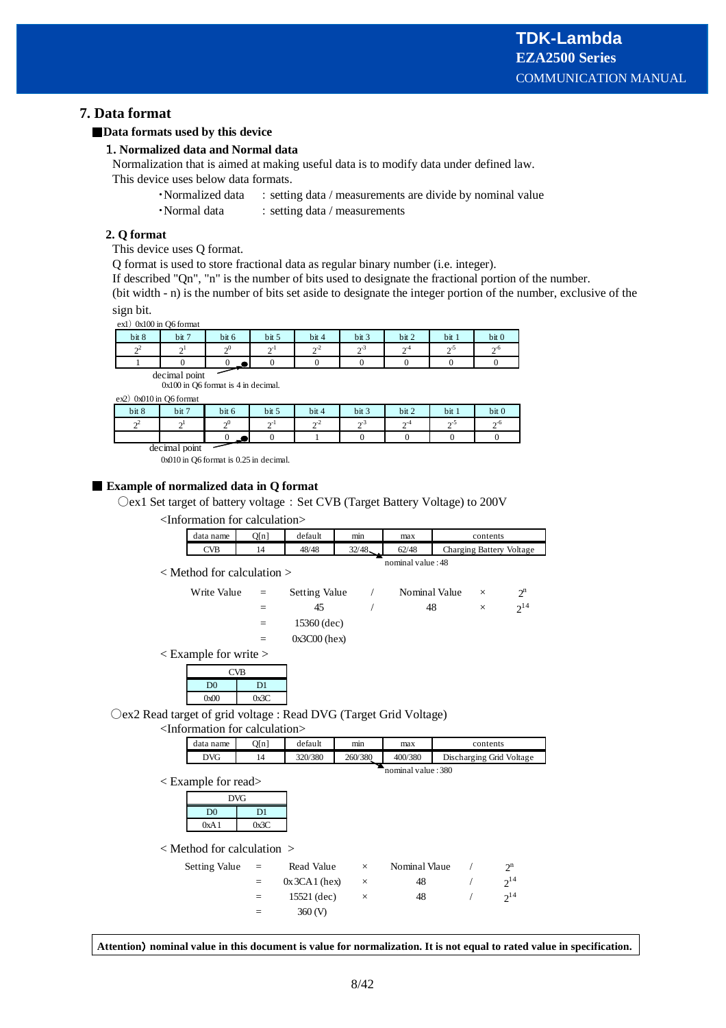## 7. Data format

### ■Data formats used by this device

#### 1. Normalized data and Normal data

Normalization that is aimed at making useful data is to modify data under defined law.
This device uses below data formats.

- ・Normalized data　: setting data / measurements are divide by nominal value
- ・Normal data　: setting data / measurements

#### 2. Q format

This device uses Q format.
Q format is used to store fractional data as regular binary number (i.e. integer).
If described "Qn", "n" is the number of bits used to designate the fractional portion of the number.
(bit width - n) is the number of bits set aside to designate the integer portion of the number, exclusive of the sign bit.

ex1）0x100 in Q6 format

| bit 8 | bit 7 | bit 6 | bit 5 | bit 4 | bit 3 | bit 2 | bit 1 | bit 0 |
|---|---|---|---|---|---|---|---|---|
| $2^2$ | $2^1$ | $2^0$ | $2^{-1}$ | $2^{-2}$ | $2^{-3}$ | $2^{-4}$ | $2^{-5}$ | $2^{-6}$ |
| 1 | 0 | 0 | 0 | 0 | 0 | 0 | 0 | 0 |

decimal point (between bit 6 and bit 5)
0x100 in Q6 format is 4 in decimal.

ex2）0x010 in Q6 format

| bit 8 | bit 7 | bit 6 | bit 5 | bit 4 | bit 3 | bit 2 | bit 1 | bit 0 |
|---|---|---|---|---|---|---|---|---|
| $2^2$ | $2^1$ | $2^0$ | $2^{-1}$ | $2^{-2}$ | $2^{-3}$ | $2^{-4}$ | $2^{-5}$ | $2^{-6}$ |
| | | 0 | 0 | 1 | 0 | 0 | 0 | 0 |

decimal point (between bit 6 and bit 5)
0x010 in Q6 format is 0.25 in decimal.

### ■ Example of normalized data in Q format

○ex1 Set target of battery voltage : Set CVB (Target Battery Voltage) to 200V

<Information for calculation>

| data name | Q[n] | default | min | max | contents |
|---|---|---|---|---|---|
| CVB | 14 | 48/48 | 32/48 | 62/48 | Charging Battery Voltage |

nominal value : 48

< Method for calculation >

| Write Value | = | Setting Value | / | Nominal Value | × | $2^n$ |
|---|---|---|---|---|---|---|
| | = | 45 | / | 48 | × | $2^{14}$ |
| | = | 15360 (dec) | | | | |
| | = | 0x3C00 (hex) | | | | |

< Example for write >

| CVB | |
|---|---|
| D0 | D1 |
| 0x00 | 0x3C |

○ex2 Read target of grid voltage : Read DVG (Target Grid Voltage)

<Information for calculation>

| data name | Q[n] | default | min | max | contents |
|---|---|---|---|---|---|
| DVG | 14 | 320/380 | 260/380 | 400/380 | Discharging Grid Voltage |

nominal value : 380

< Example for read>

| DVG | |
|---|---|
| D0 | D1 |
| 0xA1 | 0x3C |

< Method for calculation >

| Setting Value | = | Read Value | × | Nominal Vlaue | / | $2^n$ |
|---|---|---|---|---|---|---|
| | = | 0x3CA1 (hex) | × | 48 | / | $2^{14}$ |
| | = | 15521 (dec) | × | 48 | / | $2^{14}$ |
| | = | 360 (V) | | | | |

**Attention）nominal value in this document is value for normalization. It is not equal to rated value in specification.**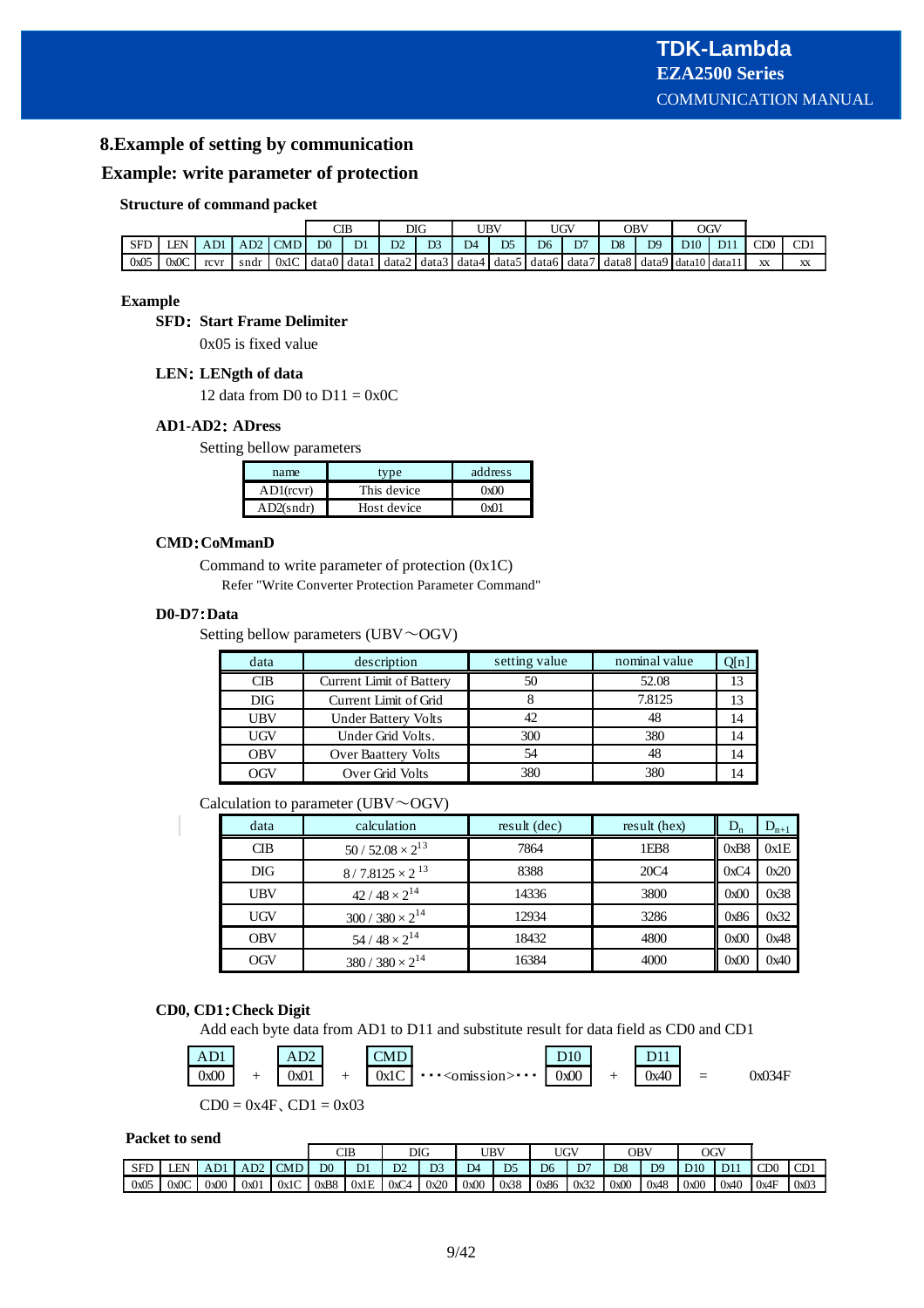## 8.Example of setting by communication

## Example: write parameter of protection

### Structure of command packet

| | | | | | CIB | | DIG | | UBV | | UGV | | OBV | | OGV | | | |
|---|---|---|---|---|---|---|---|---|---|---|---|---|---|---|---|---|---|---|
| SFD | LEN | AD1 | AD2 | CMD | D0 | D1 | D2 | D3 | D4 | D5 | D6 | D7 | D8 | D9 | D10 | D11 | CD0 | CD1 |
| 0x05 | 0x0C | rcvr | sndr | 0x1C | data0 | data1 | data2 | data3 | data4 | data5 | data6 | data7 | data8 | data9 | data10 | data11 | xx | xx |

### Example

**SFD: Start Frame Delimiter**

0x05 is fixed value

**LEN: LENgth of data**

12 data from D0 to D11 = 0x0C

**AD1-AD2: ADress**

Setting bellow parameters

| name | type | address |
|---|---|---|
| AD1(rcvr) | This device | 0x00 |
| AD2(sndr) | Host device | 0x01 |

**CMD:CoMmanD**

Command to write parameter of protection (0x1C)

Refer "Write Converter Protection Parameter Command"

**D0-D7:Data**

Setting bellow parameters (UBV～OGV)

| data | description | setting value | nominal value | Q[n] |
|---|---|---|---|---|
| CIB | Current Limit of Battery | 50 | 52.08 | 13 |
| DIG | Current Limit of Grid | 8 | 7.8125 | 13 |
| UBV | Under Battery Volts | 42 | 48 | 14 |
| UGV | Under Grid Volts. | 300 | 380 | 14 |
| OBV | Over Baattery Volts | 54 | 48 | 14 |
| OGV | Over Grid Volts | 380 | 380 | 14 |

Calculation to parameter (UBV～OGV)

| data | calculation | result (dec) | result (hex) | $D_n$ | $D_{n+1}$ |
|---|---|---|---|---|---|
| CIB | $50 / 52.08 \times 2^{13}$ | 7864 | 1EB8 | 0xB8 | 0x1E |
| DIG | $8 / 7.8125 \times 2^{13}$ | 8388 | 20C4 | 0xC4 | 0x20 |
| UBV | $42 / 48 \times 2^{14}$ | 14336 | 3800 | 0x00 | 0x38 |
| UGV | $300 / 380 \times 2^{14}$ | 12934 | 3286 | 0x86 | 0x32 |
| OBV | $54 / 48 \times 2^{14}$ | 18432 | 4800 | 0x00 | 0x48 |
| OGV | $380 / 380 \times 2^{14}$ | 16384 | 4000 | 0x00 | 0x40 |

**CD0, CD1:Check Digit**

Add each byte data from AD1 to D11 and substitute result for data field as CD0 and CD1

| AD1 | | AD2 | | CMD | | D10 | | D11 | | |
|---|---|---|---|---|---|---|---|---|---|---|
| 0x00 | + | 0x01 | + | 0x1C | ･･･<omission>･･･ | 0x00 | + | 0x40 | = | 0x034F |

CD0 = 0x4F、CD1 = 0x03

### Packet to send

| | | | | | CIB | | DIG | | UBV | | UGV | | OBV | | OGV | | | |
|---|---|---|---|---|---|---|---|---|---|---|---|---|---|---|---|---|---|---|
| SFD | LEN | AD1 | AD2 | CMD | D0 | D1 | D2 | D3 | D4 | D5 | D6 | D7 | D8 | D9 | D10 | D11 | CD0 | CD1 |
| 0x05 | 0x0C | 0x00 | 0x01 | 0x1C | 0xB8 | 0x1E | 0xC4 | 0x20 | 0x00 | 0x38 | 0x86 | 0x32 | 0x00 | 0x48 | 0x00 | 0x40 | 0x4F | 0x03 |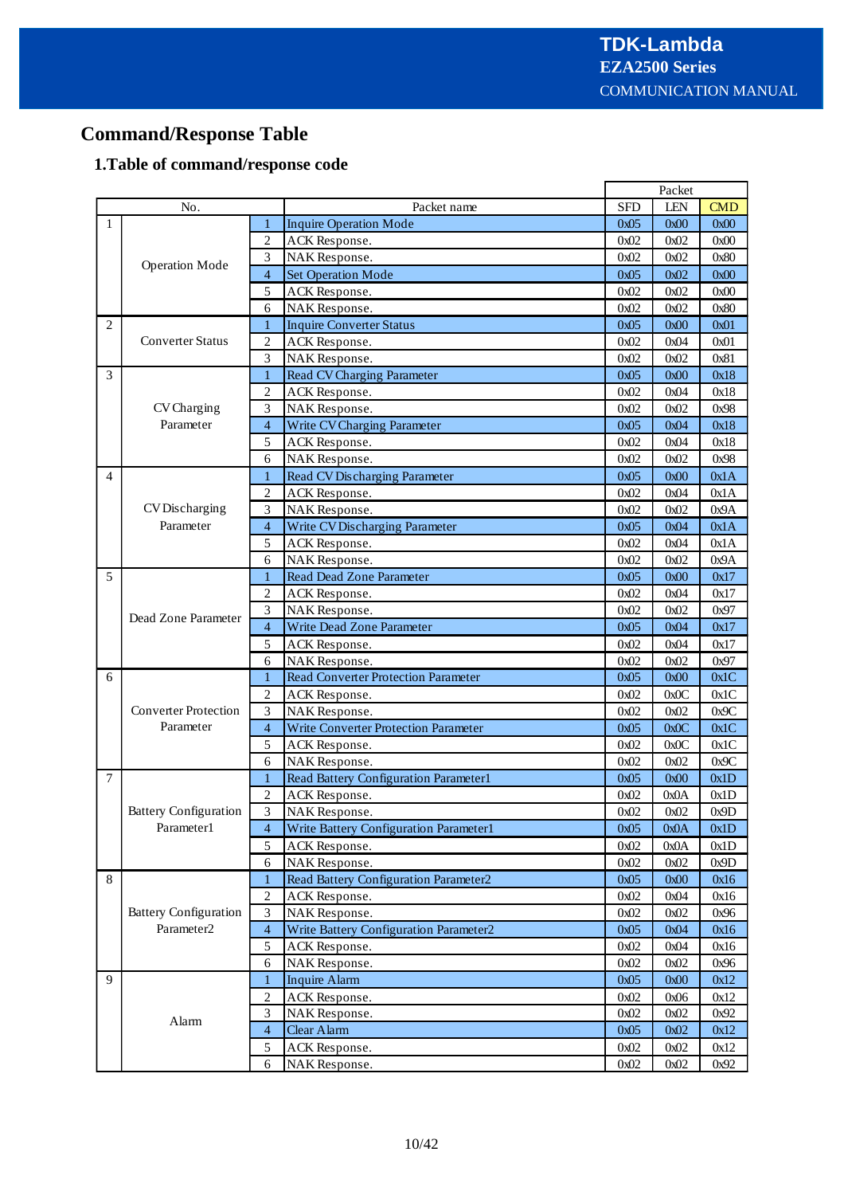# Command/Response Table

## 1.Table of command/response code

| No. | | | Packet name | Packet | | |
|---|---|---|---|---|---|---|
| | | | | SFD | LEN | CMD |
| 1 | Operation Mode | 1 | Inquire Operation Mode | 0x05 | 0x00 | 0x00 |
| | | 2 | ACK Response. | 0x02 | 0x02 | 0x00 |
| | | 3 | NAK Response. | 0x02 | 0x02 | 0x80 |
| | | 4 | Set Operation Mode | 0x05 | 0x02 | 0x00 |
| | | 5 | ACK Response. | 0x02 | 0x02 | 0x00 |
| | | 6 | NAK Response. | 0x02 | 0x02 | 0x80 |
| 2 | Converter Status | 1 | Inquire Converter Status | 0x05 | 0x00 | 0x01 |
| | | 2 | ACK Response. | 0x02 | 0x04 | 0x01 |
| | | 3 | NAK Response. | 0x02 | 0x02 | 0x81 |
| 3 | CV Charging Parameter | 1 | Read CV Charging Parameter | 0x05 | 0x00 | 0x18 |
| | | 2 | ACK Response. | 0x02 | 0x04 | 0x18 |
| | | 3 | NAK Response. | 0x02 | 0x02 | 0x98 |
| | | 4 | Write CV Charging Parameter | 0x05 | 0x04 | 0x18 |
| | | 5 | ACK Response. | 0x02 | 0x04 | 0x18 |
| | | 6 | NAK Response. | 0x02 | 0x02 | 0x98 |
| 4 | CV Discharging Parameter | 1 | Read CV Discharging Parameter | 0x05 | 0x00 | 0x1A |
| | | 2 | ACK Response. | 0x02 | 0x04 | 0x1A |
| | | 3 | NAK Response. | 0x02 | 0x02 | 0x9A |
| | | 4 | Write CV Discharging Parameter | 0x05 | 0x04 | 0x1A |
| | | 5 | ACK Response. | 0x02 | 0x04 | 0x1A |
| | | 6 | NAK Response. | 0x02 | 0x02 | 0x9A |
| 5 | Dead Zone Parameter | 1 | Read Dead Zone Parameter | 0x05 | 0x00 | 0x17 |
| | | 2 | ACK Response. | 0x02 | 0x04 | 0x17 |
| | | 3 | NAK Response. | 0x02 | 0x02 | 0x97 |
| | | 4 | Write Dead Zone Parameter | 0x05 | 0x04 | 0x17 |
| | | 5 | ACK Response. | 0x02 | 0x04 | 0x17 |
| | | 6 | NAK Response. | 0x02 | 0x02 | 0x97 |
| 6 | Converter Protection Parameter | 1 | Read Converter Protection Parameter | 0x05 | 0x00 | 0x1C |
| | | 2 | ACK Response. | 0x02 | 0x0C | 0x1C |
| | | 3 | NAK Response. | 0x02 | 0x02 | 0x9C |
| | | 4 | Write Converter Protection Parameter | 0x05 | 0x0C | 0x1C |
| | | 5 | ACK Response. | 0x02 | 0x0C | 0x1C |
| | | 6 | NAK Response. | 0x02 | 0x02 | 0x9C |
| 7 | Battery Configuration Parameter1 | 1 | Read Battery Configuration Parameter1 | 0x05 | 0x00 | 0x1D |
| | | 2 | ACK Response. | 0x02 | 0x0A | 0x1D |
| | | 3 | NAK Response. | 0x02 | 0x02 | 0x9D |
| | | 4 | Write Battery Configuration Parameter1 | 0x05 | 0x0A | 0x1D |
| | | 5 | ACK Response. | 0x02 | 0x0A | 0x1D |
| | | 6 | NAK Response. | 0x02 | 0x02 | 0x9D |
| 8 | Battery Configuration Parameter2 | 1 | Read Battery Configuration Parameter2 | 0x05 | 0x00 | 0x16 |
| | | 2 | ACK Response. | 0x02 | 0x04 | 0x16 |
| | | 3 | NAK Response. | 0x02 | 0x02 | 0x96 |
| | | 4 | Write Battery Configuration Parameter2 | 0x05 | 0x04 | 0x16 |
| | | 5 | ACK Response. | 0x02 | 0x04 | 0x16 |
| | | 6 | NAK Response. | 0x02 | 0x02 | 0x96 |
| 9 | Alarm | 1 | Inquire Alarm | 0x05 | 0x00 | 0x12 |
| | | 2 | ACK Response. | 0x02 | 0x06 | 0x12 |
| | | 3 | NAK Response. | 0x02 | 0x02 | 0x92 |
| | | 4 | Clear Alarm | 0x05 | 0x02 | 0x12 |
| | | 5 | ACK Response. | 0x02 | 0x02 | 0x12 |
| | | 6 | NAK Response. | 0x02 | 0x02 | 0x92 |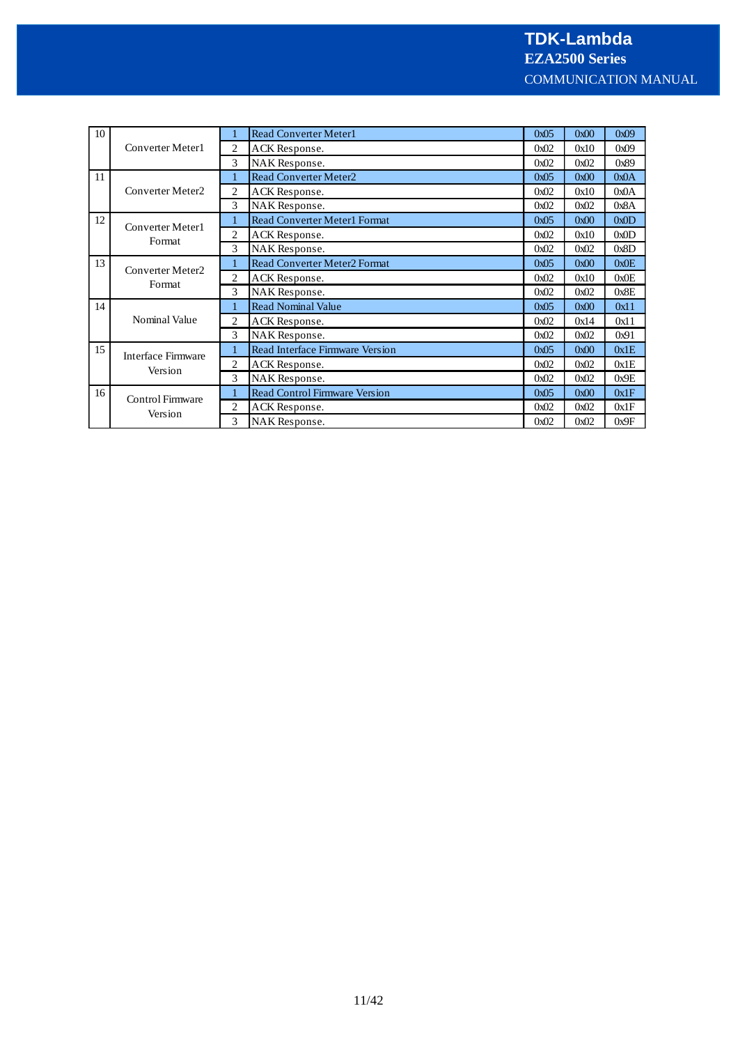| | | | | | | |
|---|---|---|---|---|---|---|
| 10 | Converter Meter1 | 1 | Read Converter Meter1 | 0x05 | 0x00 | 0x09 |
| | | 2 | ACK Response. | 0x02 | 0x10 | 0x09 |
| | | 3 | NAK Response. | 0x02 | 0x02 | 0x89 |
| 11 | Converter Meter2 | 1 | Read Converter Meter2 | 0x05 | 0x00 | 0x0A |
| | | 2 | ACK Response. | 0x02 | 0x10 | 0x0A |
| | | 3 | NAK Response. | 0x02 | 0x02 | 0x8A |
| 12 | Converter Meter1 Format | 1 | Read Converter Meter1 Format | 0x05 | 0x00 | 0x0D |
| | | 2 | ACK Response. | 0x02 | 0x10 | 0x0D |
| | | 3 | NAK Response. | 0x02 | 0x02 | 0x8D |
| 13 | Converter Meter2 Format | 1 | Read Converter Meter2 Format | 0x05 | 0x00 | 0x0E |
| | | 2 | ACK Response. | 0x02 | 0x10 | 0x0E |
| | | 3 | NAK Response. | 0x02 | 0x02 | 0x8E |
| 14 | Nominal Value | 1 | Read Nominal Value | 0x05 | 0x00 | 0x11 |
| | | 2 | ACK Response. | 0x02 | 0x14 | 0x11 |
| | | 3 | NAK Response. | 0x02 | 0x02 | 0x91 |
| 15 | Interface Firmware Version | 1 | Read Interface Firmware Version | 0x05 | 0x00 | 0x1E |
| | | 2 | ACK Response. | 0x02 | 0x02 | 0x1E |
| | | 3 | NAK Response. | 0x02 | 0x02 | 0x9E |
| 16 | Control Firmware Version | 1 | Read Control Firmware Version | 0x05 | 0x00 | 0x1F |
| | | 2 | ACK Response. | 0x02 | 0x02 | 0x1F |
| | | 3 | NAK Response. | 0x02 | 0x02 | 0x9F |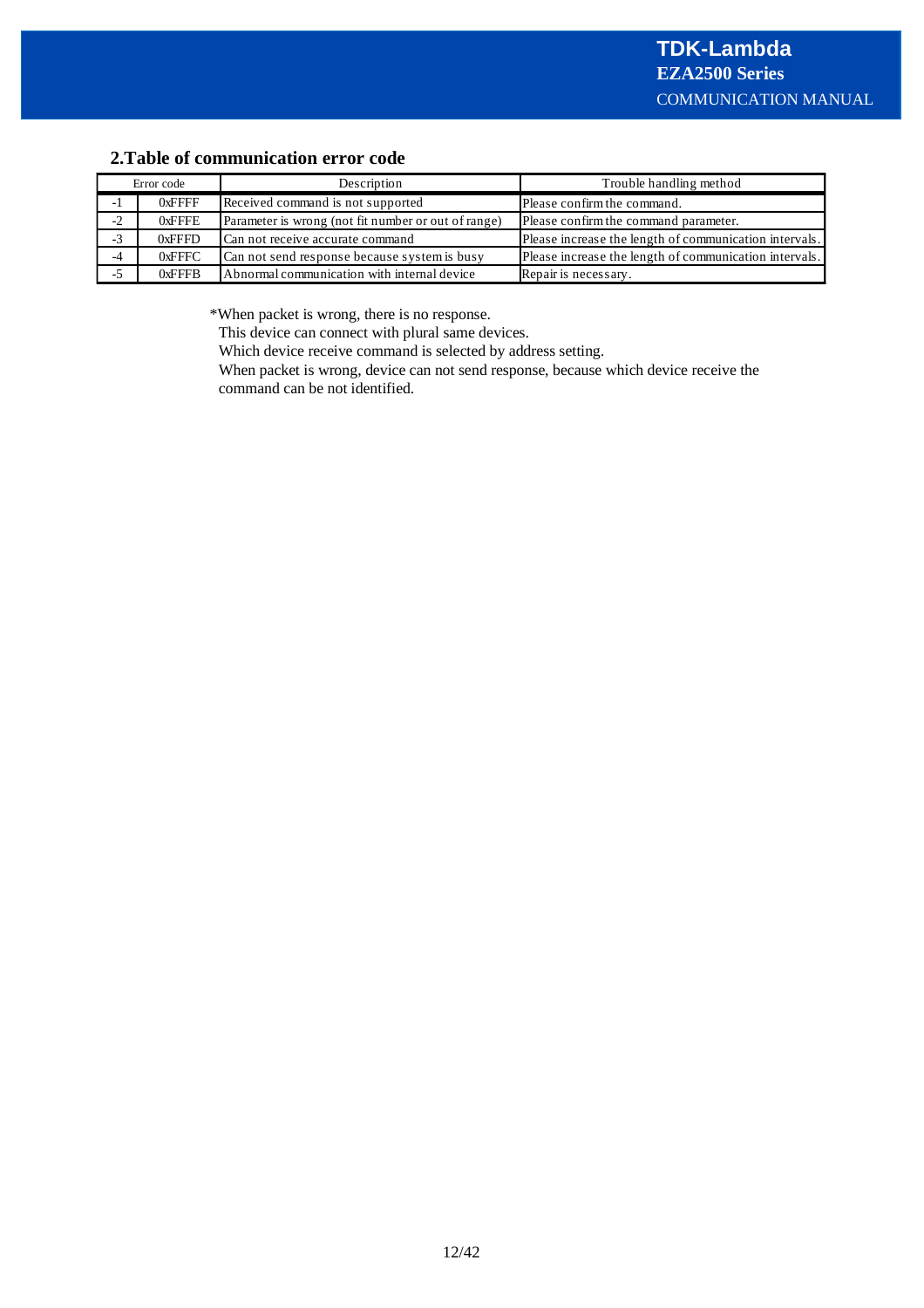## 2.Table of communication error code

| Error code | | Description | Trouble handling method |
|---|---|---|---|
| -1 | 0xFFFF | Received command is not supported | Please confirm the command. |
| -2 | 0xFFFE | Parameter is wrong (not fit number or out of range) | Please confirm the command parameter. |
| -3 | 0xFFFD | Can not receive accurate command | Please increase the length of communication intervals. |
| -4 | 0xFFFC | Can not send response because system is busy | Please increase the length of communication intervals. |
| -5 | 0xFFFB | Abnormal communication with internal device | Repair is necessary. |

*When packet is wrong, there is no response.
This device can connect with plural same devices.
Which device receive command is selected by address setting.
When packet is wrong, device can not send response, because which device receive the command can be not identified.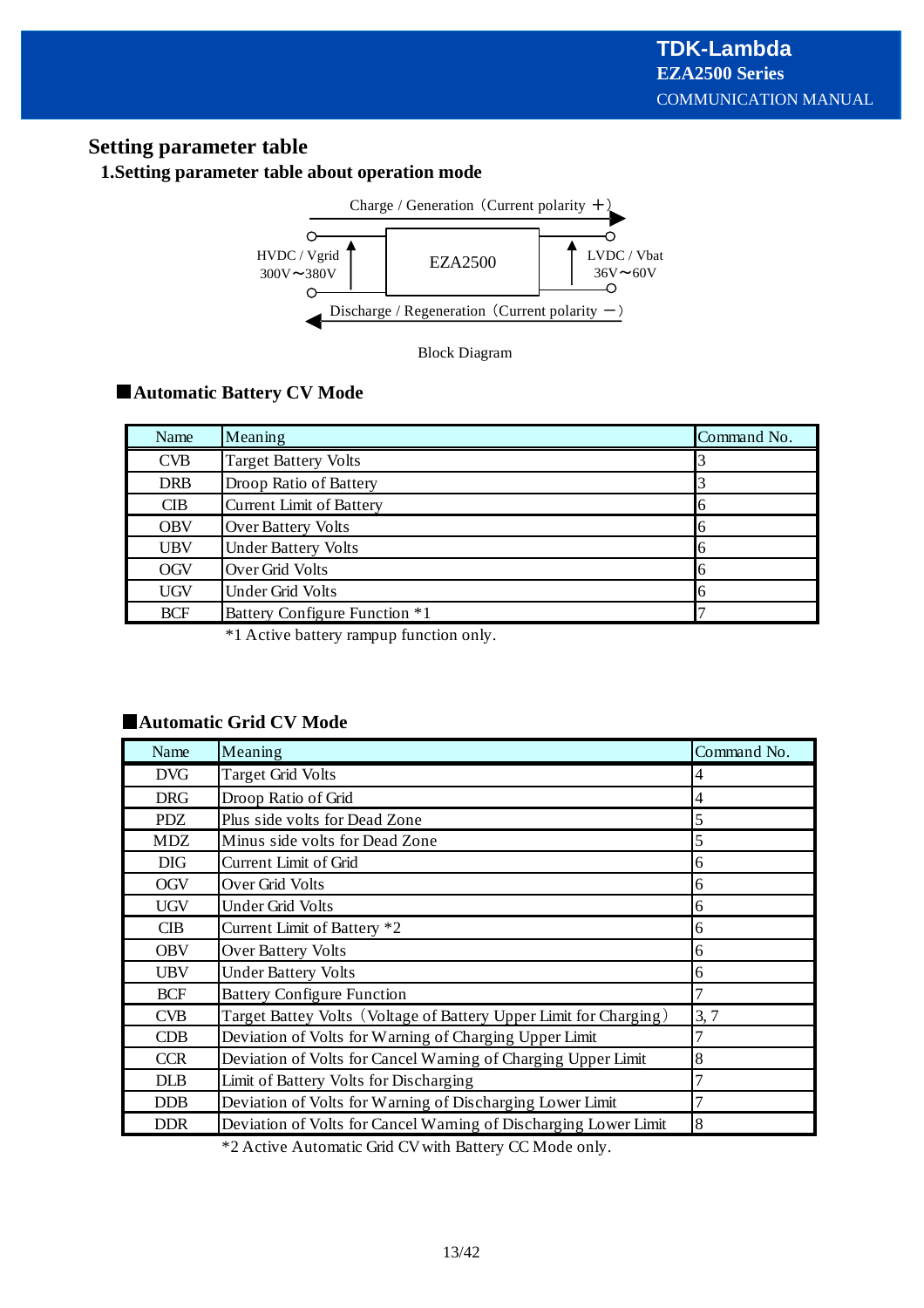## Setting parameter table

### 1.Setting parameter table about operation mode

Charge / Generation（Current polarity ＋）

HVDC / Vgrid 300V～380V

EZA2500

LVDC / Vbat 36V～60V

Discharge / Regeneration（Current polarity －）

Block Diagram

#### ■Automatic Battery CV Mode

| Name | Meaning | Command No. |
|---|---|---|
| CVB | Target Battery Volts | 3 |
| DRB | Droop Ratio of Battery | 3 |
| CIB | Current Limit of Battery | 6 |
| OBV | Over Battery Volts | 6 |
| UBV | Under Battery Volts | 6 |
| OGV | Over Grid Volts | 6 |
| UGV | Under Grid Volts | 6 |
| BCF | Battery Configure Function *1 | 7 |

*1 Active battery rampup function only.

#### ■Automatic Grid CV Mode

| Name | Meaning | Command No. |
|---|---|---|
| DVG | Target Grid Volts | 4 |
| DRG | Droop Ratio of Grid | 4 |
| PDZ | Plus side volts for Dead Zone | 5 |
| MDZ | Minus side volts for Dead Zone | 5 |
| DIG | Current Limit of Grid | 6 |
| OGV | Over Grid Volts | 6 |
| UGV | Under Grid Volts | 6 |
| CIB | Current Limit of Battery *2 | 6 |
| OBV | Over Battery Volts | 6 |
| UBV | Under Battery Volts | 6 |
| BCF | Battery Configure Function | 7 |
| CVB | Target Battey Volts（Voltage of Battery Upper Limit for Charging） | 3, 7 |
| CDB | Deviation of Volts for Warning of Charging Upper Limit | 7 |
| CCR | Deviation of Volts for Cancel Warning of Charging Upper Limit | 8 |
| DLB | Limit of Battery Volts for Discharging | 7 |
| DDB | Deviation of Volts for Warning of Discharging Lower Limit | 7 |
| DDR | Deviation of Volts for Cancel Warning of Discharging Lower Limit | 8 |

*2 Active Automatic Grid CV with Battery CC Mode only.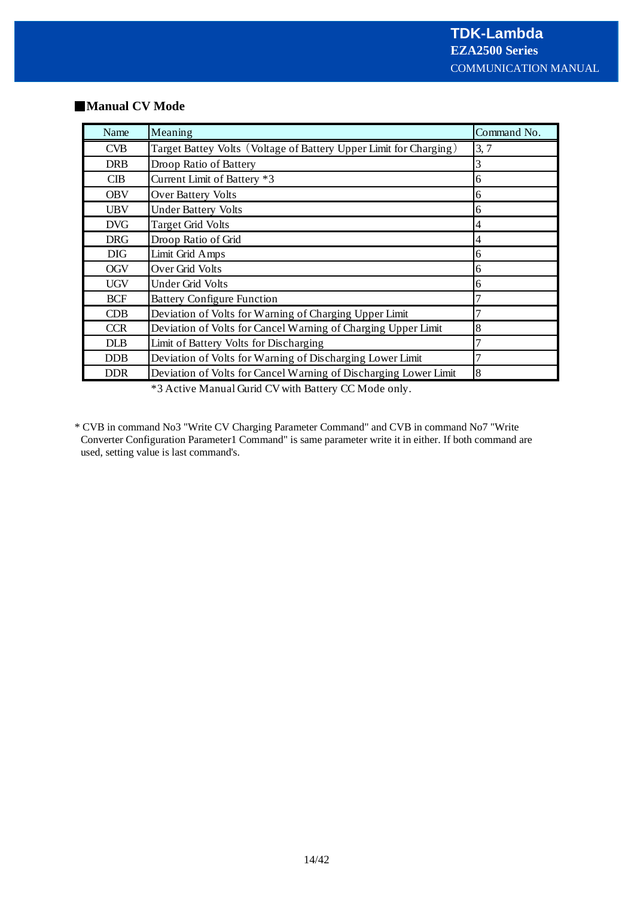## ■Manual CV Mode

| Name | Meaning | Command No. |
|---|---|---|
| CVB | Target Battey Volts（Voltage of Battery Upper Limit for Charging） | 3, 7 |
| DRB | Droop Ratio of Battery | 3 |
| CIB | Current Limit of Battery *3 | 6 |
| OBV | Over Battery Volts | 6 |
| UBV | Under Battery Volts | 6 |
| DVG | Target Grid Volts | 4 |
| DRG | Droop Ratio of Grid | 4 |
| DIG | Limit Grid Amps | 6 |
| OGV | Over Grid Volts | 6 |
| UGV | Under Grid Volts | 6 |
| BCF | Battery Configure Function | 7 |
| CDB | Deviation of Volts for Warning of Charging Upper Limit | 7 |
| CCR | Deviation of Volts for Cancel Warning of Charging Upper Limit | 8 |
| DLB | Limit of Battery Volts for Discharging | 7 |
| DDB | Deviation of Volts for Warning of Discharging Lower Limit | 7 |
| DDR | Deviation of Volts for Cancel Warning of Discharging Lower Limit | 8 |

*3 Active Manual Gurid CV with Battery CC Mode only.

* CVB in command No3 "Write CV Charging Parameter Command" and CVB in command No7 "Write Converter Configuration Parameter1 Command" is same parameter write it in either. If both command are used, setting value is last command's.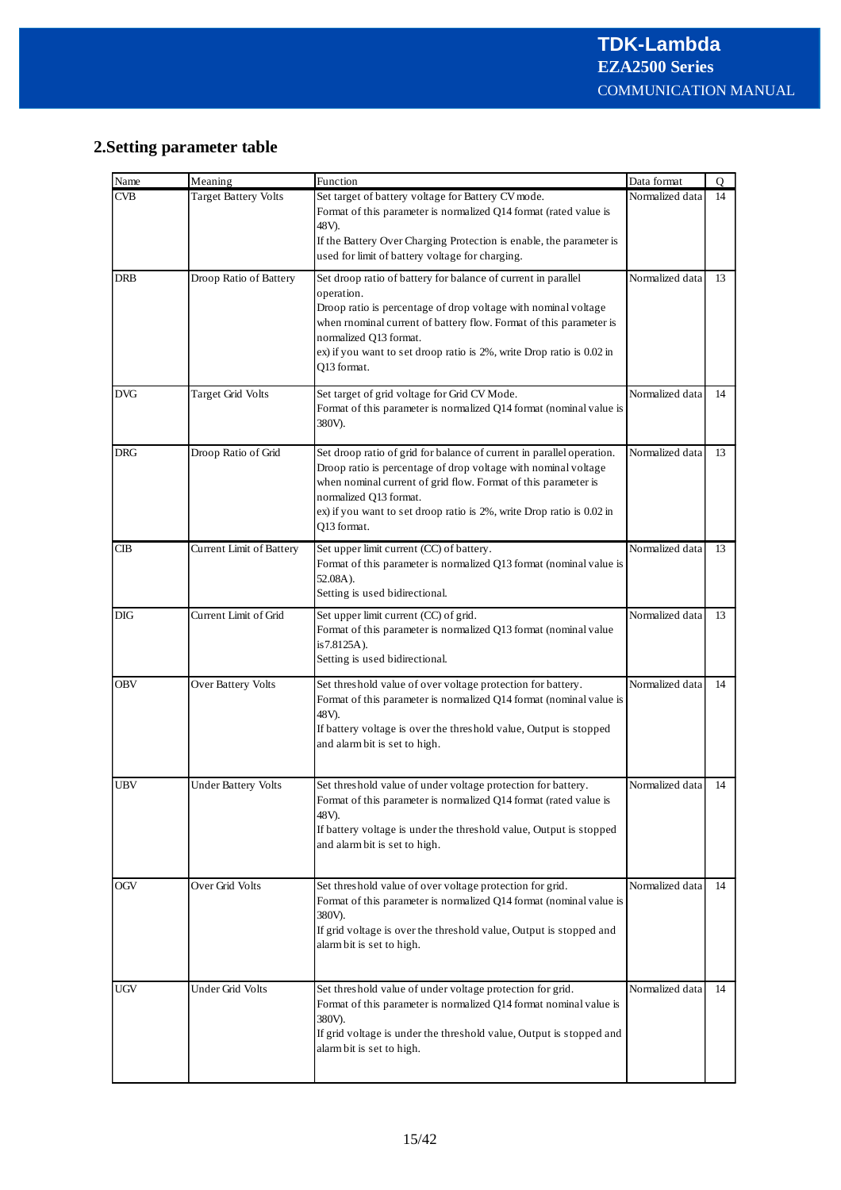## 2.Setting parameter table

| Name | Meaning | Function | Data format | Q |
|---|---|---|---|---|
| CVB | Target Battery Volts | Set target of battery voltage for Battery CV mode.<br>Format of this parameter is normalized Q14 format (rated value is 48V).<br>If the Battery Over Charging Protection is enable, the parameter is used for limit of battery voltage for charging. | Normalized data | 14 |
| DRB | Droop Ratio of Battery | Set droop ratio of battery for balance of current in parallel operation.<br>Droop ratio is percentage of drop voltage with nominal voltage when rnominal current of battery flow. Format of this parameter is normalized Q13 format.<br>ex) if you want to set droop ratio is 2%, write Drop ratio is 0.02 in Q13 format. | Normalized data | 13 |
| DVG | Target Grid Volts | Set target of grid voltage for Grid CV Mode.<br>Format of this parameter is normalized Q14 format (nominal value is 380V). | Normalized data | 14 |
| DRG | Droop Ratio of Grid | Set droop ratio of grid for balance of current in parallel operation.<br>Droop ratio is percentage of drop voltage with nominal voltage when nominal current of grid flow. Format of this parameter is normalized Q13 format.<br>ex) if you want to set droop ratio is 2%, write Drop ratio is 0.02 in Q13 format. | Normalized data | 13 |
| CIB | Current Limit of Battery | Set upper limit current (CC) of battery.<br>Format of this parameter is normalized Q13 format (nominal value is 52.08A).<br>Setting is used bidirectional. | Normalized data | 13 |
| DIG | Current Limit of Grid | Set upper limit current (CC) of grid.<br>Format of this parameter is normalized Q13 format (nominal value is7.8125A).<br>Setting is used bidirectional. | Normalized data | 13 |
| OBV | Over Battery Volts | Set threshold value of over voltage protection for battery.<br>Format of this parameter is normalized Q14 format (nominal value is 48V).<br>If battery voltage is over the threshold value, Output is stopped and alarm bit is set to high. | Normalized data | 14 |
| UBV | Under Battery Volts | Set threshold value of under voltage protection for battery.<br>Format of this parameter is normalized Q14 format (rated value is 48V).<br>If battery voltage is under the threshold value, Output is stopped and alarm bit is set to high. | Normalized data | 14 |
| OGV | Over Grid Volts | Set threshold value of over voltage protection for grid.<br>Format of this parameter is normalized Q14 format (nominal value is 380V).<br>If grid voltage is over the threshold value, Output is stopped and alarm bit is set to high. | Normalized data | 14 |
| UGV | Under Grid Volts | Set threshold value of under voltage protection for grid.<br>Format of this parameter is normalized Q14 format nominal value is 380V).<br>If grid voltage is under the threshold value, Output is stopped and alarm bit is set to high. | Normalized data | 14 |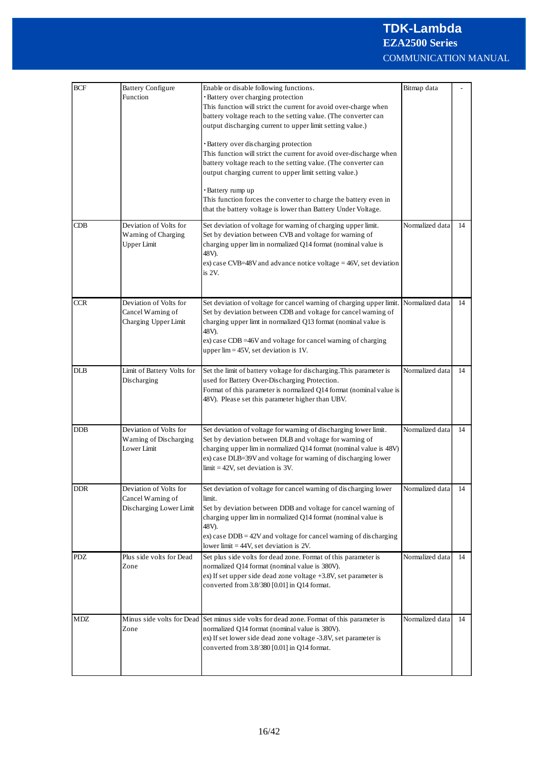| | | | | |
|---|---|---|---|---|
| BCF | Battery Configure Function | Enable or disable following functions.<br>・Battery over charging protection<br>This function will strict the current for avoid over-charge when battery voltage reach to the setting value. (The converter can output discharging current to upper limit setting value.)<br><br>・Battery over discharging protection<br>This function will strict the current for avoid over-discharge when battery voltage reach to the setting value. (The converter can output charging current to upper limit setting value.)<br><br>・Battery rump up<br>This function forces the converter to charge the battery even in that the battery voltage is lower than Battery Under Voltage. | Bitmap data | - |
| CDB | Deviation of Volts for Warning of Charging Upper Limit | Set deviation of voltage for warning of charging upper limit.<br>Set by deviation between CVB and voltage for warning of charging upper lim in normalized Q14 format (nominal value is 48V).<br>ex) case CVB=48V and advance notice voltage = 46V, set deviation is 2V. | Normalized data | 14 |
| CCR | Deviation of Volts for Cancel Warning of Charging Upper Limit | Set deviation of voltage for cancel warning of charging upper limit.<br>Set by deviation between CDB and voltage for cancel warning of charging upper limt in normalized Q13 format (nominal value is 48V).<br>ex) case CDB =46V and voltage for cancel warning of charging upper lim = 45V, set deviation is 1V. | Normalized data | 14 |
| DLB | Limit of Battery Volts for Discharging | Set the limit of battery voltage for discharging.This parameter is used for Battery Over-Discharging Protection.<br>Format of this parameter is normalized Q14 format (nominal value is 48V). Please set this parameter higher than UBV. | Normalized data | 14 |
| DDB | Deviation of Volts for Warning of Discharging Lower Limit | Set deviation of voltage for warning of discharging lower limit.<br>Set by deviation between DLB and voltage for warning of charging upper lim in normalized Q14 format (nominal value is 48V)<br>ex) case DLB=39V and voltage for warning of discharging lower limit = 42V, set deviation is 3V. | Normalized data | 14 |
| DDR | Deviation of Volts for Cancel Warning of Discharging Lower Limit | Set deviation of voltage for cancel warning of discharging lower limit.<br>Set by deviation between DDB and voltage for cancel warning of charging upper lim in normalized Q14 format (nominal value is 48V).<br>ex) case DDB = 42V and voltage for cancel warning of discharging lower limit = 44V, set deviation is 2V. | Normalized data | 14 |
| PDZ | Plus side volts for Dead Zone | Set plus side volts for dead zone. Format of this parameter is normalized Q14 format (nominal value is 380V).<br>ex) If set upper side dead zone voltage +3.8V, set parameter is converted from 3.8/380 [0.01] in Q14 format. | Normalized data | 14 |
| MDZ | Minus side volts for Dead Zone | Set minus side volts for dead zone. Format of this parameter is normalized Q14 format (nominal value is 380V).<br>ex) If set lower side dead zone voltage -3.8V, set parameter is converted from 3.8/380 [0.01] in Q14 format. | Normalized data | 14 |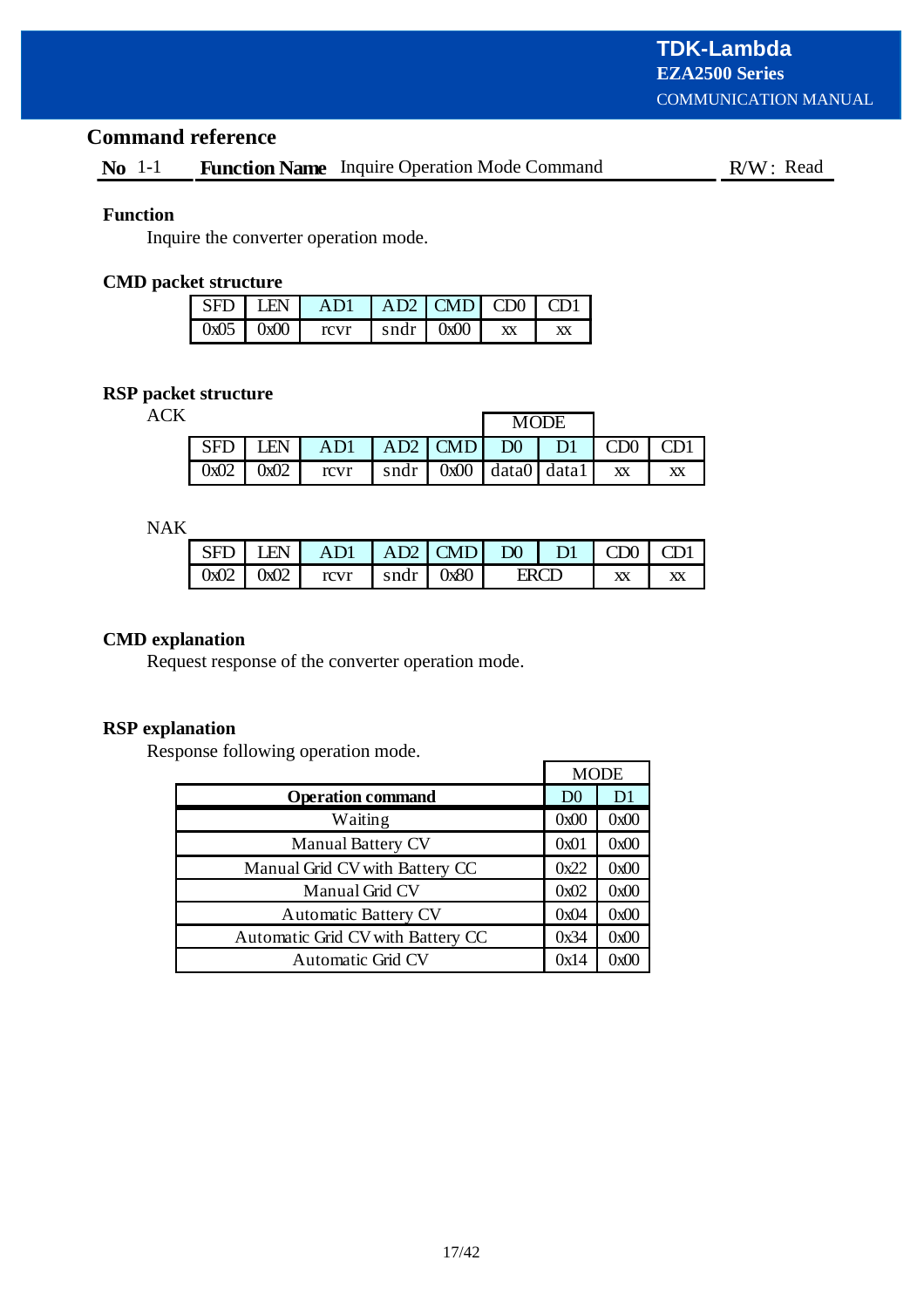## Command reference

**No** 1-1 **Function Name** Inquire Operation Mode Command R/W : Read

### Function

Inquire the converter operation mode.

### CMD packet structure

| SFD | LEN | AD1 | AD2 | CMD | CD0 | CD1 |
|---|---|---|---|---|---|---|
| 0x05 | 0x00 | rcvr | sndr | 0x00 | xx | xx |

### RSP packet structure

ACK

| | | | | | MODE | | | |
|---|---|---|---|---|---|---|---|---|
| SFD | LEN | AD1 | AD2 | CMD | D0 | D1 | CD0 | CD1 |
| 0x02 | 0x02 | rcvr | sndr | 0x00 | data0 | data1 | xx | xx |

NAK

| SFD | LEN | AD1 | AD2 | CMD | D0 | D1 | CD0 | CD1 |
|---|---|---|---|---|---|---|---|---|
| 0x02 | 0x02 | rcvr | sndr | 0x80 | ERCD | | xx | xx |

### CMD explanation

Request response of the converter operation mode.

### RSP explanation

Response following operation mode.

| | MODE | |
|---|---|---|
| **Operation command** | D0 | D1 |
| Waiting | 0x00 | 0x00 |
| Manual Battery CV | 0x01 | 0x00 |
| Manual Grid CV with Battery CC | 0x22 | 0x00 |
| Manual Grid CV | 0x02 | 0x00 |
| Automatic Battery CV | 0x04 | 0x00 |
| Automatic Grid CV with Battery CC | 0x34 | 0x00 |
| Automatic Grid CV | 0x14 | 0x00 |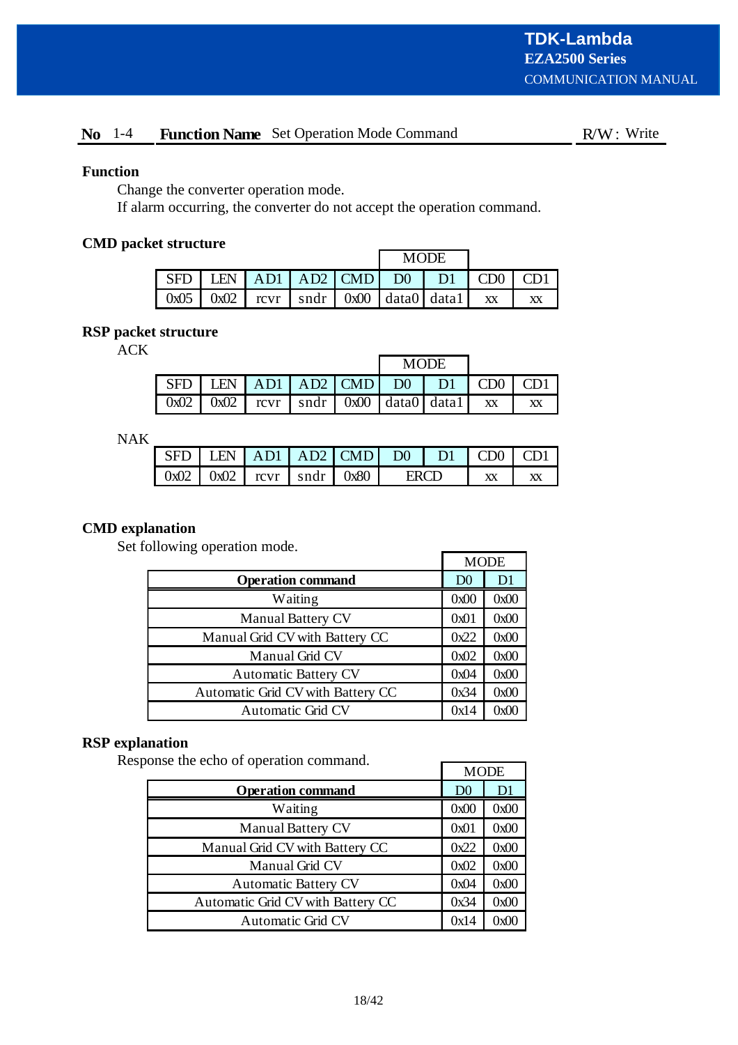**No** 1-4 **Function Name** Set Operation Mode Command R/W : Write

**Function**

Change the converter operation mode.
If alarm occurring, the converter do not accept the operation command.

**CMD packet structure**

| | | | | | MODE | | | |
|---|---|---|---|---|---|---|---|---|
| SFD | LEN | AD1 | AD2 | CMD | D0 | D1 | CD0 | CD1 |
| 0x05 | 0x02 | rcvr | sndr | 0x00 | data0 | data1 | xx | xx |

**RSP packet structure**

ACK

| | | | | | MODE | | | |
|---|---|---|---|---|---|---|---|---|
| SFD | LEN | AD1 | AD2 | CMD | D0 | D1 | CD0 | CD1 |
| 0x02 | 0x02 | rcvr | sndr | 0x00 | data0 | data1 | xx | xx |

NAK

| SFD | LEN | AD1 | AD2 | CMD | D0 | D1 | CD0 | CD1 |
|---|---|---|---|---|---|---|---|---|
| 0x02 | 0x02 | rcvr | sndr | 0x80 | ERCD | | xx | xx |

**CMD explanation**

Set following operation mode.

| | MODE | |
|---|---|---|
| **Operation command** | D0 | D1 |
| Waiting | 0x00 | 0x00 |
| Manual Battery CV | 0x01 | 0x00 |
| Manual Grid CV with Battery CC | 0x22 | 0x00 |
| Manual Grid CV | 0x02 | 0x00 |
| Automatic Battery CV | 0x04 | 0x00 |
| Automatic Grid CV with Battery CC | 0x34 | 0x00 |
| Automatic Grid CV | 0x14 | 0x00 |

**RSP explanation**

Response the echo of operation command.

| | MODE | |
|---|---|---|
| **Operation command** | D0 | D1 |
| Waiting | 0x00 | 0x00 |
| Manual Battery CV | 0x01 | 0x00 |
| Manual Grid CV with Battery CC | 0x22 | 0x00 |
| Manual Grid CV | 0x02 | 0x00 |
| Automatic Battery CV | 0x04 | 0x00 |
| Automatic Grid CV with Battery CC | 0x34 | 0x00 |
| Automatic Grid CV | 0x14 | 0x00 |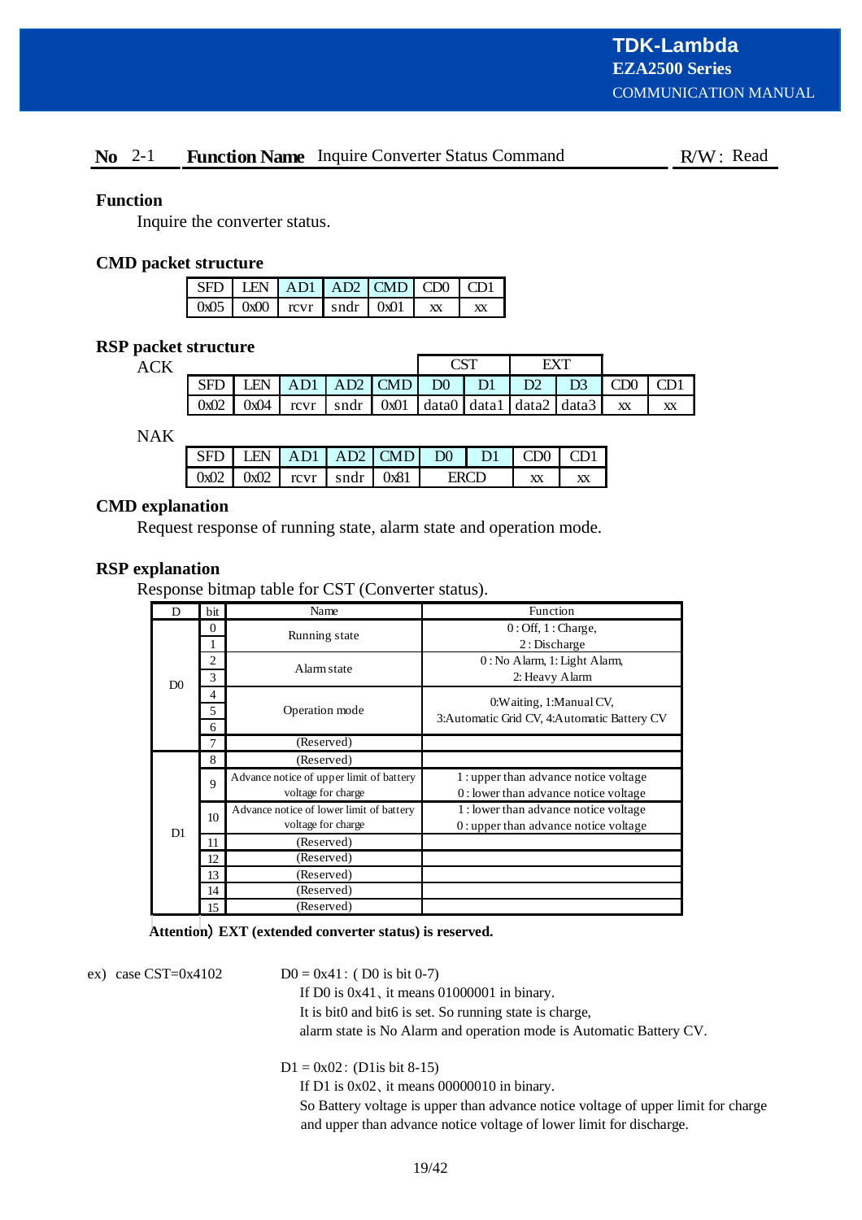**No** 2-1 **Function Name** Inquire Converter Status Command R/W : Read

**Function**

Inquire the converter status.

**CMD packet structure**

| SFD | LEN | AD1 | AD2 | CMD | CD0 | CD1 |
|---|---|---|---|---|---|---|
| 0x05 | 0x00 | rcvr | sndr | 0x01 | xx | xx |

**RSP packet structure**

ACK

| | | | | | CST | | EXT | | | |
|---|---|---|---|---|---|---|---|---|---|---|
| SFD | LEN | AD1 | AD2 | CMD | D0 | D1 | D2 | D3 | CD0 | CD1 |
| 0x02 | 0x04 | rcvr | sndr | 0x01 | data0 | data1 | data2 | data3 | xx | xx |

NAK

| SFD | LEN | AD1 | AD2 | CMD | D0 | D1 | CD0 | CD1 |
|---|---|---|---|---|---|---|---|---|
| 0x02 | 0x02 | rcvr | sndr | 0x81 | ERCD | | xx | xx |

**CMD explanation**

Request response of running state, alarm state and operation mode.

**RSP explanation**

Response bitmap table for CST (Converter status).

| D | bit | Name | Function |
|---|---|---|---|
| D0 | 0 | Running state | 0 : Off, 1 : Charge, 2 : Discharge |
| | 1 | | |
| | 2 | Alarm state | 0 : No Alarm, 1: Light Alarm, 2: Heavy Alarm |
| | 3 | | |
| | 4 | Operation mode | 0:Waiting, 1:Manual CV, 3:Automatic Grid CV, 4:Automatic Battery CV |
| | 5 | | |
| | 6 | | |
| | 7 | (Reserved) | |
| D1 | 8 | (Reserved) | |
| | 9 | Advance notice of upper limit of battery voltage for charge | 1 : upper than advance notice voltage<br>0 : lower than advance notice voltage |
| | 10 | Advance notice of lower limit of battery voltage for charge | 1 : lower than advance notice voltage<br>0 : upper than advance notice voltage |
| | 11 | (Reserved) | |
| | 12 | (Reserved) | |
| | 13 | (Reserved) | |
| | 14 | (Reserved) | |
| | 15 | (Reserved) | |

**Attention) EXT (extended converter status) is reserved.**

ex) case CST=0x4102

D0 = 0x41 : ( D0 is bit 0-7)
If D0 is 0x41、it means 01000001 in binary.
It is bit0 and bit6 is set. So running state is charge,
alarm state is No Alarm and operation mode is Automatic Battery CV.

D1 = 0x02 : (D1is bit 8-15)
If D1 is 0x02、it means 00000010 in binary.
So Battery voltage is upper than advance notice voltage of upper limit for charge
and upper than advance notice voltage of lower limit for discharge.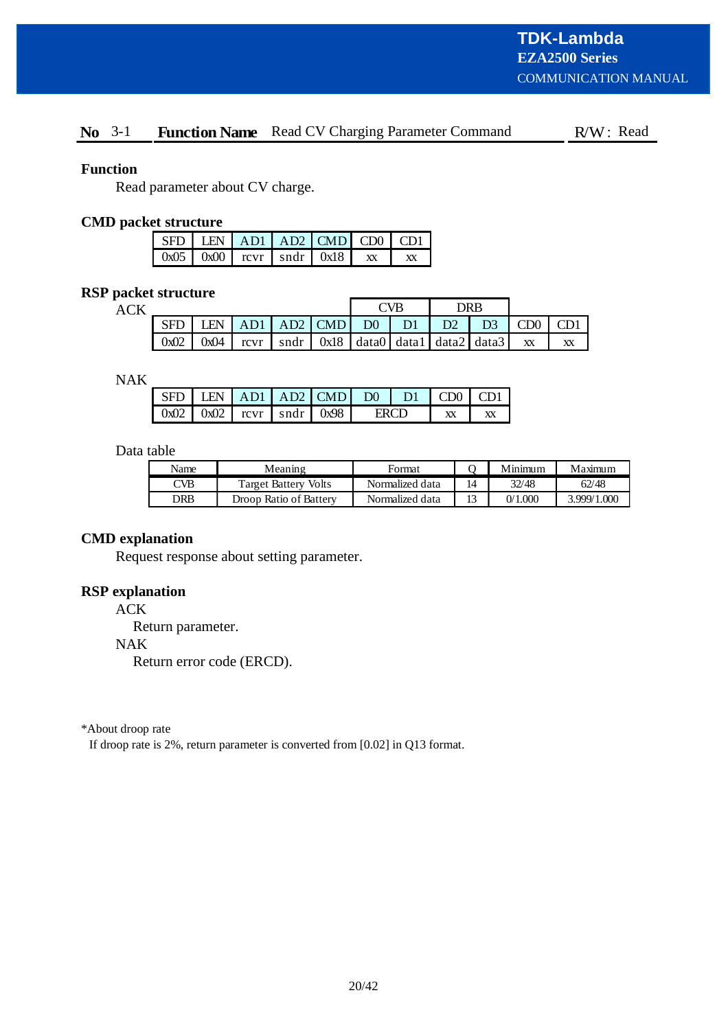**No** 3-1 **Function Name** Read CV Charging Parameter Command R/W : Read

### Function

Read parameter about CV charge.

### CMD packet structure

| SFD | LEN | AD1 | AD2 | CMD | CD0 | CD1 |
|---|---|---|---|---|---|---|
| 0x05 | 0x00 | rcvr | sndr | 0x18 | xx | xx |

### RSP packet structure

ACK

| | | | | | CVB | | DRB | | | |
|---|---|---|---|---|---|---|---|---|---|---|
| SFD | LEN | AD1 | AD2 | CMD | D0 | D1 | D2 | D3 | CD0 | CD1 |
| 0x02 | 0x04 | rcvr | sndr | 0x18 | data0 | data1 | data2 | data3 | xx | xx |

NAK

| SFD | LEN | AD1 | AD2 | CMD | D0 | D1 | CD0 | CD1 |
|---|---|---|---|---|---|---|---|---|
| 0x02 | 0x02 | rcvr | sndr | 0x98 | ERCD | | xx | xx |

Data table

| Name | Meaning | Format | Q | Minimum | Maximum |
|---|---|---|---|---|---|
| CVB | Target Battery Volts | Normalized data | 14 | 32/48 | 62/48 |
| DRB | Droop Ratio of Battery | Normalized data | 13 | 0/1.000 | 3.999/1.000 |

### CMD explanation

Request response about setting parameter.

### RSP explanation

ACK

Return parameter.

NAK

Return error code (ERCD).

*About droop rate

If droop rate is 2%, return parameter is converted from [0.02] in Q13 format.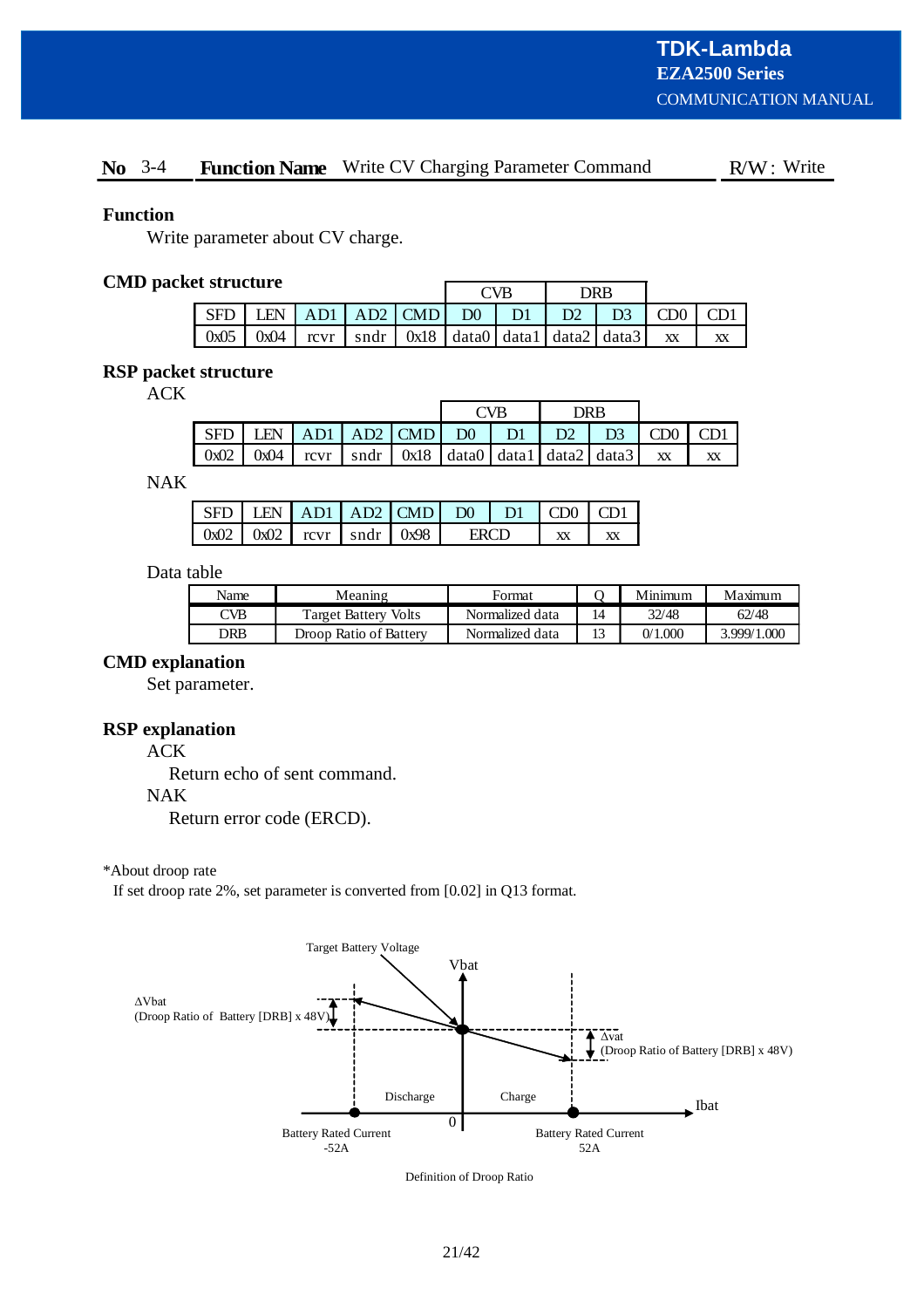**No** 3-4 **Function Name** Write CV Charging Parameter Command R/W : Write

### Function

Write parameter about CV charge.

### CMD packet structure

| | | | | | CVB | | DRB | | | |
|---|---|---|---|---|---|---|---|---|---|---|
| SFD | LEN | AD1 | AD2 | CMD | D0 | D1 | D2 | D3 | CD0 | CD1 |
| 0x05 | 0x04 | rcvr | sndr | 0x18 | data0 | data1 | data2 | data3 | xx | xx |

### RSP packet structure

ACK

| | | | | | CVB | | DRB | | | |
|---|---|---|---|---|---|---|---|---|---|---|
| SFD | LEN | AD1 | AD2 | CMD | D0 | D1 | D2 | D3 | CD0 | CD1 |
| 0x02 | 0x04 | rcvr | sndr | 0x18 | data0 | data1 | data2 | data3 | xx | xx |

NAK

| SFD | LEN | AD1 | AD2 | CMD | D0 | D1 | CD0 | CD1 |
|---|---|---|---|---|---|---|---|---|
| 0x02 | 0x02 | rcvr | sndr | 0x98 | ERCD | | xx | xx |

Data table

| Name | Meaning | Format | Q | Minimum | Maximum |
|---|---|---|---|---|---|
| CVB | Target Battery Volts | Normalized data | 14 | 32/48 | 62/48 |
| DRB | Droop Ratio of Battery | Normalized data | 13 | 0/1.000 | 3.999/1.000 |

### CMD explanation

Set parameter.

### RSP explanation

ACK

Return echo of sent command.

NAK

Return error code (ERCD).

*About droop rate

If set droop rate 2%, set parameter is converted from [0.02] in Q13 format.

Target Battery Voltage

Vbat

ΔVbat
(Droop Ratio of Battery [DRB] x 48V)

Δvat
(Droop Ratio of Battery [DRB] x 48V)

Discharge

Charge

Ibat

0

Battery Rated Current
-52A

Battery Rated Current
52A

Definition of Droop Ratio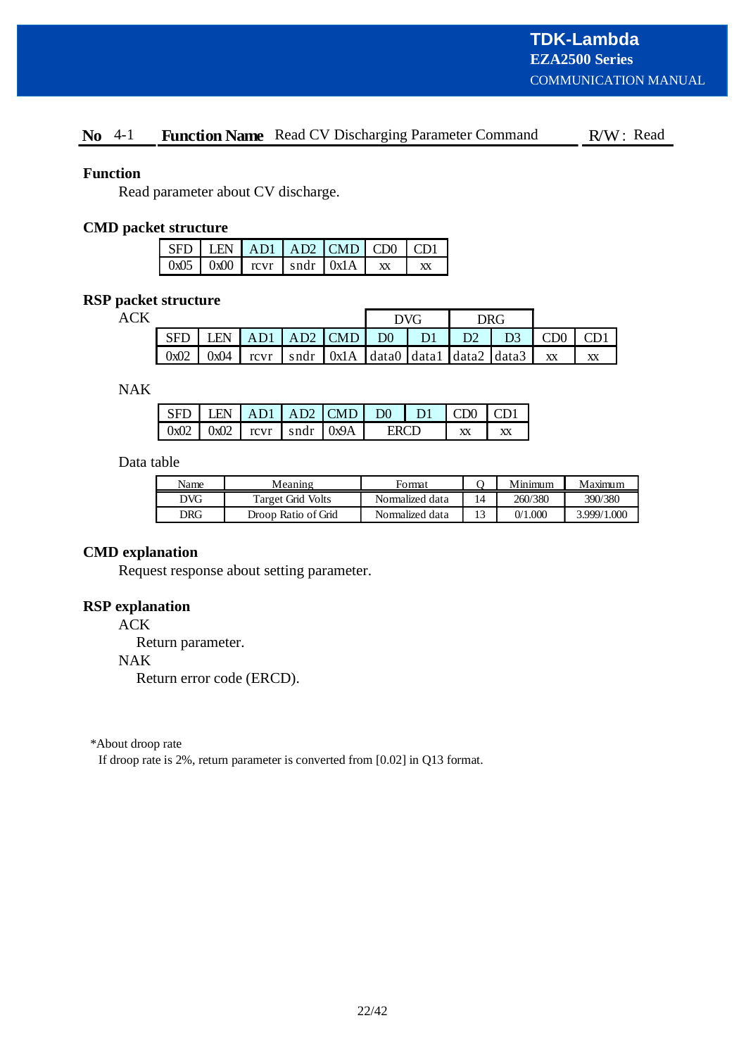**No** 4-1 **Function Name** Read CV Discharging Parameter Command R/W : Read

### Function

Read parameter about CV discharge.

### CMD packet structure

| SFD | LEN | AD1 | AD2 | CMD | CD0 | CD1 |
|---|---|---|---|---|---|---|
| 0x05 | 0x00 | rcvr | sndr | 0x1A | xx | xx |

### RSP packet structure

ACK

| | | | | | DVG | | DRG | | | |
|---|---|---|---|---|---|---|---|---|---|---|
| SFD | LEN | AD1 | AD2 | CMD | D0 | D1 | D2 | D3 | CD0 | CD1 |
| 0x02 | 0x04 | rcvr | sndr | 0x1A | data0 | data1 | data2 | data3 | xx | xx |

NAK

| SFD | LEN | AD1 | AD2 | CMD | D0 | D1 | CD0 | CD1 |
|---|---|---|---|---|---|---|---|---|
| 0x02 | 0x02 | rcvr | sndr | 0x9A | ERCD | | xx | xx |

Data table

| Name | Meaning | Format | Q | Minimum | Maximum |
|---|---|---|---|---|---|
| DVG | Target Grid Volts | Normalized data | 14 | 260/380 | 390/380 |
| DRG | Droop Ratio of Grid | Normalized data | 13 | 0/1.000 | 3.999/1.000 |

### CMD explanation

Request response about setting parameter.

### RSP explanation

ACK

Return parameter.

NAK

Return error code (ERCD).

*About droop rate

If droop rate is 2%, return parameter is converted from [0.02] in Q13 format.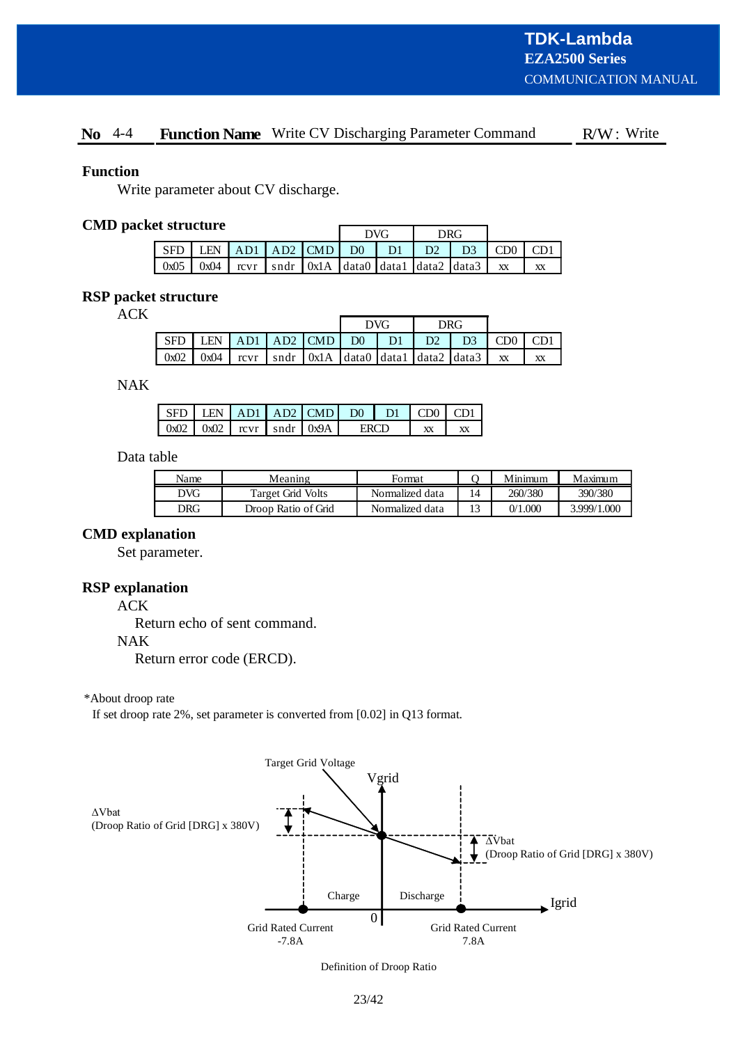**No** 4-4 **Function Name** Write CV Discharging Parameter Command R/W : Write

### Function

Write parameter about CV discharge.

### CMD packet structure

| | | | | | DVG | | DRG | | | |
|---|---|---|---|---|---|---|---|---|---|---|
| SFD | LEN | AD1 | AD2 | CMD | D0 | D1 | D2 | D3 | CD0 | CD1 |
| 0x05 | 0x04 | rcvr | sndr | 0x1A | data0 | data1 | data2 | data3 | xx | xx |

### RSP packet structure

ACK

| | | | | | DVG | | DRG | | | |
|---|---|---|---|---|---|---|---|---|---|---|
| SFD | LEN | AD1 | AD2 | CMD | D0 | D1 | D2 | D3 | CD0 | CD1 |
| 0x02 | 0x04 | rcvr | sndr | 0x1A | data0 | data1 | data2 | data3 | xx | xx |

NAK

| SFD | LEN | AD1 | AD2 | CMD | D0 | D1 | CD0 | CD1 |
|---|---|---|---|---|---|---|---|---|
| 0x02 | 0x02 | rcvr | sndr | 0x9A | ERCD | | xx | xx |

Data table

| Name | Meaning | Format | Q | Minimum | Maximum |
|---|---|---|---|---|---|
| DVG | Target Grid Volts | Normalized data | 14 | 260/380 | 390/380 |
| DRG | Droop Ratio of Grid | Normalized data | 13 | 0/1.000 | 3.999/1.000 |

### CMD explanation

Set parameter.

### RSP explanation

ACK

Return echo of sent command.

NAK

Return error code (ERCD).

*About droop rate

If set droop rate 2%, set parameter is converted from [0.02] in Q13 format.

Target Grid Voltage

Vgrid

ΔVbat
(Droop Ratio of Grid [DRG] x 380V)

ΔVbat
(Droop Ratio of Grid [DRG] x 380V)

Charge

Discharge

Igrid

0

Grid Rated Current
-7.8A

Grid Rated Current
7.8A

Definition of Droop Ratio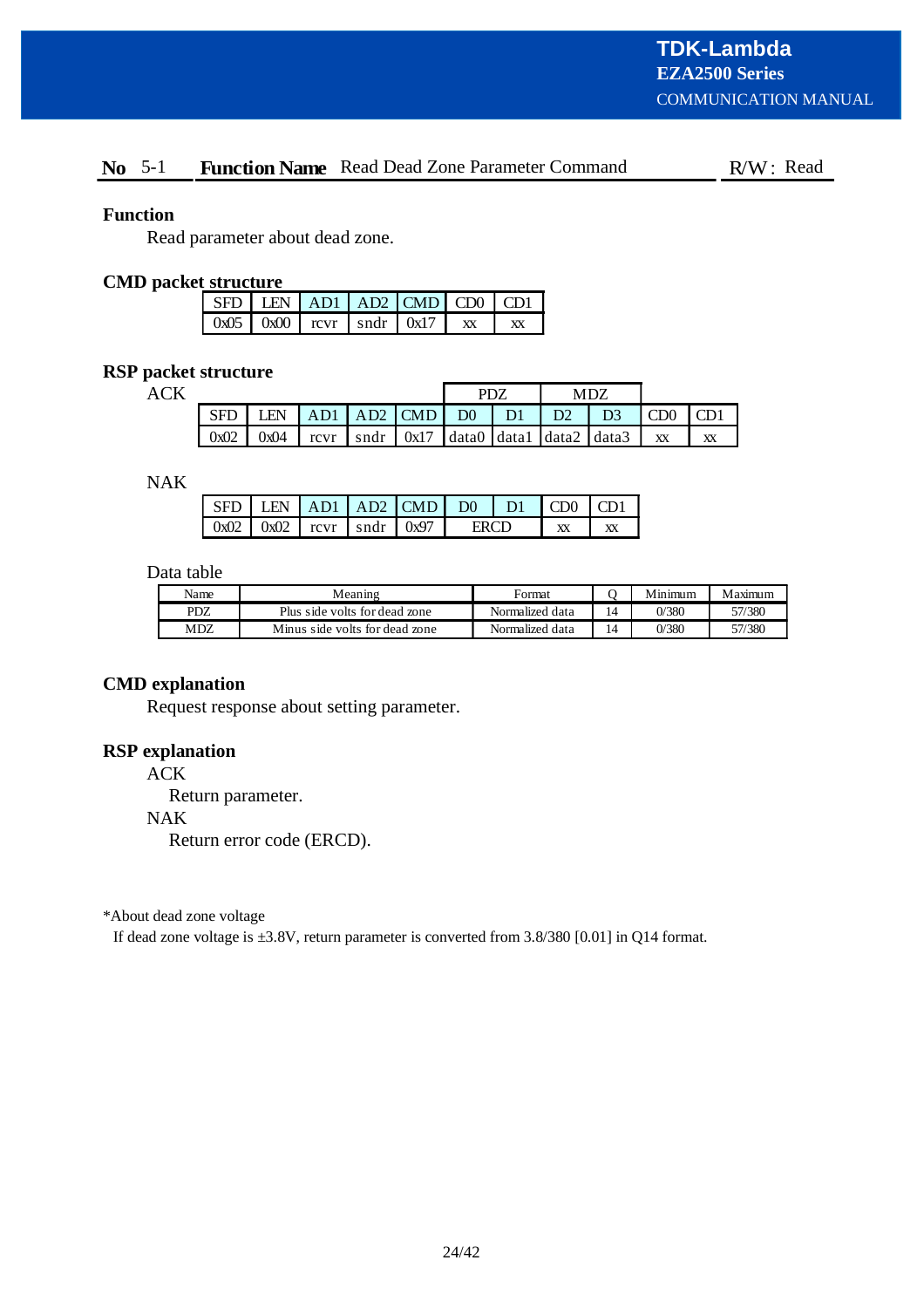**No** 5-1 **Function Name** Read Dead Zone Parameter Command R/W : Read

### Function

Read parameter about dead zone.

### CMD packet structure

| SFD | LEN | AD1 | AD2 | CMD | CD0 | CD1 |
|---|---|---|---|---|---|---|
| 0x05 | 0x00 | rcvr | sndr | 0x17 | xx | xx |

### RSP packet structure

ACK

| | | | | | PDZ | | MDZ | | | |
|---|---|---|---|---|---|---|---|---|---|---|
| SFD | LEN | AD1 | AD2 | CMD | D0 | D1 | D2 | D3 | CD0 | CD1 |
| 0x02 | 0x04 | rcvr | sndr | 0x17 | data0 | data1 | data2 | data3 | xx | xx |

NAK

| SFD | LEN | AD1 | AD2 | CMD | D0 | D1 | CD0 | CD1 |
|---|---|---|---|---|---|---|---|---|
| 0x02 | 0x02 | rcvr | sndr | 0x97 | ERCD | | xx | xx |

Data table

| Name | Meaning | Format | Q | Minimum | Maximum |
|---|---|---|---|---|---|
| PDZ | Plus side volts for dead zone | Normalized data | 14 | 0/380 | 57/380 |
| MDZ | Minus side volts for dead zone | Normalized data | 14 | 0/380 | 57/380 |

### CMD explanation

Request response about setting parameter.

### RSP explanation

ACK

Return parameter.

NAK

Return error code (ERCD).

*About dead zone voltage

If dead zone voltage is ±3.8V, return parameter is converted from 3.8/380 [0.01] in Q14 format.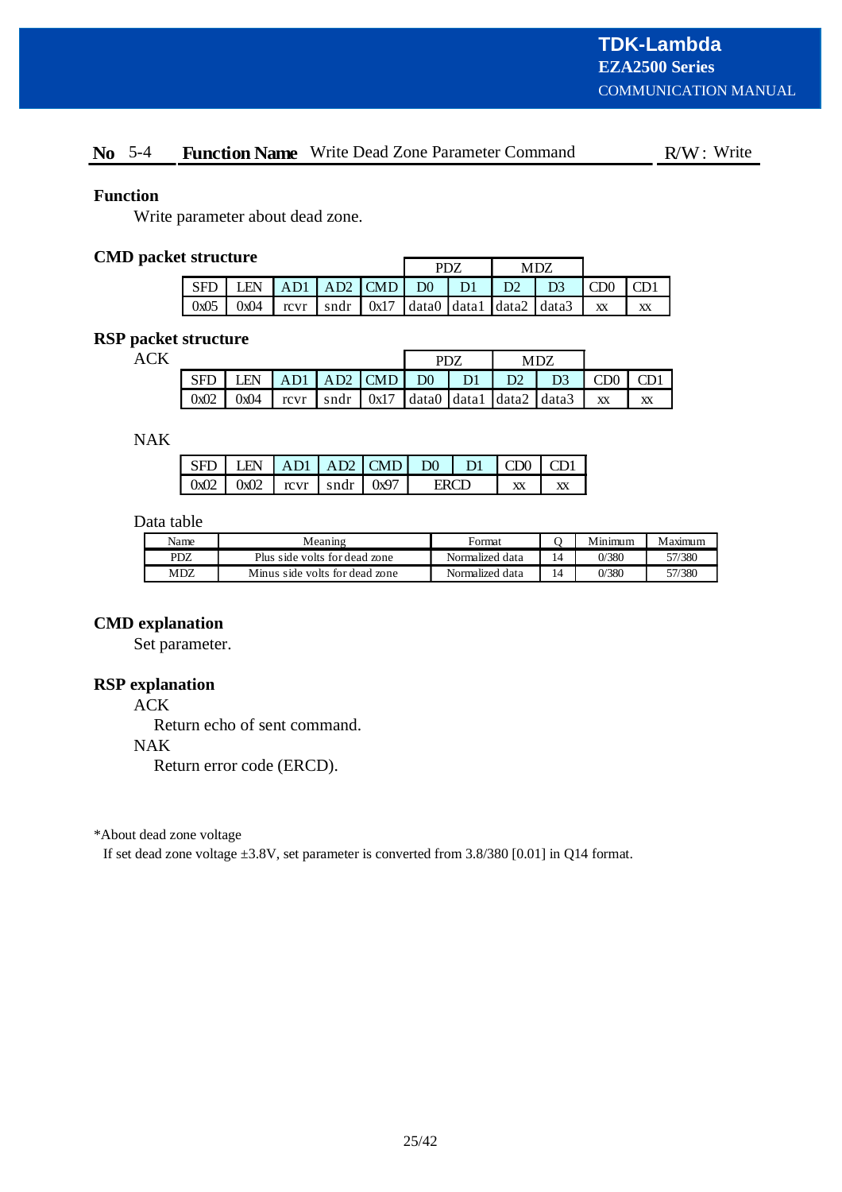**No** 5-4 **Function Name** Write Dead Zone Parameter Command R/W : Write

### Function

Write parameter about dead zone.

### CMD packet structure

| | | | | | PDZ | | MDZ | | | |
|---|---|---|---|---|---|---|---|---|---|---|
| SFD | LEN | AD1 | AD2 | CMD | D0 | D1 | D2 | D3 | CD0 | CD1 |
| 0x05 | 0x04 | rcvr | sndr | 0x17 | data0 | data1 | data2 | data3 | xx | xx |

### RSP packet structure

ACK

| | | | | | PDZ | | MDZ | | | |
|---|---|---|---|---|---|---|---|---|---|---|
| SFD | LEN | AD1 | AD2 | CMD | D0 | D1 | D2 | D3 | CD0 | CD1 |
| 0x02 | 0x04 | rcvr | sndr | 0x17 | data0 | data1 | data2 | data3 | xx | xx |

NAK

| SFD | LEN | AD1 | AD2 | CMD | D0 | D1 | CD0 | CD1 |
|---|---|---|---|---|---|---|---|---|
| 0x02 | 0x02 | rcvr | sndr | 0x97 | ERCD | | xx | xx |

Data table

| Name | Meaning | Format | Q | Minimum | Maximum |
|---|---|---|---|---|---|
| PDZ | Plus side volts for dead zone | Normalized data | 14 | 0/380 | 57/380 |
| MDZ | Minus side volts for dead zone | Normalized data | 14 | 0/380 | 57/380 |

### CMD explanation

Set parameter.

### RSP explanation

ACK

Return echo of sent command.

NAK

Return error code (ERCD).

*About dead zone voltage

If set dead zone voltage ±3.8V, set parameter is converted from 3.8/380 [0.01] in Q14 format.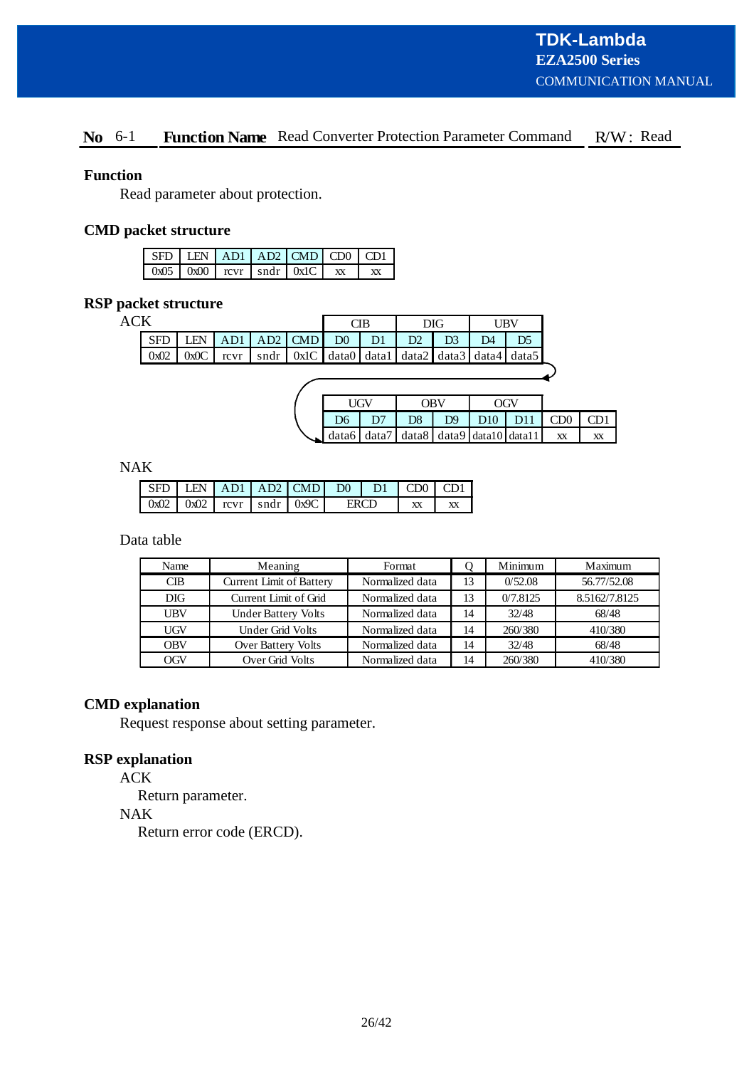**No** 6-1 **Function Name** Read Converter Protection Parameter Command R/W : Read

### Function

Read parameter about protection.

### CMD packet structure

| SFD | LEN | AD1 | AD2 | CMD | CD0 | CD1 |
|---|---|---|---|---|---|---|
| 0x05 | 0x00 | rcvr | sndr | 0x1C | xx | xx |

### RSP packet structure

ACK

| | | | | | CIB | | DIG | | UBV | | UGV | | OBV | | OGV | | | |
|---|---|---|---|---|---|---|---|---|---|---|---|---|---|---|---|---|---|---|
| SFD | LEN | AD1 | AD2 | CMD | D0 | D1 | D2 | D3 | D4 | D5 | D6 | D7 | D8 | D9 | D10 | D11 | CD0 | CD1 |
| 0x02 | 0x0C | rcvr | sndr | 0x1C | data0 | data1 | data2 | data3 | data4 | data5 | data6 | data7 | data8 | data9 | data10 | data11 | xx | xx |

NAK

| SFD | LEN | AD1 | AD2 | CMD | D0 | D1 | CD0 | CD1 |
|---|---|---|---|---|---|---|---|---|
| 0x02 | 0x02 | rcvr | sndr | 0x9C | ERCD | | xx | xx |

Data table

| Name | Meaning | Format | Q | Minimum | Maximum |
|---|---|---|---|---|---|
| CIB | Current Limit of Battery | Normalized data | 13 | 0/52.08 | 56.77/52.08 |
| DIG | Current Limit of Grid | Normalized data | 13 | 0/7.8125 | 8.5162/7.8125 |
| UBV | Under Battery Volts | Normalized data | 14 | 32/48 | 68/48 |
| UGV | Under Grid Volts | Normalized data | 14 | 260/380 | 410/380 |
| OBV | Over Battery Volts | Normalized data | 14 | 32/48 | 68/48 |
| OGV | Over Grid Volts | Normalized data | 14 | 260/380 | 410/380 |

### CMD explanation

Request response about setting parameter.

### RSP explanation

ACK

Return parameter.

NAK

Return error code (ERCD).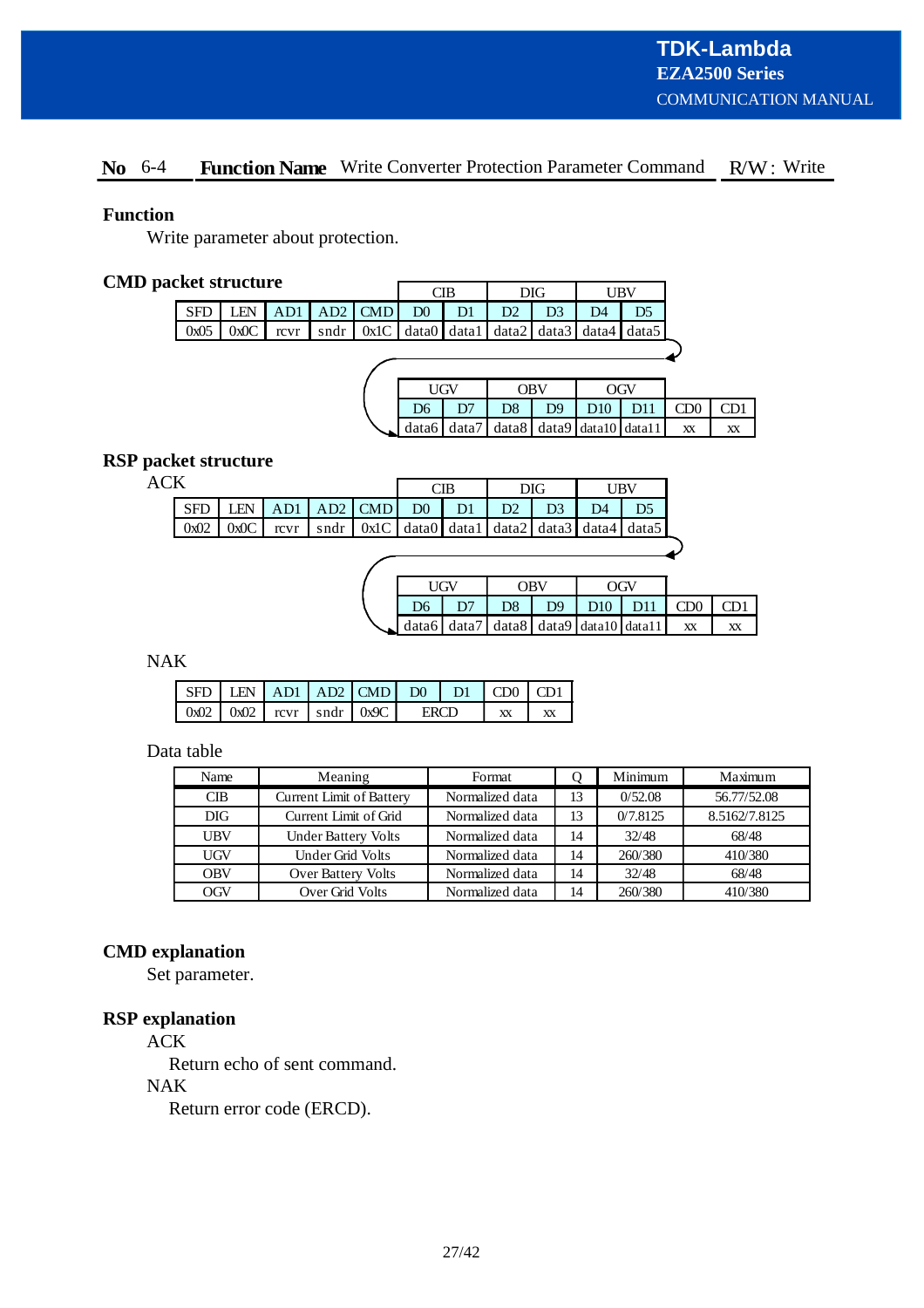**No** 6-4 **Function Name** Write Converter Protection Parameter Command R/W : Write

**Function**

Write parameter about protection.

**CMD packet structure**

| | | | | | CIB | | DIG | | UBV | |
|---|---|---|---|---|---|---|---|---|---|---|
| SFD | LEN | AD1 | AD2 | CMD | D0 | D1 | D2 | D3 | D4 | D5 |
| 0x05 | 0x0C | rcvr | sndr | 0x1C | data0 | data1 | data2 | data3 | data4 | data5 |

| UGV | | OBV | | OGV | | | |
|---|---|---|---|---|---|---|---|
| D6 | D7 | D8 | D9 | D10 | D11 | CD0 | CD1 |
| data6 | data7 | data8 | data9 | data10 | data11 | xx | xx |

**RSP packet structure**

ACK

| | | | | | CIB | | DIG | | UBV | |
|---|---|---|---|---|---|---|---|---|---|---|
| SFD | LEN | AD1 | AD2 | CMD | D0 | D1 | D2 | D3 | D4 | D5 |
| 0x02 | 0x0C | rcvr | sndr | 0x1C | data0 | data1 | data2 | data3 | data4 | data5 |

| UGV | | OBV | | OGV | | | |
|---|---|---|---|---|---|---|---|
| D6 | D7 | D8 | D9 | D10 | D11 | CD0 | CD1 |
| data6 | data7 | data8 | data9 | data10 | data11 | xx | xx |

NAK

| SFD | LEN | AD1 | AD2 | CMD | D0 | D1 | CD0 | CD1 |
|---|---|---|---|---|---|---|---|---|
| 0x02 | 0x02 | rcvr | sndr | 0x9C | ERCD | | xx | xx |

Data table

| Name | Meaning | Format | Q | Minimum | Maximum |
|---|---|---|---|---|---|
| CIB | Current Limit of Battery | Normalized data | 13 | 0/52.08 | 56.77/52.08 |
| DIG | Current Limit of Grid | Normalized data | 13 | 0/7.8125 | 8.5162/7.8125 |
| UBV | Under Battery Volts | Normalized data | 14 | 32/48 | 68/48 |
| UGV | Under Grid Volts | Normalized data | 14 | 260/380 | 410/380 |
| OBV | Over Battery Volts | Normalized data | 14 | 32/48 | 68/48 |
| OGV | Over Grid Volts | Normalized data | 14 | 260/380 | 410/380 |

**CMD explanation**

Set parameter.

**RSP explanation**

ACK

Return echo of sent command.

NAK

Return error code (ERCD).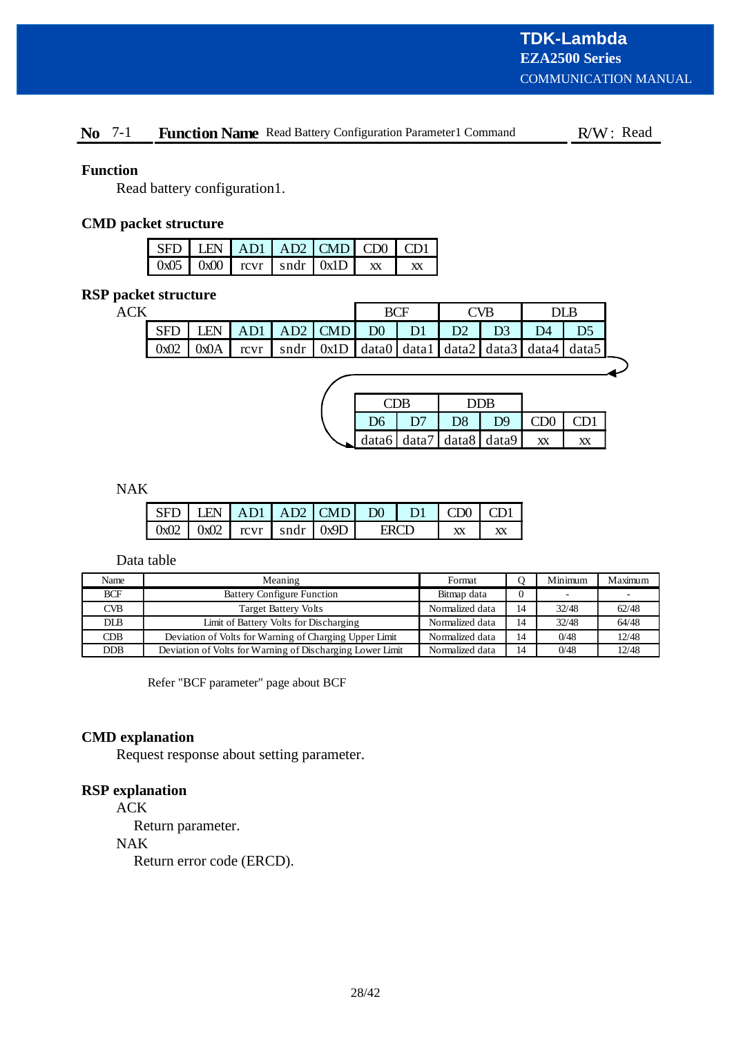**No** 7-1 **Function Name** Read Battery Configuration Parameter1 Command R/W : Read

### Function

Read battery configuration1.

### CMD packet structure

| SFD | LEN | AD1 | AD2 | CMD | CD0 | CD1 |
|---|---|---|---|---|---|---|
| 0x05 | 0x00 | rcvr | sndr | 0x1D | xx | xx |

### RSP packet structure

ACK

| | | | | | BCF | | CVB | | DLB | | CDB | | DDB | | | |
|---|---|---|---|---|---|---|---|---|---|---|---|---|---|---|---|---|
| SFD | LEN | AD1 | AD2 | CMD | D0 | D1 | D2 | D3 | D4 | D5 | D6 | D7 | D8 | D9 | CD0 | CD1 |
| 0x02 | 0x0A | rcvr | sndr | 0x1D | data0 | data1 | data2 | data3 | data4 | data5 | data6 | data7 | data8 | data9 | xx | xx |

NAK

| SFD | LEN | AD1 | AD2 | CMD | D0 | D1 | CD0 | CD1 |
|---|---|---|---|---|---|---|---|---|
| 0x02 | 0x02 | rcvr | sndr | 0x9D | ERCD | | xx | xx |

Data table

| Name | Meaning | Format | Q | Minimum | Maximum |
|---|---|---|---|---|---|
| BCF | Battery Configure Function | Bitmap data | 0 | - | - |
| CVB | Target Battery Volts | Normalized data | 14 | 32/48 | 62/48 |
| DLB | Limit of Battery Volts for Discharging | Normalized data | 14 | 32/48 | 64/48 |
| CDB | Deviation of Volts for Warning of Charging Upper Limit | Normalized data | 14 | 0/48 | 12/48 |
| DDB | Deviation of Volts for Warning of Discharging Lower Limit | Normalized data | 14 | 0/48 | 12/48 |

Refer "BCF parameter" page about BCF

### CMD explanation

Request response about setting parameter.

### RSP explanation

ACK

Return parameter.

NAK

Return error code (ERCD).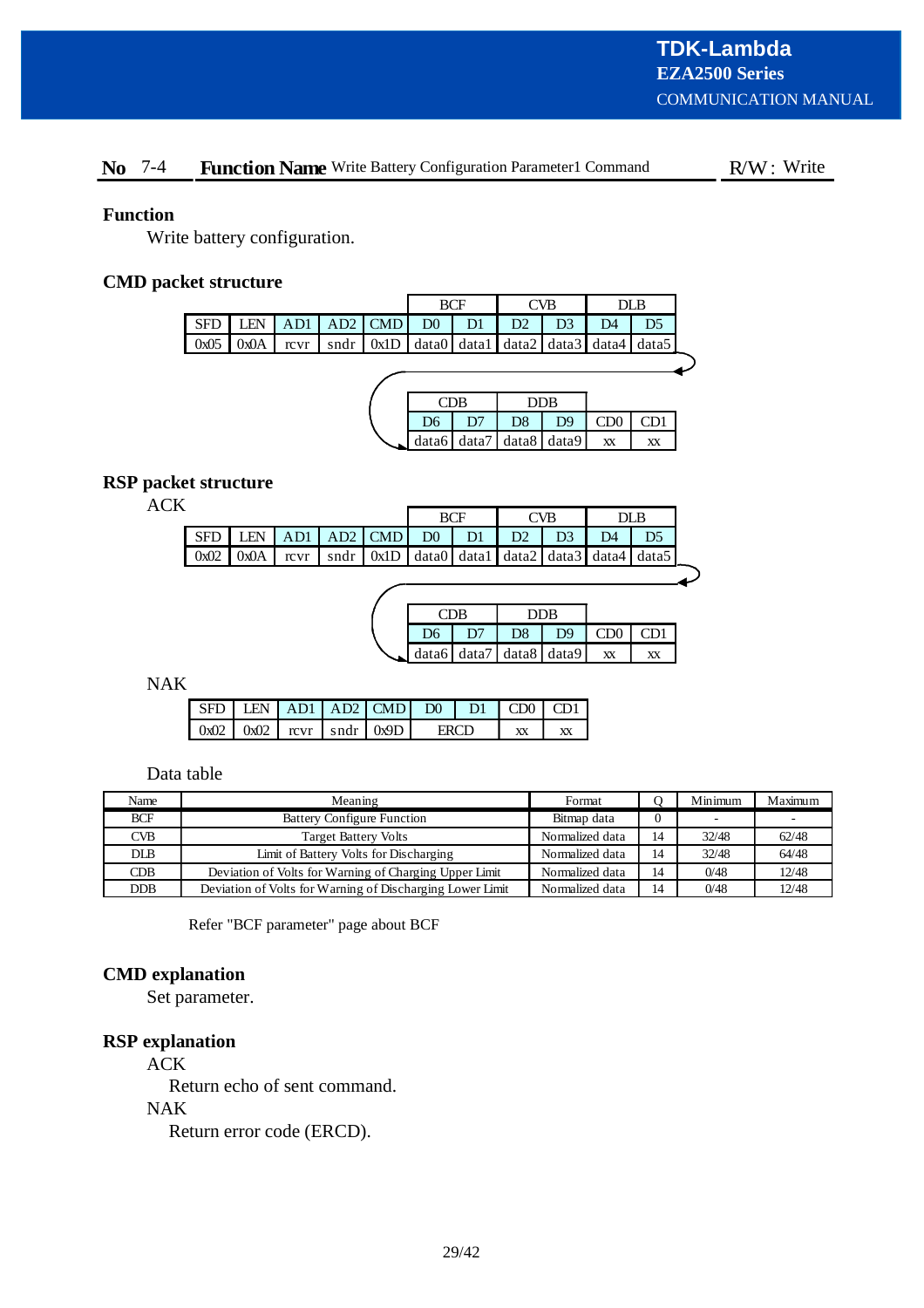**No** 7-4 **Function Name** Write Battery Configuration Parameter1 Command R/W : Write

### Function

Write battery configuration.

### CMD packet structure

| | | | | | BCF | | CVB | | DLB | |
|---|---|---|---|---|---|---|---|---|---|---|
| SFD | LEN | AD1 | AD2 | CMD | D0 | D1 | D2 | D3 | D4 | D5 |
| 0x05 | 0x0A | rcvr | sndr | 0x1D | data0 | data1 | data2 | data3 | data4 | data5 |

| CDB | | DDB | | | |
|---|---|---|---|---|---|
| D6 | D7 | D8 | D9 | CD0 | CD1 |
| data6 | data7 | data8 | data9 | xx | xx |

### RSP packet structure

ACK

| | | | | | BCF | | CVB | | DLB | |
|---|---|---|---|---|---|---|---|---|---|---|
| SFD | LEN | AD1 | AD2 | CMD | D0 | D1 | D2 | D3 | D4 | D5 |
| 0x02 | 0x0A | rcvr | sndr | 0x1D | data0 | data1 | data2 | data3 | data4 | data5 |

| CDB | | DDB | | | |
|---|---|---|---|---|---|
| D6 | D7 | D8 | D9 | CD0 | CD1 |
| data6 | data7 | data8 | data9 | xx | xx |

NAK

| SFD | LEN | AD1 | AD2 | CMD | D0 | D1 | CD0 | CD1 |
|---|---|---|---|---|---|---|---|---|
| 0x02 | 0x02 | rcvr | sndr | 0x9D | ERCD | | xx | xx |

Data table

| Name | Meaning | Format | Q | Minimum | Maximum |
|---|---|---|---|---|---|
| BCF | Battery Configure Function | Bitmap data | 0 | - | - |
| CVB | Target Battery Volts | Normalized data | 14 | 32/48 | 62/48 |
| DLB | Limit of Battery Volts for Discharging | Normalized data | 14 | 32/48 | 64/48 |
| CDB | Deviation of Volts for Warning of Charging Upper Limit | Normalized data | 14 | 0/48 | 12/48 |
| DDB | Deviation of Volts for Warning of Discharging Lower Limit | Normalized data | 14 | 0/48 | 12/48 |

Refer "BCF parameter" page about BCF

### CMD explanation

Set parameter.

### RSP explanation

ACK

Return echo of sent command.

NAK

Return error code (ERCD).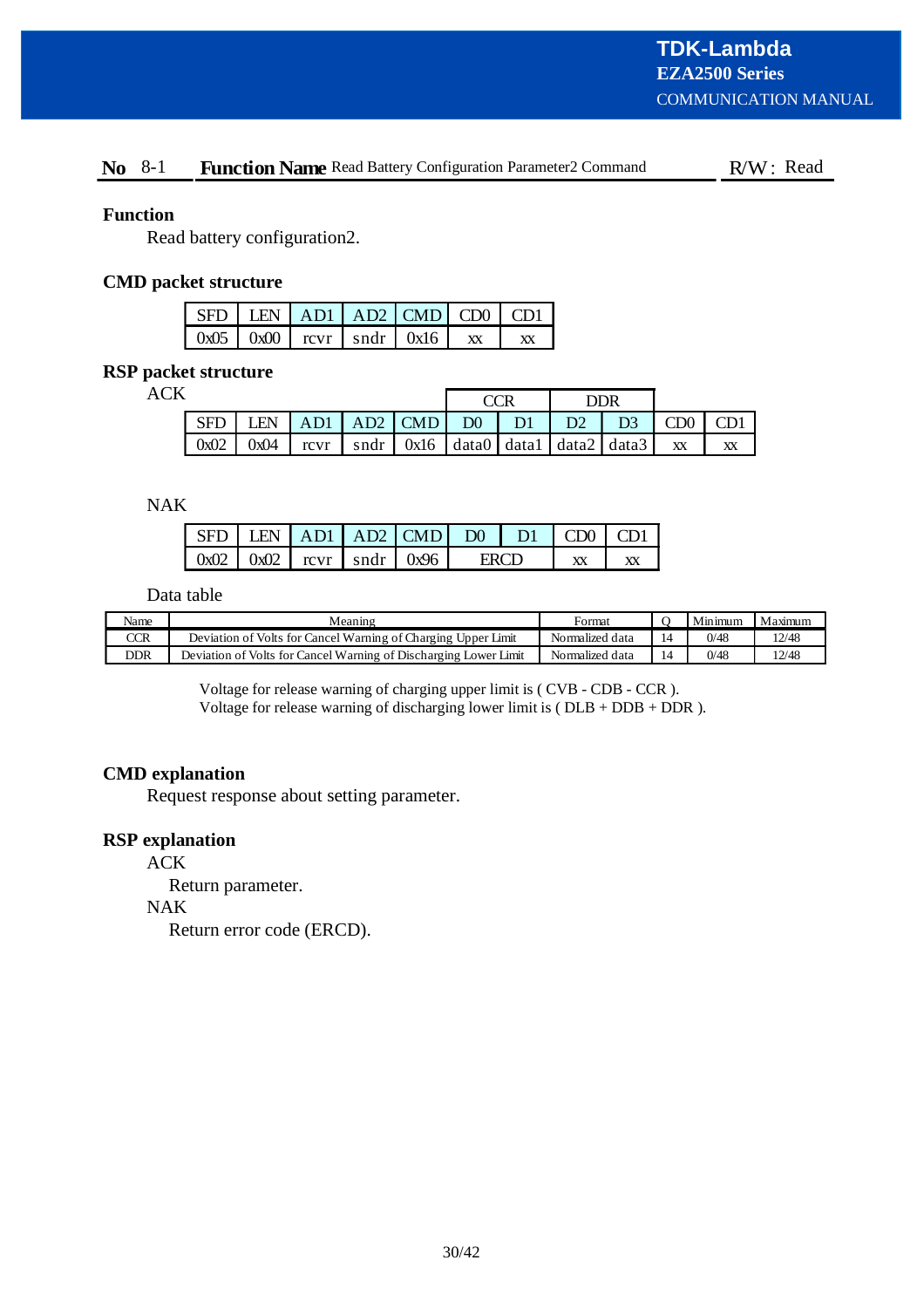**No** 8-1 **Function Name** Read Battery Configuration Parameter2 Command R/W : Read

### Function

Read battery configuration2.

### CMD packet structure

| SFD | LEN | AD1 | AD2 | CMD | CD0 | CD1 |
|---|---|---|---|---|---|---|
| 0x05 | 0x00 | rcvr | sndr | 0x16 | xx | xx |

### RSP packet structure

ACK

| | | | | | CCR | | DDR | | | |
|---|---|---|---|---|---|---|---|---|---|---|
| SFD | LEN | AD1 | AD2 | CMD | D0 | D1 | D2 | D3 | CD0 | CD1 |
| 0x02 | 0x04 | rcvr | sndr | 0x16 | data0 | data1 | data2 | data3 | xx | xx |

NAK

| SFD | LEN | AD1 | AD2 | CMD | D0 | D1 | CD0 | CD1 |
|---|---|---|---|---|---|---|---|---|
| 0x02 | 0x02 | rcvr | sndr | 0x96 | ERCD | | xx | xx |

Data table

| Name | Meaning | Format | Q | Minimum | Maximum |
|---|---|---|---|---|---|
| CCR | Deviation of Volts for Cancel Warning of Charging Upper Limit | Normalized data | 14 | 0/48 | 12/48 |
| DDR | Deviation of Volts for Cancel Warning of Discharging Lower Limit | Normalized data | 14 | 0/48 | 12/48 |

Voltage for release warning of charging upper limit is ( CVB - CDB - CCR ).
Voltage for release warning of discharging lower limit is ( DLB + DDB + DDR ).

### CMD explanation

Request response about setting parameter.

### RSP explanation

ACK

Return parameter.

NAK

Return error code (ERCD).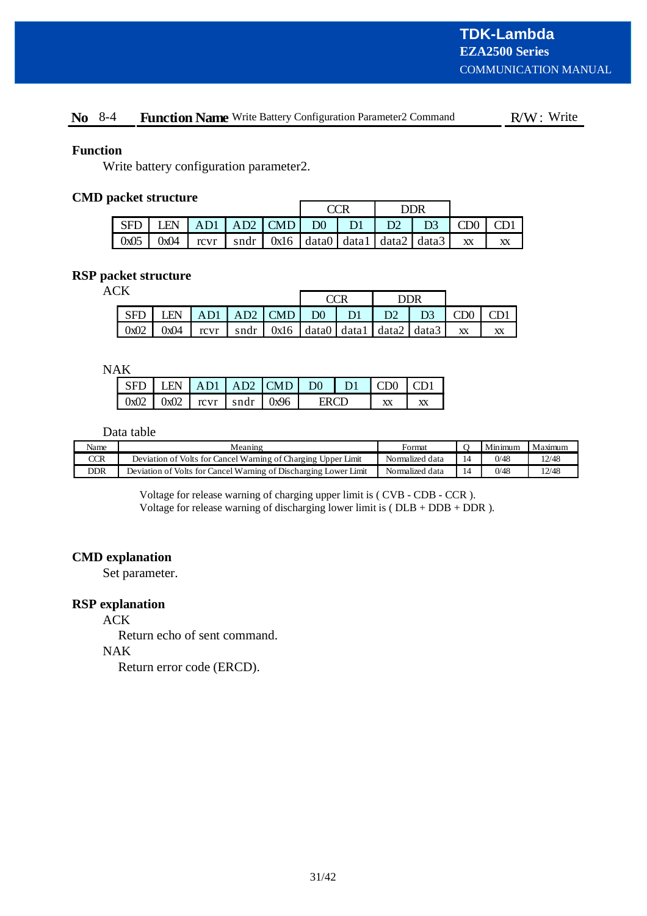**No** 8-4 **Function Name** Write Battery Configuration Parameter2 Command R/W : Write

**Function**

Write battery configuration parameter2.

**CMD packet structure**

| | | | | | CCR | | DDR | | | |
|---|---|---|---|---|---|---|---|---|---|---|
| SFD | LEN | AD1 | AD2 | CMD | D0 | D1 | D2 | D3 | CD0 | CD1 |
| 0x05 | 0x04 | rcvr | sndr | 0x16 | data0 | data1 | data2 | data3 | xx | xx |

**RSP packet structure**

ACK

| | | | | | CCR | | DDR | | | |
|---|---|---|---|---|---|---|---|---|---|---|
| SFD | LEN | AD1 | AD2 | CMD | D0 | D1 | D2 | D3 | CD0 | CD1 |
| 0x02 | 0x04 | rcvr | sndr | 0x16 | data0 | data1 | data2 | data3 | xx | xx |

NAK

| SFD | LEN | AD1 | AD2 | CMD | D0 | D1 | CD0 | CD1 |
|---|---|---|---|---|---|---|---|---|
| 0x02 | 0x02 | rcvr | sndr | 0x96 | ERCD | | xx | xx |

Data table

| Name | Meaning | Format | Q | Minimum | Maximum |
|---|---|---|---|---|---|
| CCR | Deviation of Volts for Cancel Warning of Charging Upper Limit | Normalized data | 14 | 0/48 | 12/48 |
| DDR | Deviation of Volts for Cancel Warning of Discharging Lower Limit | Normalized data | 14 | 0/48 | 12/48 |

Voltage for release warning of charging upper limit is ( CVB - CDB - CCR ).
Voltage for release warning of discharging lower limit is ( DLB + DDB + DDR ).

**CMD explanation**

Set parameter.

**RSP explanation**

ACK

Return echo of sent command.

NAK

Return error code (ERCD).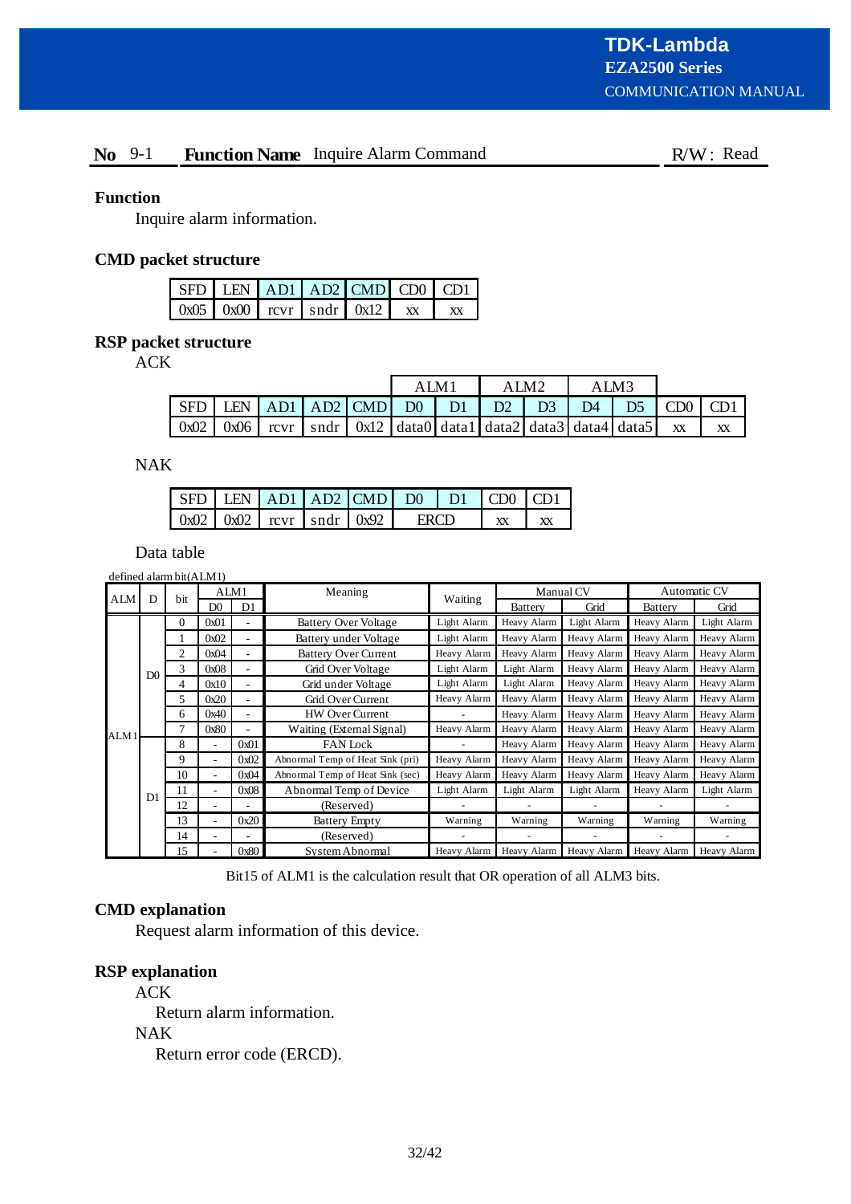**No** 9-1 **Function Name** Inquire Alarm Command R/W: Read

### Function

Inquire alarm information.

### CMD packet structure

| SFD | LEN | AD1 | AD2 | CMD | CD0 | CD1 |
|---|---|---|---|---|---|---|
| 0x05 | 0x00 | rcvr | sndr | 0x12 | xx | xx |

### RSP packet structure

ACK

| | | | | | ALM1 | | ALM2 | | ALM3 | | | |
|---|---|---|---|---|---|---|---|---|---|---|---|---|
| SFD | LEN | AD1 | AD2 | CMD | D0 | D1 | D2 | D3 | D4 | D5 | CD0 | CD1 |
| 0x02 | 0x06 | rcvr | sndr | 0x12 | data0 | data1 | data2 | data3 | data4 | data5 | xx | xx |

NAK

| SFD | LEN | AD1 | AD2 | CMD | D0 | D1 | CD0 | CD1 |
|---|---|---|---|---|---|---|---|---|
| 0x02 | 0x02 | rcvr | sndr | 0x92 | ERCD | | xx | xx |

Data table

defined alarm bit(ALM1)

| ALM | D | bit | ALM1 | | Meaning | Waiting | Manual CV | | Automatic CV | |
|---|---|---|---|---|---|---|---|---|---|---|
| | | | D0 | D1 | | | Battery | Grid | Battery | Grid |
| ALM1 | D0 | 0 | 0x01 | - | Battery Over Voltage | Light Alarm | Heavy Alarm | Light Alarm | Heavy Alarm | Light Alarm |
| | | 1 | 0x02 | - | Battery under Voltage | Light Alarm | Heavy Alarm | Heavy Alarm | Heavy Alarm | Heavy Alarm |
| | | 2 | 0x04 | - | Battery Over Current | Heavy Alarm | Heavy Alarm | Heavy Alarm | Heavy Alarm | Heavy Alarm |
| | | 3 | 0x08 | - | Grid Over Voltage | Light Alarm | Light Alarm | Heavy Alarm | Heavy Alarm | Heavy Alarm |
| | | 4 | 0x10 | - | Grid under Voltage | Light Alarm | Light Alarm | Heavy Alarm | Heavy Alarm | Heavy Alarm |
| | | 5 | 0x20 | - | Grid Over Current | Heavy Alarm | Heavy Alarm | Heavy Alarm | Heavy Alarm | Heavy Alarm |
| | | 6 | 0x40 | - | HW Over Current | - | Heavy Alarm | Heavy Alarm | Heavy Alarm | Heavy Alarm |
| | | 7 | 0x80 | - | Waiting (External Signal) | Heavy Alarm | Heavy Alarm | Heavy Alarm | Heavy Alarm | Heavy Alarm |
| | D1 | 8 | - | 0x01 | FAN Lock | - | Heavy Alarm | Heavy Alarm | Heavy Alarm | Heavy Alarm |
| | | 9 | - | 0x02 | Abnormal Temp of Heat Sink (pri) | Heavy Alarm | Heavy Alarm | Heavy Alarm | Heavy Alarm | Heavy Alarm |
| | | 10 | - | 0x04 | Abnormal Temp of Heat Sink (sec) | Heavy Alarm | Heavy Alarm | Heavy Alarm | Heavy Alarm | Heavy Alarm |
| | | 11 | - | 0x08 | Abnormal Temp of Device | Light Alarm | Light Alarm | Light Alarm | Heavy Alarm | Light Alarm |
| | | 12 | - | - | (Reserved) | - | - | - | - | - |
| | | 13 | - | 0x20 | Battery Empty | Warning | Warning | Warning | Warning | Warning |
| | | 14 | - | - | (Reserved) | - | - | - | - | - |
| | | 15 | - | 0x80 | System Abnormal | Heavy Alarm | Heavy Alarm | Heavy Alarm | Heavy Alarm | Heavy Alarm |

Bit15 of ALM1 is the calculation result that OR operation of all ALM3 bits.

### CMD explanation

Request alarm information of this device.

### RSP explanation

ACK

Return alarm information.

NAK

Return error code (ERCD).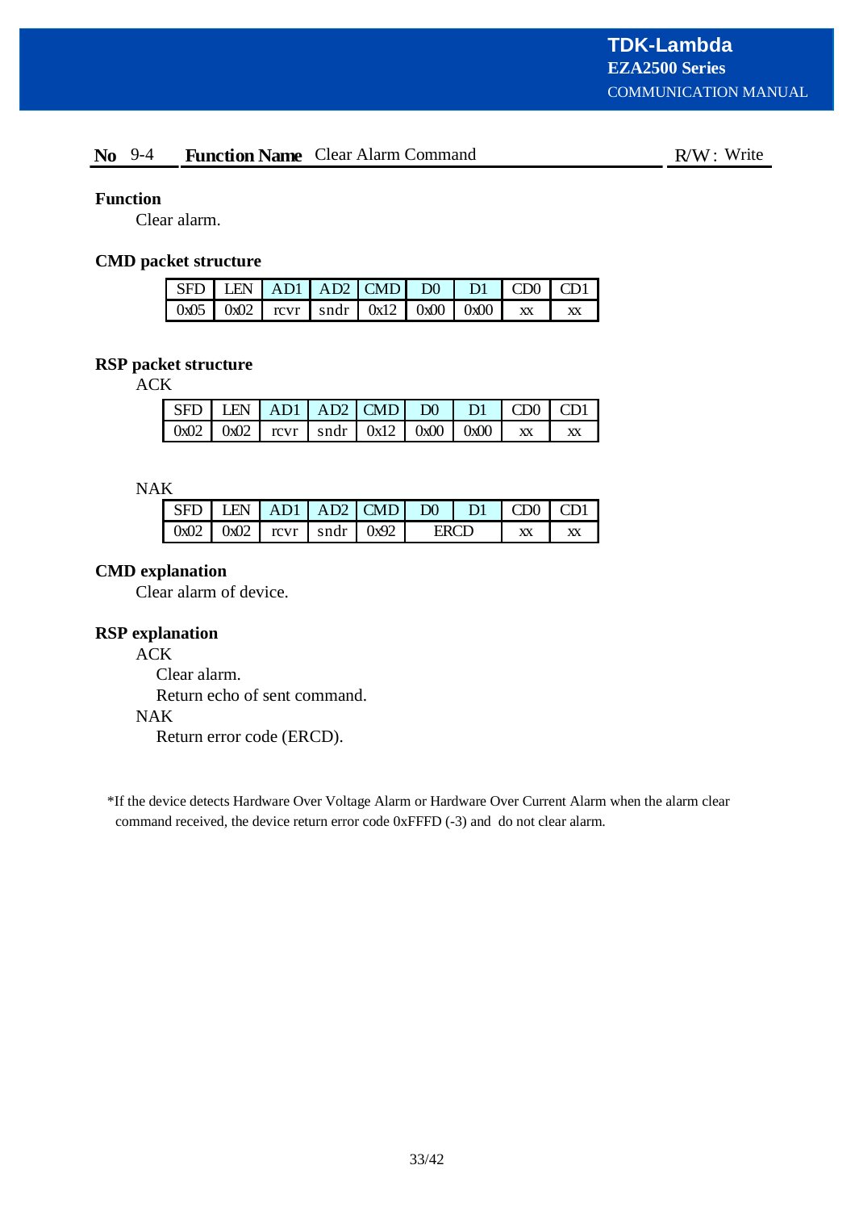**No** 9-4 **Function Name** Clear Alarm Command R/W : Write

### Function

Clear alarm.

### CMD packet structure

| SFD | LEN | AD1 | AD2 | CMD | D0 | D1 | CD0 | CD1 |
|---|---|---|---|---|---|---|---|---|
| 0x05 | 0x02 | rcvr | sndr | 0x12 | 0x00 | 0x00 | xx | xx |

### RSP packet structure

ACK

| SFD | LEN | AD1 | AD2 | CMD | D0 | D1 | CD0 | CD1 |
|---|---|---|---|---|---|---|---|---|
| 0x02 | 0x02 | rcvr | sndr | 0x12 | 0x00 | 0x00 | xx | xx |

NAK

| SFD | LEN | AD1 | AD2 | CMD | D0 | D1 | CD0 | CD1 |
|---|---|---|---|---|---|---|---|---|
| 0x02 | 0x02 | rcvr | sndr | 0x92 | ERCD | | xx | xx |

### CMD explanation

Clear alarm of device.

### RSP explanation

ACK

Clear alarm.

Return echo of sent command.

NAK

Return error code (ERCD).

*If the device detects Hardware Over Voltage Alarm or Hardware Over Current Alarm when the alarm clear command received, the device return error code 0xFFFD (-3) and do not clear alarm.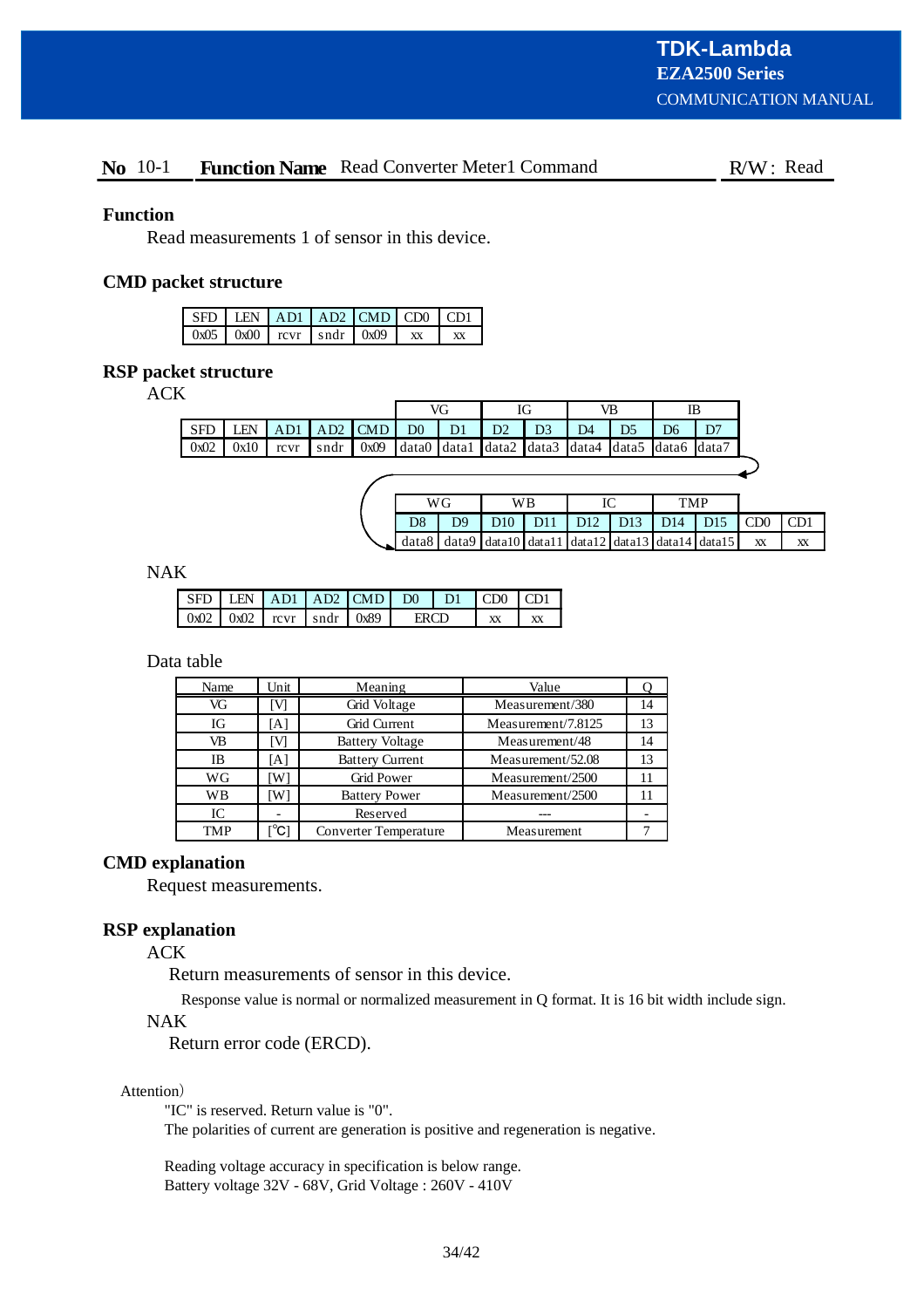**No** 10-1 **Function Name** Read Converter Meter1 Command R/W : Read

### Function

Read measurements 1 of sensor in this device.

### CMD packet structure

| SFD | LEN | AD1 | AD2 | CMD | CD0 | CD1 |
|---|---|---|---|---|---|---|
| 0x05 | 0x00 | rcvr | sndr | 0x09 | xx | xx |

### RSP packet structure

ACK

| | | | | | VG | | IG | | VB | | IB | |
|---|---|---|---|---|---|---|---|---|---|---|---|---|
| SFD | LEN | AD1 | AD2 | CMD | D0 | D1 | D2 | D3 | D4 | D5 | D6 | D7 |
| 0x02 | 0x10 | rcvr | sndr | 0x09 | data0 | data1 | data2 | data3 | data4 | data5 | data6 | data7 |

| WG | | WB | | IC | | TMP | | | |
|---|---|---|---|---|---|---|---|---|---|
| D8 | D9 | D10 | D11 | D12 | D13 | D14 | D15 | CD0 | CD1 |
| data8 | data9 | data10 | data11 | data12 | data13 | data14 | data15 | xx | xx |

NAK

| SFD | LEN | AD1 | AD2 | CMD | D0 | D1 | CD0 | CD1 |
|---|---|---|---|---|---|---|---|---|
| 0x02 | 0x02 | rcvr | sndr | 0x89 | ERCD | | xx | xx |

Data table

| Name | Unit | Meaning | Value | Q |
|---|---|---|---|---|
| VG | [V] | Grid Voltage | Measurement/380 | 14 |
| IG | [A] | Grid Current | Measurement/7.8125 | 13 |
| VB | [V] | Battery Voltage | Measurement/48 | 14 |
| IB | [A] | Battery Current | Measurement/52.08 | 13 |
| WG | [W] | Grid Power | Measurement/2500 | 11 |
| WB | [W] | Battery Power | Measurement/2500 | 11 |
| IC | - | Reserved | --- | - |
| TMP | [℃] | Converter Temperature | Measurement | 7 |

### CMD explanation

Request measurements.

### RSP explanation

ACK

Return measurements of sensor in this device.

Response value is normal or normalized measurement in Q format. It is 16 bit width include sign.

NAK

Return error code (ERCD).

Attention)

"IC" is reserved. Return value is "0".
The polarities of current are generation is positive and regeneration is negative.

Reading voltage accuracy in specification is below range.
Battery voltage 32V - 68V, Grid Voltage : 260V - 410V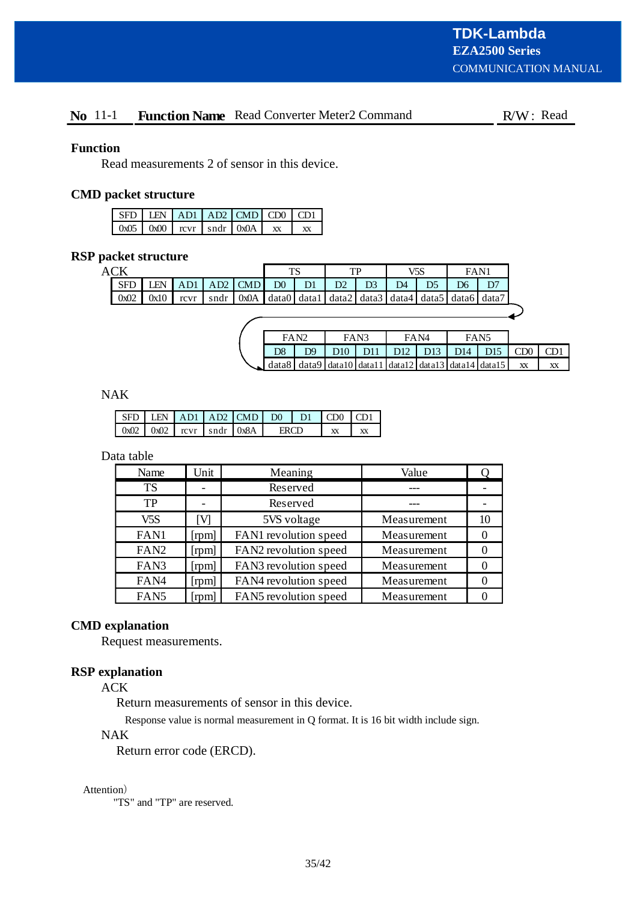**No** 11-1 **Function Name** Read Converter Meter2 Command R/W : Read

**Function**

Read measurements 2 of sensor in this device.

**CMD packet structure**

| SFD | LEN | AD1 | AD2 | CMD | CD0 | CD1 |
|---|---|---|---|---|---|---|
| 0x05 | 0x00 | rcvr | sndr | 0x0A | xx | xx |

**RSP packet structure**

ACK

| | | | | | TS | | TP | | V5S | | FAN1 | |
|---|---|---|---|---|---|---|---|---|---|---|---|---|
| SFD | LEN | AD1 | AD2 | CMD | D0 | D1 | D2 | D3 | D4 | D5 | D6 | D7 |
| 0x02 | 0x10 | rcvr | sndr | 0x0A | data0 | data1 | data2 | data3 | data4 | data5 | data6 | data7 |

| FAN2 | | FAN3 | | FAN4 | | FAN5 | | | |
|---|---|---|---|---|---|---|---|---|---|
| D8 | D9 | D10 | D11 | D12 | D13 | D14 | D15 | CD0 | CD1 |
| data8 | data9 | data10 | data11 | data12 | data13 | data14 | data15 | xx | xx |

NAK

| SFD | LEN | AD1 | AD2 | CMD | D0 | D1 | CD0 | CD1 |
|---|---|---|---|---|---|---|---|---|
| 0x02 | 0x02 | rcvr | sndr | 0x8A | ERCD | | xx | xx |

Data table

| Name | Unit | Meaning | Value | Q |
|---|---|---|---|---|
| TS | - | Reserved | --- | - |
| TP | - | Reserved | --- | - |
| V5S | [V] | 5VS voltage | Measurement | 10 |
| FAN1 | [rpm] | FAN1 revolution speed | Measurement | 0 |
| FAN2 | [rpm] | FAN2 revolution speed | Measurement | 0 |
| FAN3 | [rpm] | FAN3 revolution speed | Measurement | 0 |
| FAN4 | [rpm] | FAN4 revolution speed | Measurement | 0 |
| FAN5 | [rpm] | FAN5 revolution speed | Measurement | 0 |

**CMD explanation**

Request measurements.

**RSP explanation**

ACK

Return measurements of sensor in this device.

Response value is normal measurement in Q format. It is 16 bit width include sign.

NAK

Return error code (ERCD).

Attention)

"TS" and "TP" are reserved.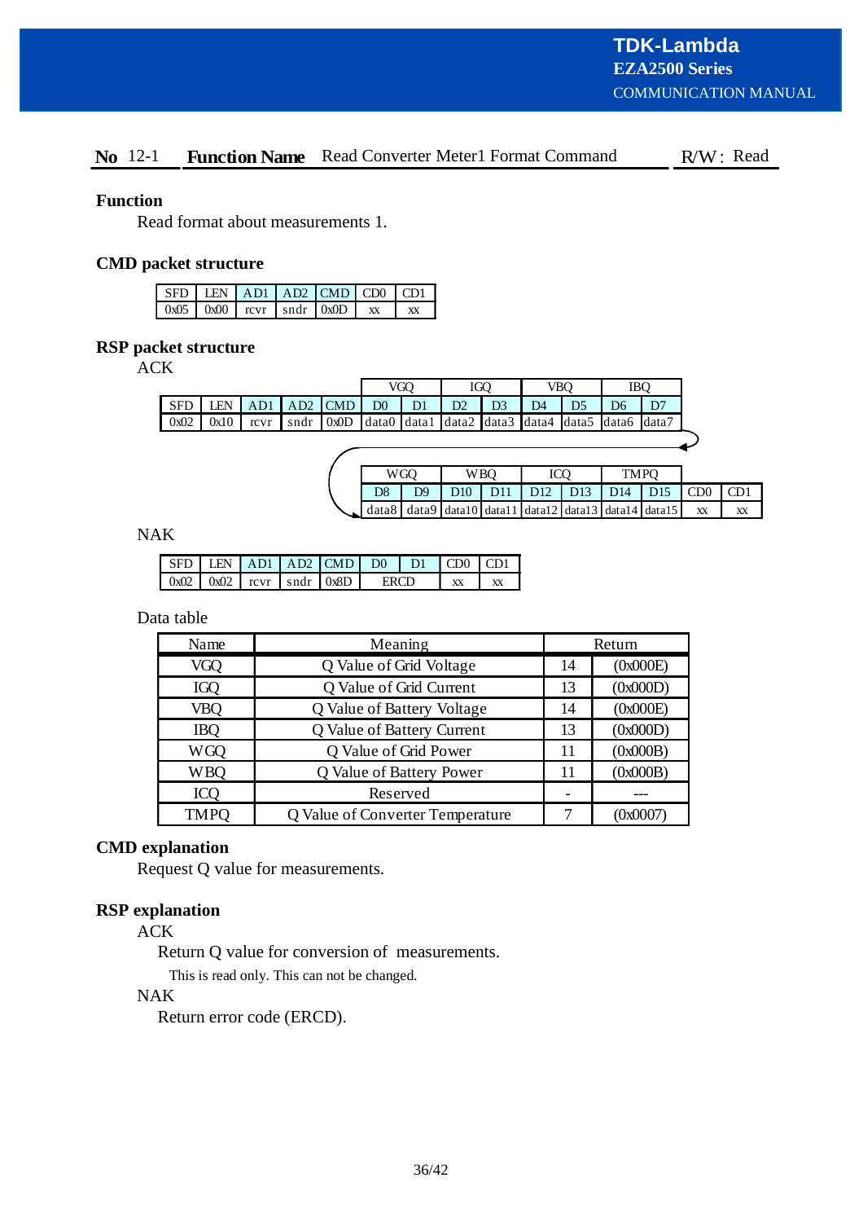**No** 12-1 **Function Name** Read Converter Meter1 Format Command R/W : Read

### Function

Read format about measurements 1.

### CMD packet structure

| SFD | LEN | AD1 | AD2 | CMD | CD0 | CD1 |
|---|---|---|---|---|---|---|
| 0x05 | 0x00 | rcvr | sndr | 0x0D | xx | xx |

### RSP packet structure

ACK

| | | | | | VGQ | | IGQ | | VBQ | | IBQ | |
|---|---|---|---|---|---|---|---|---|---|---|---|---|
| SFD | LEN | AD1 | AD2 | CMD | D0 | D1 | D2 | D3 | D4 | D5 | D6 | D7 |
| 0x02 | 0x10 | rcvr | sndr | 0x0D | data0 | data1 | data2 | data3 | data4 | data5 | data6 | data7 |

| WGQ | | WBQ | | ICQ | | TMPQ | | | |
|---|---|---|---|---|---|---|---|---|---|
| D8 | D9 | D10 | D11 | D12 | D13 | D14 | D15 | CD0 | CD1 |
| data8 | data9 | data10 | data11 | data12 | data13 | data14 | data15 | xx | xx |

NAK

| SFD | LEN | AD1 | AD2 | CMD | D0 | D1 | CD0 | CD1 |
|---|---|---|---|---|---|---|---|---|
| 0x02 | 0x02 | rcvr | sndr | 0x8D | ERCD | | xx | xx |

Data table

| Name | Meaning | Return | |
|---|---|---|---|
| VGQ | Q Value of Grid Voltage | 14 | (0x000E) |
| IGQ | Q Value of Grid Current | 13 | (0x000D) |
| VBQ | Q Value of Battery Voltage | 14 | (0x000E) |
| IBQ | Q Value of Battery Current | 13 | (0x000D) |
| WGQ | Q Value of Grid Power | 11 | (0x000B) |
| WBQ | Q Value of Battery Power | 11 | (0x000B) |
| ICQ | Reserved | - | --- |
| TMPQ | Q Value of Converter Temperature | 7 | (0x0007) |

### CMD explanation

Request Q value for measurements.

### RSP explanation

ACK

Return Q value for conversion of measurements.

This is read only. This can not be changed.

NAK

Return error code (ERCD).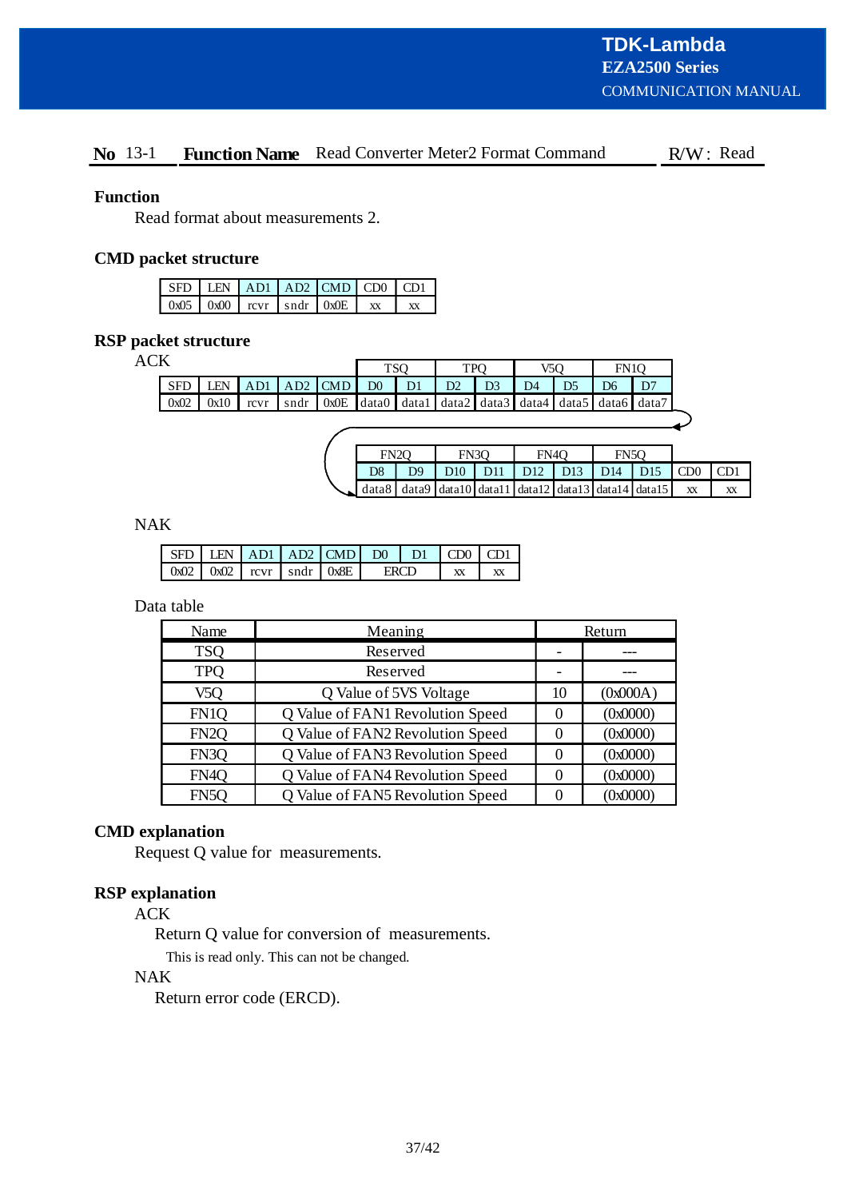**No** 13-1 **Function Name** Read Converter Meter2 Format Command R/W : Read

**Function**

Read format about measurements 2.

**CMD packet structure**

| SFD | LEN | AD1 | AD2 | CMD | CD0 | CD1 |
|---|---|---|---|---|---|---|
| 0x05 | 0x00 | rcvr | sndr | 0x0E | xx | xx |

**RSP packet structure**

ACK

| | | | | | TSQ | | TPQ | | V5Q | | FN1Q | |
|---|---|---|---|---|---|---|---|---|---|---|---|---|
| SFD | LEN | AD1 | AD2 | CMD | D0 | D1 | D2 | D3 | D4 | D5 | D6 | D7 |
| 0x02 | 0x10 | rcvr | sndr | 0x0E | data0 | data1 | data2 | data3 | data4 | data5 | data6 | data7 |

| FN2Q | | FN3Q | | FN4Q | | FN5Q | | | |
|---|---|---|---|---|---|---|---|---|---|
| D8 | D9 | D10 | D11 | D12 | D13 | D14 | D15 | CD0 | CD1 |
| data8 | data9 | data10 | data11 | data12 | data13 | data14 | data15 | xx | xx |

NAK

| SFD | LEN | AD1 | AD2 | CMD | D0 | D1 | CD0 | CD1 |
|---|---|---|---|---|---|---|---|---|
| 0x02 | 0x02 | rcvr | sndr | 0x8E | ERCD | | xx | xx |

Data table

| Name | Meaning | Return | |
|---|---|---|---|
| TSQ | Reserved | - | --- |
| TPQ | Reserved | - | --- |
| V5Q | Q Value of 5VS Voltage | 10 | (0x000A) |
| FN1Q | Q Value of FAN1 Revolution Speed | 0 | (0x0000) |
| FN2Q | Q Value of FAN2 Revolution Speed | 0 | (0x0000) |
| FN3Q | Q Value of FAN3 Revolution Speed | 0 | (0x0000) |
| FN4Q | Q Value of FAN4 Revolution Speed | 0 | (0x0000) |
| FN5Q | Q Value of FAN5 Revolution Speed | 0 | (0x0000) |

**CMD explanation**

Request Q value for measurements.

**RSP explanation**

ACK

Return Q value for conversion of measurements.

This is read only. This can not be changed.

NAK

Return error code (ERCD).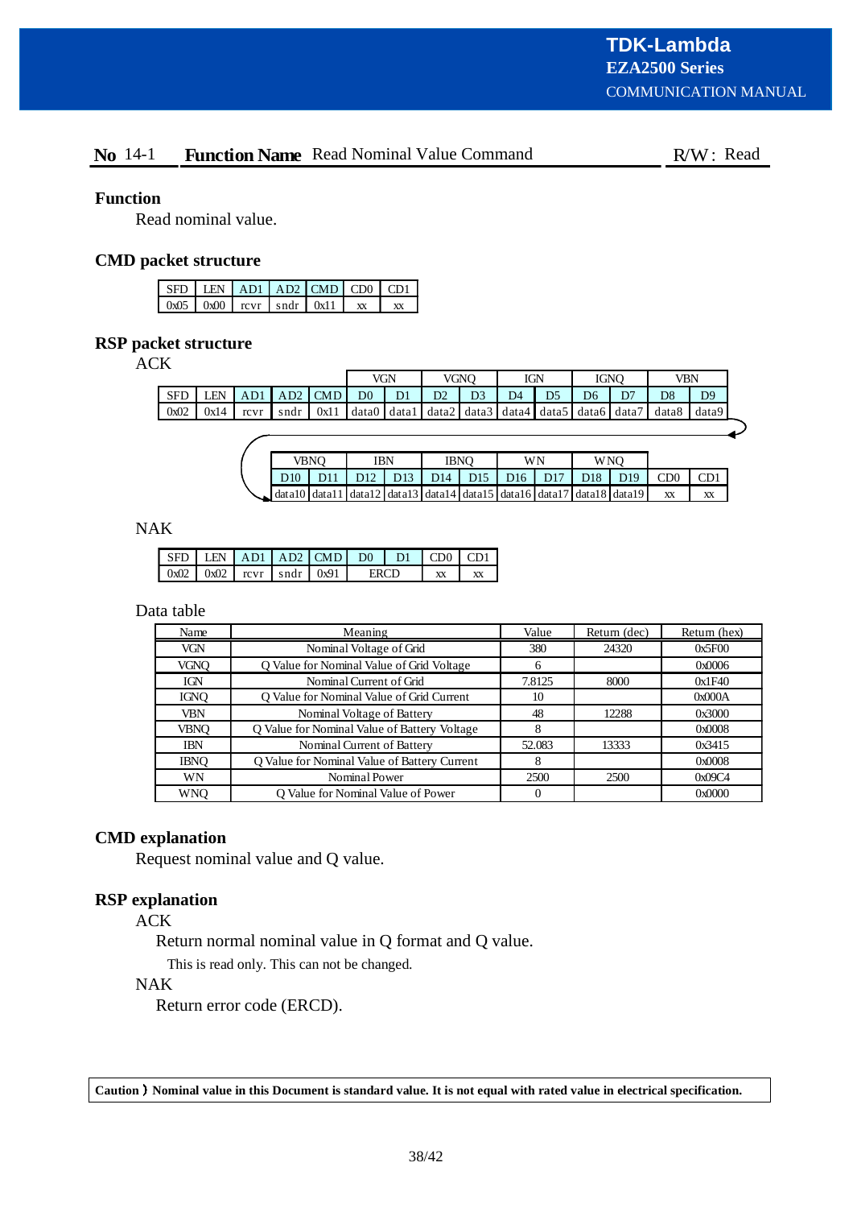**No** 14-1 **Function Name** Read Nominal Value Command R/W: Read

### Function

Read nominal value.

### CMD packet structure

| SFD | LEN | AD1 | AD2 | CMD | CD0 | CD1 |
|---|---|---|---|---|---|---|
| 0x05 | 0x00 | rcvr | sndr | 0x11 | xx | xx |

### RSP packet structure

ACK

| | | | | | VGN | | VGNQ | | IGN | | IGNQ | | VBN | |
|---|---|---|---|---|---|---|---|---|---|---|---|---|---|---|
| SFD | LEN | AD1 | AD2 | CMD | D0 | D1 | D2 | D3 | D4 | D5 | D6 | D7 | D8 | D9 |
| 0x02 | 0x14 | rcvr | sndr | 0x11 | data0 | data1 | data2 | data3 | data4 | data5 | data6 | data7 | data8 | data9 |

| VBNQ | | IBN | | IBNQ | | WN | | WNQ | | | |
|---|---|---|---|---|---|---|---|---|---|---|---|
| D10 | D11 | D12 | D13 | D14 | D15 | D16 | D17 | D18 | D19 | CD0 | CD1 |
| data10 | data11 | data12 | data13 | data14 | data15 | data16 | data17 | data18 | data19 | xx | xx |

NAK

| SFD | LEN | AD1 | AD2 | CMD | D0 | D1 | CD0 | CD1 |
|---|---|---|---|---|---|---|---|---|
| 0x02 | 0x02 | rcvr | sndr | 0x91 | ERCD | | xx | xx |

Data table

| Name | Meaning | Value | Return (dec) | Return (hex) |
|---|---|---|---|---|
| VGN | Nominal Voltage of Grid | 380 | 24320 | 0x5F00 |
| VGNQ | Q Value for Nominal Value of Grid Voltage | 6 | | 0x0006 |
| IGN | Nominal Current of Grid | 7.8125 | 8000 | 0x1F40 |
| IGNQ | Q Value for Nominal Value of Grid Current | 10 | | 0x000A |
| VBN | Nominal Voltage of Battery | 48 | 12288 | 0x3000 |
| VBNQ | Q Value for Nominal Value of Battery Voltage | 8 | | 0x0008 |
| IBN | Nominal Current of Battery | 52.083 | 13333 | 0x3415 |
| IBNQ | Q Value for Nominal Value of Battery Current | 8 | | 0x0008 |
| WN | Nominal Power | 2500 | 2500 | 0x09C4 |
| WNQ | Q Value for Nominal Value of Power | 0 | | 0x0000 |

### CMD explanation

Request nominal value and Q value.

### RSP explanation

ACK

Return normal nominal value in Q format and Q value.

This is read only. This can not be changed.

NAK

Return error code (ERCD).

**Caution ) Nominal value in this Document is standard value. It is not equal with rated value in electrical specification.**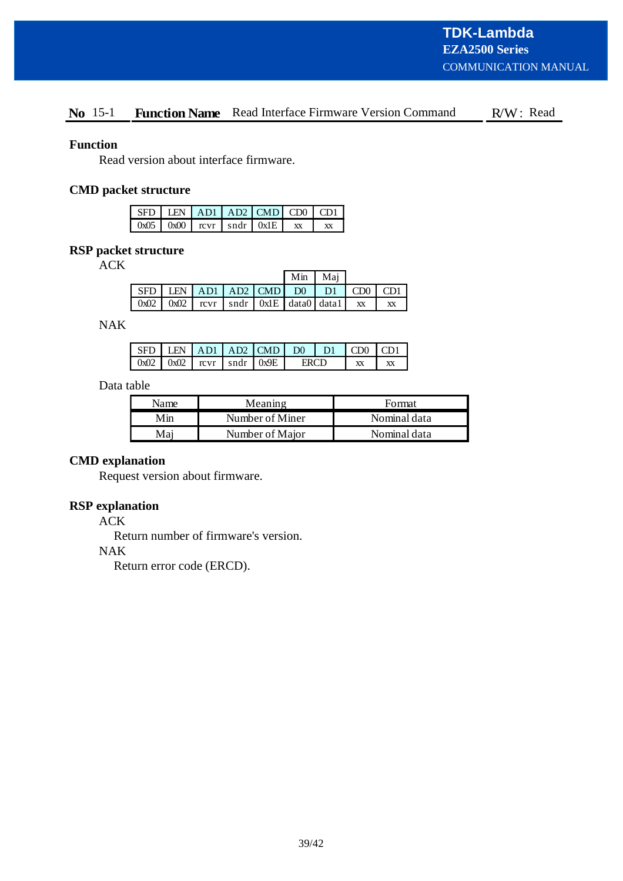**No** 15-1 **Function Name** Read Interface Firmware Version Command R/W : Read

### Function

Read version about interface firmware.

### CMD packet structure

| SFD | LEN | AD1 | AD2 | CMD | CD0 | CD1 |
|---|---|---|---|---|---|---|
| 0x05 | 0x00 | rcvr | sndr | 0x1E | xx | xx |

### RSP packet structure

ACK

| | | | | | Min | Maj | | |
|---|---|---|---|---|---|---|---|---|
| SFD | LEN | AD1 | AD2 | CMD | D0 | D1 | CD0 | CD1 |
| 0x02 | 0x02 | rcvr | sndr | 0x1E | data0 | data1 | xx | xx |

NAK

| SFD | LEN | AD1 | AD2 | CMD | D0 | D1 | CD0 | CD1 |
|---|---|---|---|---|---|---|---|---|
| 0x02 | 0x02 | rcvr | sndr | 0x9E | ERCD | | xx | xx |

Data table

| Name | Meaning | Format |
|---|---|---|
| Min | Number of Miner | Nominal data |
| Maj | Number of Major | Nominal data |

### CMD explanation

Request version about firmware.

### RSP explanation

ACK

Return number of firmware's version.

NAK

Return error code (ERCD).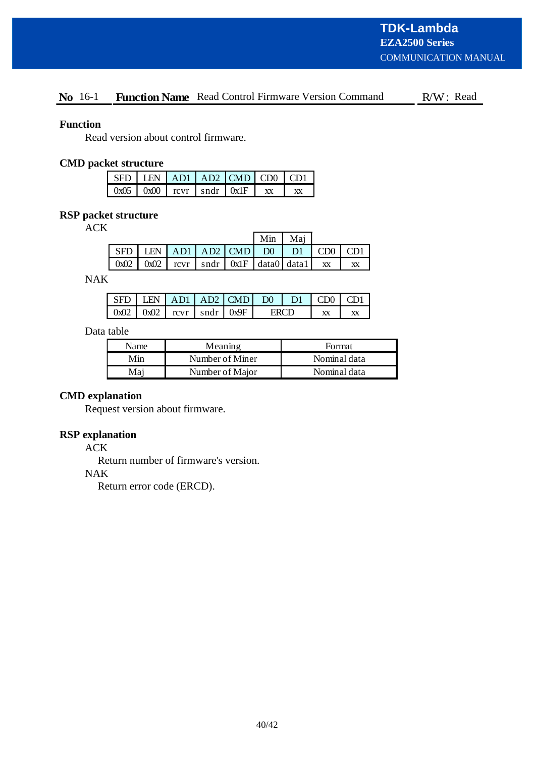**No** 16-1 **Function Name** Read Control Firmware Version Command R/W : Read

### Function

Read version about control firmware.

### CMD packet structure

| SFD | LEN | AD1 | AD2 | CMD | CD0 | CD1 |
|---|---|---|---|---|---|---|
| 0x05 | 0x00 | rcvr | sndr | 0x1F | xx | xx |

### RSP packet structure

ACK

| | | | | | Min | Maj | | |
|---|---|---|---|---|---|---|---|---|
| SFD | LEN | AD1 | AD2 | CMD | D0 | D1 | CD0 | CD1 |
| 0x02 | 0x02 | rcvr | sndr | 0x1F | data0 | data1 | xx | xx |

NAK

| SFD | LEN | AD1 | AD2 | CMD | D0 | D1 | CD0 | CD1 |
|---|---|---|---|---|---|---|---|---|
| 0x02 | 0x02 | rcvr | sndr | 0x9F | ERCD | | xx | xx |

Data table

| Name | Meaning | Format |
|---|---|---|
| Min | Number of Miner | Nominal data |
| Maj | Number of Major | Nominal data |

### CMD explanation

Request version about firmware.

### RSP explanation

ACK

Return number of firmware's version.

NAK

Return error code (ERCD).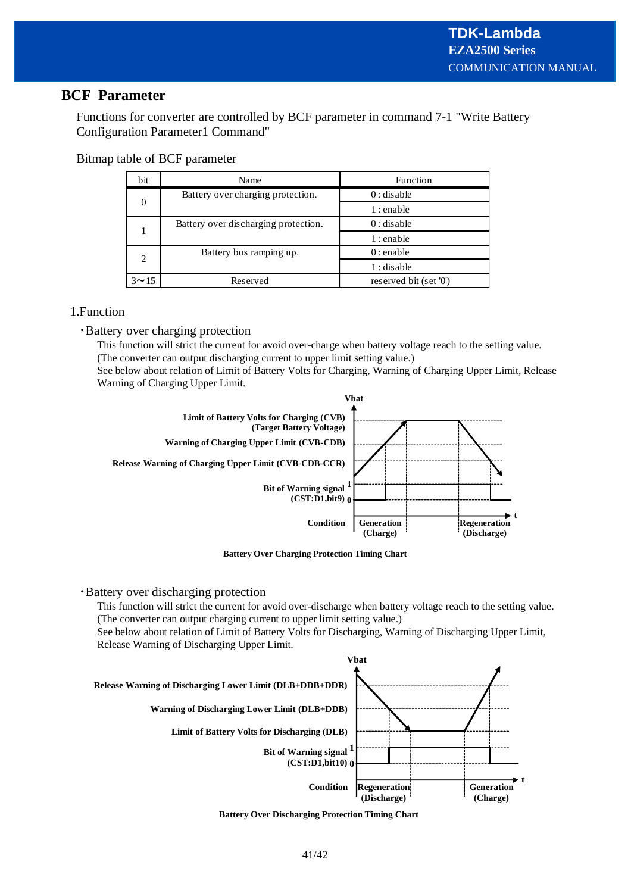## BCF Parameter

Functions for converter are controlled by BCF parameter in command 7-1 "Write Battery Configuration Parameter1 Command"

Bitmap table of BCF parameter

| bit | Name | Function |
|---|---|---|
| 0 | Battery over charging protection. | 0 : disable |
| | | 1 : enable |
| 1 | Battery over discharging protection. | 0 : disable |
| | | 1 : enable |
| 2 | Battery bus ramping up. | 0 : enable |
| | | 1 : disable |
| 3〜15 | Reserved | reserved bit (set '0') |

1.Function

・Battery over charging protection

This function will strict the current for avoid over-charge when battery voltage reach to the setting value. (The converter can output discharging current to upper limit setting value.)
See below about relation of Limit of Battery Volts for Charging, Warning of Charging Upper Limit, Release Warning of Charging Upper Limit.

Vbat

Limit of Battery Volts for Charging (CVB) (Target Battery Voltage)

Warning of Charging Upper Limit (CVB-CDB)

Release Warning of Charging Upper Limit (CVB-CDB-CCR)

Bit of Warning signal (CST:D1,bit9) 1 / 0

Condition: Generation (Charge) — Regeneration (Discharge) — t

**Battery Over Charging Protection Timing Chart**

・Battery over discharging protection

This function will strict the current for avoid over-discharge when battery voltage reach to the setting value. (The converter can output charging current to upper limit setting value.)
See below about relation of Limit of Battery Volts for Discharging, Warning of Discharging Upper Limit, Release Warning of Discharging Upper Limit.

Vbat

Release Warning of Discharging Lower Limit (DLB+DDB+DDR)

Warning of Discharging Lower Limit (DLB+DDB)

Limit of Battery Volts for Discharging (DLB)

Bit of Warning signal (CST:D1,bit10) 1 / 0

Condition: Regeneration (Discharge) — Generation (Charge) — t

**Battery Over Discharging Protection Timing Chart**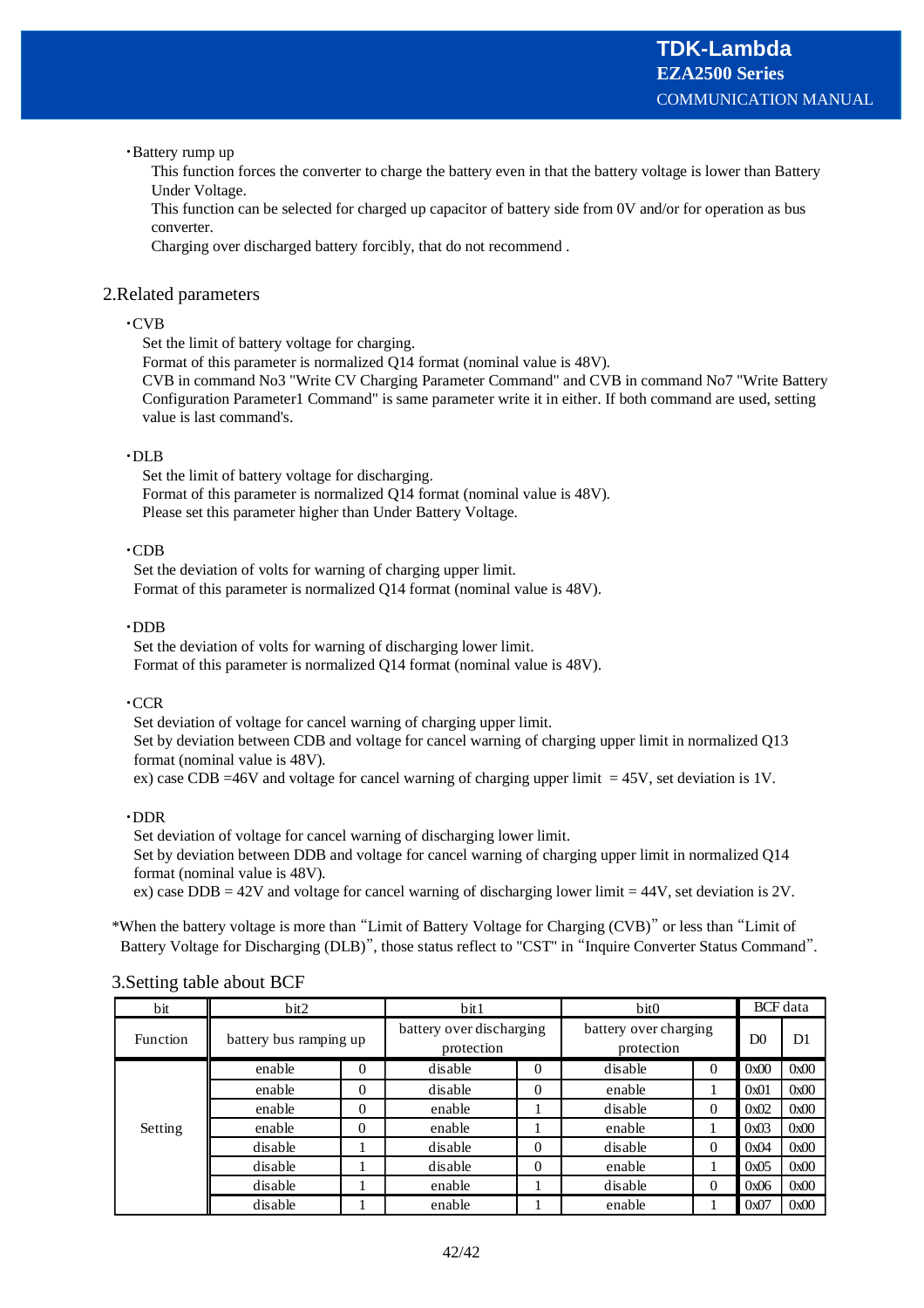・Battery rump up

This function forces the converter to charge the battery even in that the battery voltage is lower than Battery Under Voltage.

This function can be selected for charged up capacitor of battery side from 0V and/or for operation as bus converter.

Charging over discharged battery forcibly, that do not recommend .

## 2.Related parameters

・CVB

Set the limit of battery voltage for charging.

Format of this parameter is normalized Q14 format (nominal value is 48V).

CVB in command No3 "Write CV Charging Parameter Command" and CVB in command No7 "Write Battery Configuration Parameter1 Command" is same parameter write it in either. If both command are used, setting value is last command's.

・DLB

Set the limit of battery voltage for discharging.

Format of this parameter is normalized Q14 format (nominal value is 48V).

Please set this parameter higher than Under Battery Voltage.

・CDB

Set the deviation of volts for warning of charging upper limit.

Format of this parameter is normalized Q14 format (nominal value is 48V).

・DDB

Set the deviation of volts for warning of discharging lower limit.

Format of this parameter is normalized Q14 format (nominal value is 48V).

・CCR

Set deviation of voltage for cancel warning of charging upper limit.

Set by deviation between CDB and voltage for cancel warning of charging upper limit in normalized Q13 format (nominal value is 48V).

ex) case CDB =46V and voltage for cancel warning of charging upper limit = 45V, set deviation is 1V.

・DDR

Set deviation of voltage for cancel warning of discharging lower limit.

Set by deviation between DDB and voltage for cancel warning of charging upper limit in normalized Q14 format (nominal value is 48V).

ex) case DDB = 42V and voltage for cancel warning of discharging lower limit = 44V, set deviation is 2V.

*When the battery voltage is more than "Limit of Battery Voltage for Charging (CVB)" or less than "Limit of Battery Voltage for Discharging (DLB)", those status reflect to "CST" in "Inquire Converter Status Command".

## 3.Setting table about BCF

| bit | bit2 | | bit1 | | bit0 | | BCF data | |
|---|---|---|---|---|---|---|---|---|
| Function | battery bus ramping up | | battery over discharging protection | | battery over charging protection | | D0 | D1 |
| Setting | enable | 0 | disable | 0 | disable | 0 | 0x00 | 0x00 |
| | enable | 0 | disable | 0 | enable | 1 | 0x01 | 0x00 |
| | enable | 0 | enable | 1 | disable | 0 | 0x02 | 0x00 |
| | enable | 0 | enable | 1 | enable | 1 | 0x03 | 0x00 |
| | disable | 1 | disable | 0 | disable | 0 | 0x04 | 0x00 |
| | disable | 1 | disable | 0 | enable | 1 | 0x05 | 0x00 |
| | disable | 1 | enable | 1 | disable | 0 | 0x06 | 0x00 |
| | disable | 1 | enable | 1 | enable | 1 | 0x07 | 0x00 |